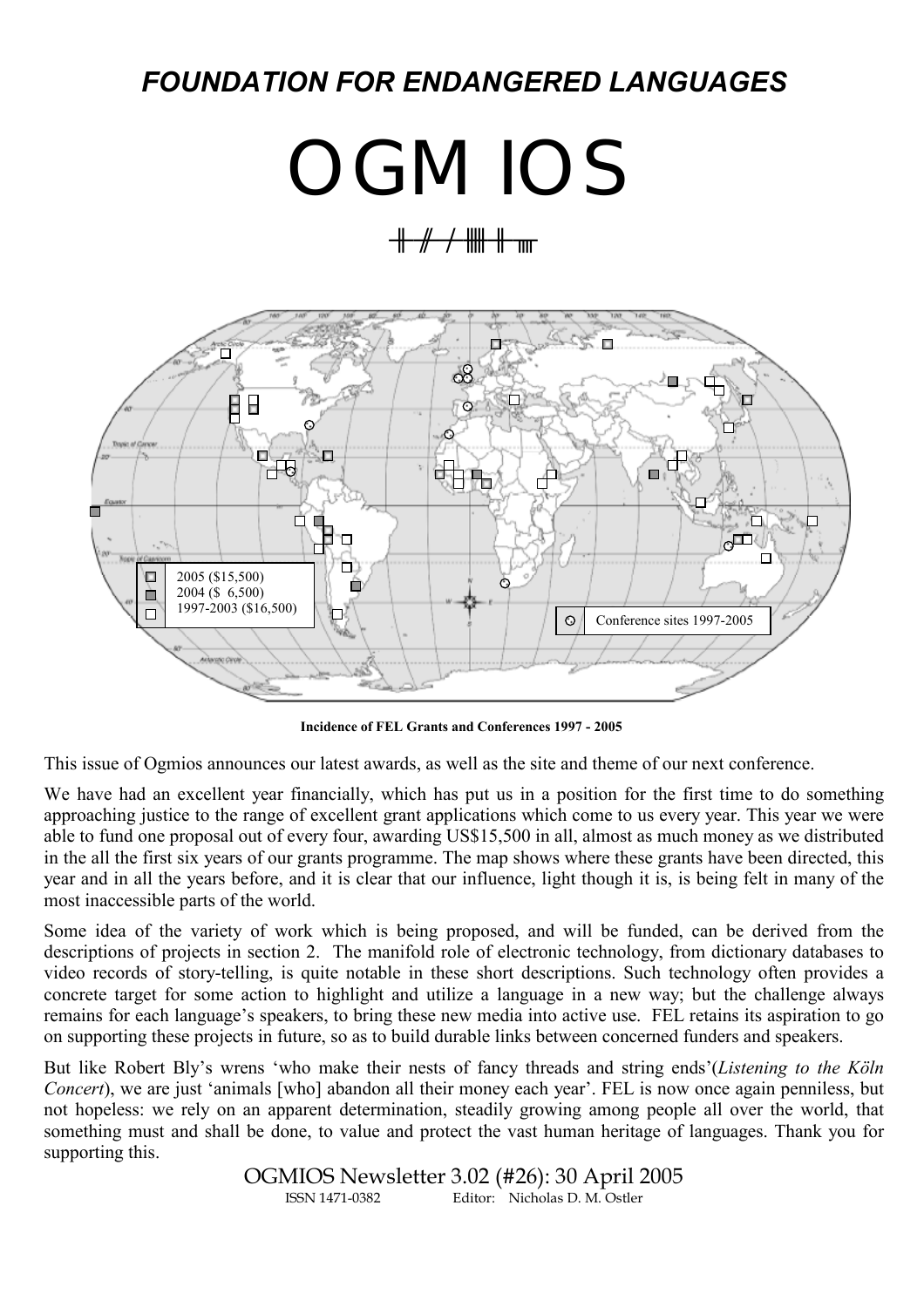# *FOUNDATION FOR ENDANGERED LANGUAGES*

# OGMIOS

2005 ($15,500)
2004 ($ 6,500)
1997-2003 ($16,500)

Conference sites 1997-2005

**Incidence of FEL Grants and Conferences 1997 - 2005**

This issue of Ogmios announces our latest awards, as well as the site and theme of our next conference.

We have had an excellent year financially, which has put us in a position for the first time to do something approaching justice to the range of excellent grant applications which come to us every year. This year we were able to fund one proposal out of every four, awarding US$15,500 in all, almost as much money as we distributed in the all the first six years of our grants programme. The map shows where these grants have been directed, this year and in all the years before, and it is clear that our influence, light though it is, is being felt in many of the most inaccessible parts of the world.

Some idea of the variety of work which is being proposed, and will be funded, can be derived from the descriptions of projects in section 2. The manifold role of electronic technology, from dictionary databases to video records of story-telling, is quite notable in these short descriptions. Such technology often provides a concrete target for some action to highlight and utilize a language in a new way; but the challenge always remains for each language's speakers, to bring these new media into active use. FEL retains its aspiration to go on supporting these projects in future, so as to build durable links between concerned funders and speakers.

But like Robert Bly's wrens 'who make their nests of fancy threads and string ends'(*Listening to the Köln Concert*), we are just 'animals [who] abandon all their money each year'. FEL is now once again penniless, but not hopeless: we rely on an apparent determination, steadily growing among people all over the world, that something must and shall be done, to value and protect the vast human heritage of languages. Thank you for supporting this.

OGMIOS Newsletter 3.02 (#26): 30 April 2005
ISSN 1471-0382 Editor: Nicholas D. M. Ostler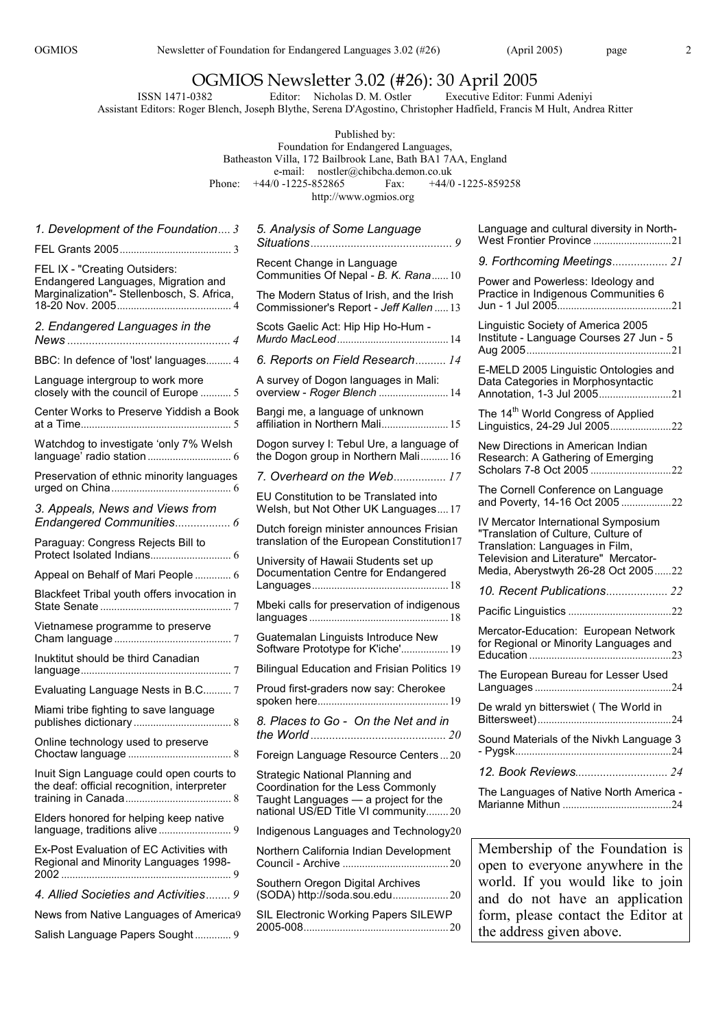# OGMIOS Newsletter 3.02 (#26): 30 April 2005

ISSN 1471-0382 Editor: Nicholas D. M. Ostler Executive Editor: Funmi Adeniyi

Assistant Editors: Roger Blench, Joseph Blythe, Serena D'Agostino, Christopher Hadfield, Francis M Hult, Andrea Ritter

Published by:
Foundation for Endangered Languages,
Batheaston Villa, 172 Bailbrook Lane, Bath BA1 7AA, England
e-mail: nostler@chibcha.demon.co.uk
Phone: +44/0 -1225-852865 Fax: +44/0 -1225-859258
http://www.ogmios.org

*1. Development of the Foundation* .... 3

FEL Grants 2005 ........ 3

FEL IX - "Creating Outsiders: Endangered Languages, Migration and Marginalization"- Stellenbosch, S. Africa, 18-20 Nov. 2005 ........ 4

*2. Endangered Languages in the News* ........ 4

BBC: In defence of 'lost' languages ........ 4

Language intergroup to work more closely with the council of Europe ........ 5

Center Works to Preserve Yiddish a Book at a Time ........ 5

Watchdog to investigate 'only 7% Welsh language' radio station ........ 6

Preservation of ethnic minority languages urged on China ........ 6

*3. Appeals, News and Views from Endangered Communities* ........ 6

Paraguay: Congress Rejects Bill to Protect Isolated Indians ........ 6

Appeal on Behalf of Mari People ........ 6

Blackfeet Tribal youth offers invocation in State Senate ........ 7

Vietnamese programme to preserve Cham language ........ 7

Inuktitut should be third Canadian language ........ 7

Evaluating Language Nests in B.C. ........ 7

Miami tribe fighting to save language publishes dictionary ........ 8

Online technology used to preserve Choctaw language ........ 8

Inuit Sign Language could open courts to the deaf: official recognition, interpreter training in Canada ........ 8

Elders honored for helping keep native language, traditions alive ........ 9

Ex-Post Evaluation of EC Activities with Regional and Minority Languages 1998-2002 ........ 9

*4. Allied Societies and Activities* ........ 9

News from Native Languages of America ........ 9

Salish Language Papers Sought ........ 9

*5. Analysis of Some Language Situations* ........ 9

Recent Change in Language Communities Of Nepal - *B. K. Rana* ........ 10

The Modern Status of Irish, and the Irish Commissioner's Report - *Jeff Kallen* ........ 13

Scots Gaelic Act: Hip Hip Ho-Hum - *Murdo MacLeod* ........ 14

*6. Reports on Field Research* ........ 14

A survey of Dogon languages in Mali: overview - *Roger Blench* ........ 14

Baŋgi me, a language of unknown affiliation in Northern Mali ........ 15

Dogon survey I: Tebul Ure, a language of the Dogon group in Northern Mali ........ 16

*7. Overheard on the Web* ........ 17

EU Constitution to be Translated into Welsh, but Not Other UK Languages ........ 17

Dutch foreign minister announces Frisian translation of the European Constitution ........ 17

University of Hawaii Students set up Documentation Centre for Endangered Languages ........ 18

Mbeki calls for preservation of indigenous languages ........ 18

Guatemalan Linguists Introduce New Software Prototype for K'iche' ........ 19

Bilingual Education and Frisian Politics ........ 19

Proud first-graders now say: Cherokee spoken here ........ 19

*8. Places to Go - On the Net and in the World* ........ 20

Foreign Language Resource Centers ........ 20

Strategic National Planning and Coordination for the Less Commonly Taught Languages — a project for the national US/ED Title VI community ........ 20

Indigenous Languages and Technology ........ 20

Northern California Indian Development Council - Archive ........ 20

Southern Oregon Digital Archives (SODA) http://soda.sou.edu ........ 20

SIL Electronic Working Papers SILEWP 2005-008 ........ 20

Language and cultural diversity in North-West Frontier Province ........ 21

*9. Forthcoming Meetings* ........ 21

Power and Powerless: Ideology and Practice in Indigenous Communities 6 Jun - 1 Jul 2005 ........ 21

Linguistic Society of America 2005 Institute - Language Courses 27 Jun - 5 Aug 2005 ........ 21

E-MELD 2005 Linguistic Ontologies and Data Categories in Morphosyntactic Annotation, 1-3 Jul 2005 ........ 21

The 14th World Congress of Applied Linguistics, 24-29 Jul 2005 ........ 22

New Directions in American Indian Research: A Gathering of Emerging Scholars 7-8 Oct 2005 ........ 22

The Cornell Conference on Language and Poverty, 14-16 Oct 2005 ........ 22

IV Mercator International Symposium "Translation of Culture, Culture of Translation: Languages in Film, Television and Literature" Mercator-Media, Aberystwyth 26-28 Oct 2005 ........ 22

*10. Recent Publications* ........ 22

Pacific Linguistics ........ 22

Mercator-Education: European Network for Regional or Minority Languages and Education ........ 23

The European Bureau for Lesser Used Languages ........ 24

De wrald yn bitterswiet ( The World in Bittersweet) ........ 24

Sound Materials of the Nivkh Language 3 - Pygsk ........ 24

*12. Book Reviews* ........ 24

The Languages of Native North America - Marianne Mithun ........ 24

Membership of the Foundation is open to everyone anywhere in the world. If you would like to join and do not have an application form, please contact the Editor at the address given above.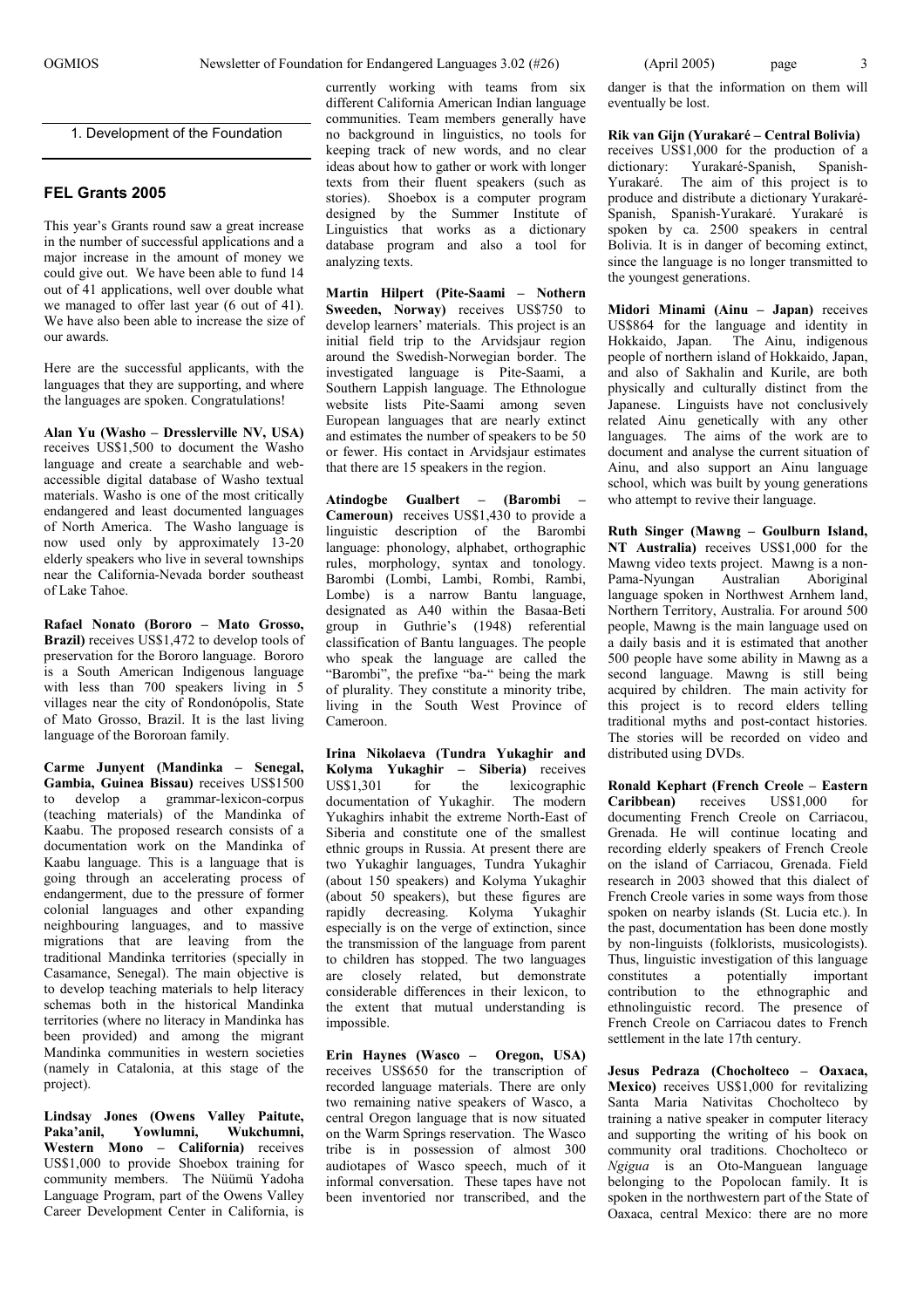## 1. Development of the Foundation

### FEL Grants 2005

This year's Grants round saw a great increase in the number of successful applications and a major increase in the amount of money we could give out. We have been able to fund 14 out of 41 applications, well over double what we managed to offer last year (6 out of 41). We have also been able to increase the size of our awards.

Here are the successful applicants, with the languages that they are supporting, and where the languages are spoken. Congratulations!

**Alan Yu (Washo – Dresslerville NV, USA)** receives US$1,500 to document the Washo language and create a searchable and web-accessible digital database of Washo textual materials. Washo is one of the most critically endangered and least documented languages of North America. The Washo language is now used only by approximately 13-20 elderly speakers who live in several townships near the California-Nevada border southeast of Lake Tahoe.

**Rafael Nonato (Bororo – Mato Grosso, Brazil)** receives US$1,472 to develop tools of preservation for the Bororo language. Bororo is a South American Indigenous language with less than 700 speakers living in 5 villages near the city of Rondonópolis, State of Mato Grosso, Brazil. It is the last living language of the Bororoan family.

**Carme Junyent (Mandinka – Senegal, Gambia, Guinea Bissau)** receives US$1500 to develop a grammar-lexicon-corpus (teaching materials) of the Mandinka of Kaabu. The proposed research consists of a documentation work on the Mandinka of Kaabu language. This is a language that is going through an accelerating process of endangerment, due to the pressure of former colonial languages and other expanding neighbouring languages, and to massive migrations that are leaving from the traditional Mandinka territories (specially in Casamance, Senegal). The main objective is to develop teaching materials to help literacy schemas both in the historical Mandinka territories (where no literacy in Mandinka has been provided) and among the migrant Mandinka communities in western societies (namely in Catalonia, at this stage of the project).

**Lindsay Jones (Owens Valley Paitute, Paka'anil, Yowlumni, Wukchumni, Western Mono – California)** receives US$1,000 to provide Shoebox training for community members. The Nüümü Yadoha Language Program, part of the Owens Valley Career Development Center in California, is currently working with teams from six different California American Indian language communities. Team members generally have no background in linguistics, no tools for keeping track of new words, and no clear ideas about how to gather or work with longer texts from their fluent speakers (such as stories). Shoebox is a computer program designed by the Summer Institute of Linguistics that works as a dictionary database program and also a tool for analyzing texts.

**Martin Hilpert (Pite-Saami – Nothern Sweeden, Norway)** receives US$750 to develop learners' materials. This project is an initial field trip to the Arvidsjaur region around the Swedish-Norwegian border. The investigated language is Pite-Saami, a Southern Lappish language. The Ethnologue website lists Pite-Saami among seven European languages that are nearly extinct and estimates the number of speakers to be 50 or fewer. His contact in Arvidsjaur estimates that there are 15 speakers in the region.

**Atindogbe Gualbert – (Barombi – Cameroun)** receives US$1,430 to provide a linguistic description of the Barombi language: phonology, alphabet, orthographic rules, morphology, syntax and tonology. Barombi (Lombi, Lambi, Rombi, Rambi, Lombe) is a narrow Bantu language, designated as A40 within the Basaa-Beti group in Guthrie's (1948) referential classification of Bantu languages. The people who speak the language are called the "Barombi", the prefix "ba-" being the mark of plurality. They constitute a minority tribe, living in the South West Province of Cameroon.

**Irina Nikolaeva (Tundra Yukaghir and Kolyma Yukaghir – Siberia)** receives US$1,301 for the lexicographic documentation of Yukaghir. The modern Yukaghirs inhabit the extreme North-East of Siberia and constitute one of the smallest ethnic groups in Russia. At present there are two Yukaghir languages, Tundra Yukaghir (about 150 speakers) and Kolyma Yukaghir (about 50 speakers), but these figures are rapidly decreasing. Kolyma Yukaghir especially is on the verge of extinction, since the transmission of the language from parent to children has stopped. The two languages are closely related, but demonstrate considerable differences in their lexicon, to the extent that mutual understanding is impossible.

**Erin Haynes (Wasco – Oregon, USA)** receives US$650 for the transcription of recorded language materials. There are only two remaining native speakers of Wasco, a central Oregon language that is now situated on the Warm Springs reservation. The Wasco tribe is in possession of almost 300 audiotapes of Wasco speech, much of it informal conversation. These tapes have not been inventoried nor transcribed, and the danger is that the information on them will eventually be lost.

**Rik van Gijn (Yurakaré – Central Bolivia)** receives US$1,000 for the production of a dictionary: Yurakaré-Spanish, Spanish-Yurakaré. The aim of this project is to produce and distribute a dictionary Yurakaré-Spanish, Spanish-Yurakaré. Yurakaré is spoken by ca. 2500 speakers in central Bolivia. It is in danger of becoming extinct, since the language is no longer transmitted to the youngest generations.

**Midori Minami (Ainu – Japan)** receives US$864 for the language and identity in Hokkaido, Japan. The Ainu, indigenous people of northern island of Hokkaido, Japan, and also of Sakhalin and Kurile, are both physically and culturally distinct from the Japanese. Linguists have not conclusively related Ainu genetically with any other languages. The aims of the work are to document and analyse the current situation of Ainu, and also support an Ainu language school, which was built by young generations who attempt to revive their language.

**Ruth Singer (Mawng – Goulburn Island, NT Australia)** receives US$1,000 for the Mawng video texts project. Mawng is a non-Pama-Nyungan Australian Aboriginal language spoken in Northwest Arnhem land, Northern Territory, Australia. For around 500 people, Mawng is the main language used on a daily basis and it is estimated that another 500 people have some ability in Mawng as a second language. Mawng is still being acquired by children. The main activity for this project is to record elders telling traditional myths and post-contact histories. The stories will be recorded on video and distributed using DVDs.

**Ronald Kephart (French Creole – Eastern Caribbean)** receives US$1,000 for documenting French Creole on Carriacou, Grenada. He will continue locating and recording elderly speakers of French Creole on the island of Carriacou, Grenada. Field research in 2003 showed that this dialect of French Creole varies in some ways from those spoken on nearby islands (St. Lucia etc.). In the past, documentation has been done mostly by non-linguists (folklorists, musicologists). Thus, linguistic investigation of this language constitutes a potentially important contribution to the ethnographic and ethnolinguistic record. The presence of French Creole on Carriacou dates to French settlement in the late 17th century.

**Jesus Pedraza (Chocholteco – Oaxaca, Mexico)** receives US$1,000 for revitalizing Santa Maria Nativitas Chocholteco by training a native speaker in computer literacy and supporting the writing of his book on community oral traditions. Chocholteco or *Ngigua* is an Oto-Manguean language belonging to the Popolocan family. It is spoken in the northwestern part of the State of Oaxaca, central Mexico: there are no more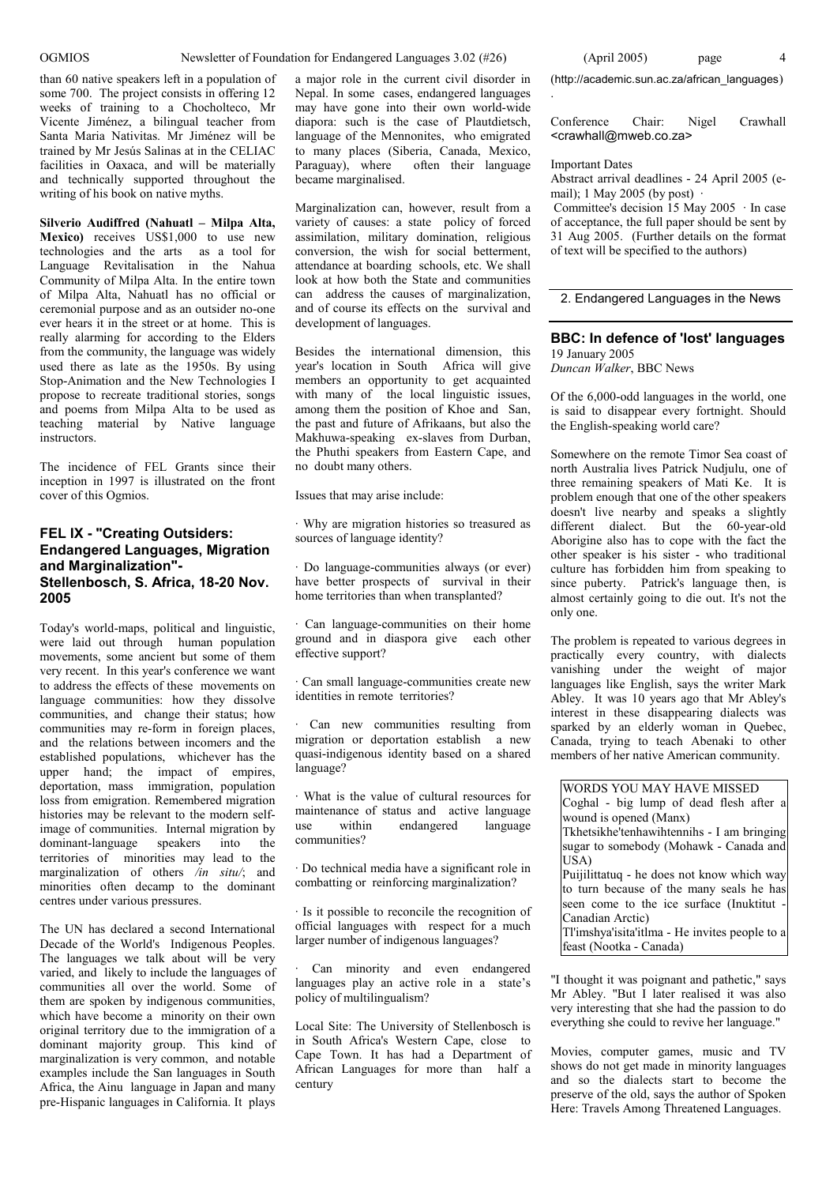than 60 native speakers left in a population of some 700. The project consists in offering 12 weeks of training to a Chocholteco, Mr Vicente Jiménez, a bilingual teacher from Santa Maria Nativitas. Mr Jiménez will be trained by Mr Jesús Salinas at in the CELIAC facilities in Oaxaca, and will be materially and technically supported throughout the writing of his book on native myths.

**Silverio Audiffred (Nahuatl – Milpa Alta, Mexico)** receives US$1,000 to use new technologies and the arts as a tool for Language Revitalisation in the Nahua Community of Milpa Alta. In the entire town of Milpa Alta, Nahuatl has no official or ceremonial purpose and as an outsider no-one ever hears it in the street or at home. This is really alarming for according to the Elders from the community, the language was widely used there as late as the 1950s. By using Stop-Animation and the New Technologies I propose to recreate traditional stories, songs and poems from Milpa Alta to be used as teaching material by Native language instructors.

The incidence of FEL Grants since their inception in 1997 is illustrated on the front cover of this Ogmios.

### FEL IX - "Creating Outsiders: Endangered Languages, Migration and Marginalization"- Stellenbosch, S. Africa, 18-20 Nov. 2005

Today's world-maps, political and linguistic, were laid out through human population movements, some ancient but some of them very recent. In this year's conference we want to address the effects of these movements on language communities: how they dissolve communities, and change their status; how communities may re-form in foreign places, and the relations between incomers and the established populations, whichever has the upper hand; the impact of empires, deportation, mass immigration, population loss from emigration. Remembered migration histories may be relevant to the modern self-image of communities. Internal migration by dominant-language speakers into the territories of minorities may lead to the marginalization of others */in situ/*; and minorities often decamp to the dominant centres under various pressures.

The UN has declared a second International Decade of the World's Indigenous Peoples. The languages we talk about will be very varied, and likely to include the languages of communities all over the world. Some of them are spoken by indigenous communities, which have become a minority on their own original territory due to the immigration of a dominant majority group. This kind of marginalization is very common, and notable examples include the San languages in South Africa, the Ainu language in Japan and many pre-Hispanic languages in California. It plays a major role in the current civil disorder in Nepal. In some cases, endangered languages may have gone into their own world-wide diapora: such is the case of Plautdietsch, language of the Mennonites, who emigrated to many places (Siberia, Canada, Mexico, Paraguay), where often their language became marginalised.

Marginalization can, however, result from a variety of causes: a state policy of forced assimilation, military domination, religious conversion, the wish for social betterment, attendance at boarding schools, etc. We shall look at how both the State and communities can address the causes of marginalization, and of course its effects on the survival and development of languages.

Besides the international dimension, this year's location in South Africa will give members an opportunity to get acquainted with many of the local linguistic issues, among them the position of Khoe and San, the past and future of Afrikaans, but also the Makhuwa-speaking ex-slaves from Durban, the Phuthi speakers from Eastern Cape, and no doubt many others.

Issues that may arise include:

· Why are migration histories so treasured as sources of language identity?

· Do language-communities always (or ever) have better prospects of survival in their home territories than when transplanted?

· Can language-communities on their home ground and in diaspora give each other effective support?

· Can small language-communities create new identities in remote territories?

· Can new communities resulting from migration or deportation establish a new quasi-indigenous identity based on a shared language?

· What is the value of cultural resources for maintenance of status and active language use within endangered language communities?

· Do technical media have a significant role in combatting or reinforcing marginalization?

· Is it possible to reconcile the recognition of official languages with respect for a much larger number of indigenous languages?

· Can minority and even endangered languages play an active role in a state's policy of multilingualism?

Local Site: The University of Stellenbosch is in South Africa's Western Cape, close to Cape Town. It has had a Department of African Languages for more than half a century (http://academic.sun.ac.za/african_languages).

Conference Chair: Nigel Crawhall <crawhall@mweb.co.za>

Important Dates

Abstract arrival deadlines - 24 April 2005 (e-mail); 1 May 2005 (by post) ·

Committee's decision 15 May 2005 · In case of acceptance, the full paper should be sent by 31 Aug 2005. (Further details on the format of text will be specified to the authors)

## 2. Endangered Languages in the News

### BBC: In defence of 'lost' languages

19 January 2005

*Duncan Walker*, BBC News

Of the 6,000-odd languages in the world, one is said to disappear every fortnight. Should the English-speaking world care?

Somewhere on the remote Timor Sea coast of north Australia lives Patrick Nudjulu, one of three remaining speakers of Mati Ke. It is problem enough that one of the other speakers doesn't live nearby and speaks a slightly different dialect. But the 60-year-old Aborigine also has to cope with the fact the other speaker is his sister - who traditional culture has forbidden him from speaking to since puberty. Patrick's language then, is almost certainly going to die out. It's not the only one.

The problem is repeated to various degrees in practically every country, with dialects vanishing under the weight of major languages like English, says the writer Mark Abley. It was 10 years ago that Mr Abley's interest in these disappearing dialects was sparked by an elderly woman in Quebec, Canada, trying to teach Abenaki to other members of her native American community.

> WORDS YOU MAY HAVE MISSED
> Coghal - big lump of dead flesh after a wound is opened (Manx)
> Tkhetsikhe'tenhawihtennihs - I am bringing sugar to somebody (Mohawk - Canada and USA)
> Puijilittatuq - he does not know which way to turn because of the many seals he has seen come to the ice surface (Inuktitut - Canadian Arctic)
> Tl'imshya'isita'itlma - He invites people to a feast (Nootka - Canada)

"I thought it was poignant and pathetic," says Mr Abley. "But I later realised it was also very interesting that she had the passion to do everything she could to revive her language."

Movies, computer games, music and TV shows do not get made in minority languages and so the dialects start to become the preserve of the old, says the author of Spoken Here: Travels Among Threatened Languages.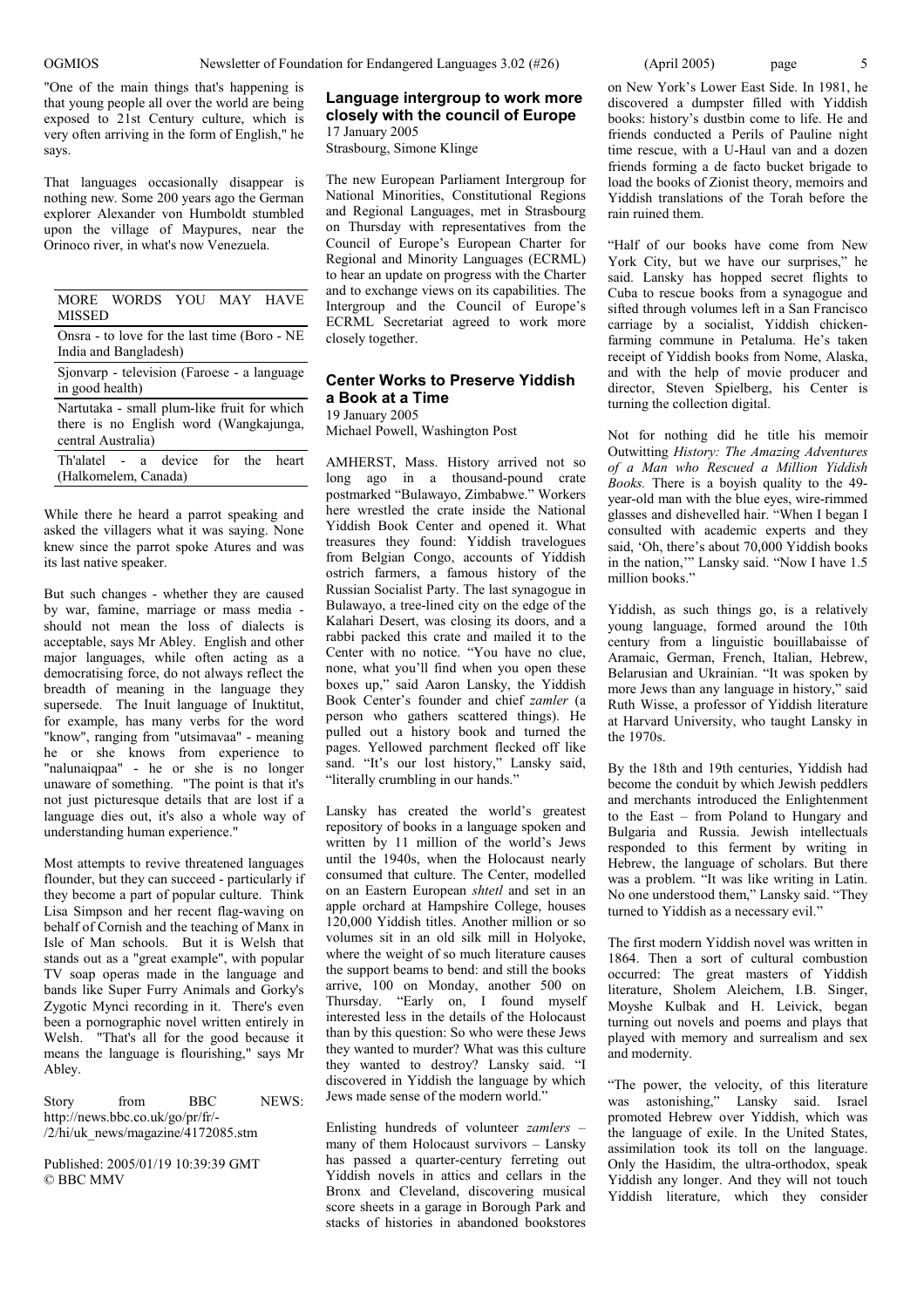"One of the main things that's happening is that young people all over the world are being exposed to 21st Century culture, which is very often arriving in the form of English," he says.

That languages occasionally disappear is nothing new. Some 200 years ago the German explorer Alexander von Humboldt stumbled upon the village of Maypures, near the Orinoco river, in what's now Venezuela.

| MORE WORDS YOU MAY HAVE MISSED |
|---|
| Onsra - to love for the last time (Boro - NE India and Bangladesh) |
| Sjonvarp - television (Faroese - a language in good health) |
| Nartutaka - small plum-like fruit for which there is no English word (Wangkajunga, central Australia) |
| Th'alatel - a device for the heart (Halkomelem, Canada) |

While there he heard a parrot speaking and asked the villagers what it was saying. None knew since the parrot spoke Atures and was its last native speaker.

But such changes - whether they are caused by war, famine, marriage or mass media - should not mean the loss of dialects is acceptable, says Mr Abley. English and other major languages, while often acting as a democratising force, do not always reflect the breadth of meaning in the language they supersede. The Inuit language of Inuktitut, for example, has many verbs for the word "know", ranging from "utsimavaa" - meaning he or she knows from experience to "nalunaiqpaa" - he or she is no longer unaware of something. "The point is that it's not just picturesque details that are lost if a language dies out, it's also a whole way of understanding human experience."

Most attempts to revive threatened languages flounder, but they can succeed - particularly if they become a part of popular culture. Think Lisa Simpson and her recent flag-waving on behalf of Cornish and the teaching of Manx in Isle of Man schools. But it is Welsh that stands out as a "great example", with popular TV soap operas made in the language and bands like Super Furry Animals and Gorky's Zygotic Mynci recording in it. There's even been a pornographic novel written entirely in Welsh. "That's all for the good because it means the language is flourishing," says Mr Abley.

Story from BBC NEWS: http://news.bbc.co.uk/go/pr/fr/-/2/hi/uk_news/magazine/4172085.stm

Published: 2005/01/19 10:39:39 GMT
© BBC MMV

### Language intergroup to work more closely with the council of Europe

17 January 2005
Strasbourg, Simone Klinge

The new European Parliament Intergroup for National Minorities, Constitutional Regions and Regional Languages, met in Strasbourg on Thursday with representatives from the Council of Europe's European Charter for Regional and Minority Languages (ECRML) to hear an update on progress with the Charter and to exchange views on its capabilities. The Intergroup and the Council of Europe's ECRML Secretariat agreed to work more closely together.

### Center Works to Preserve Yiddish a Book at a Time

19 January 2005
Michael Powell, Washington Post

AMHERST, Mass. History arrived not so long ago in a thousand-pound crate postmarked "Bulawayo, Zimbabwe." Workers here wrestled the crate inside the National Yiddish Book Center and opened it. What treasures they found: Yiddish travelogues from Belgian Congo, accounts of Yiddish ostrich farmers, a famous history of the Russian Socialist Party. The last synagogue in Bulawayo, a tree-lined city on the edge of the Kalahari Desert, was closing its doors, and a rabbi packed this crate and mailed it to the Center with no notice. "You have no clue, none, what you'll find when you open these boxes up," said Aaron Lansky, the Yiddish Book Center's founder and chief *zamler* (a person who gathers scattered things). He pulled out a history book and turned the pages. Yellowed parchment flecked off like sand. "It's our lost history," Lansky said, "literally crumbling in our hands."

Lansky has created the world's greatest repository of books in a language spoken and written by 11 million of the world's Jews until the 1940s, when the Holocaust nearly consumed that culture. The Center, modelled on an Eastern European *shtetl* and set in an apple orchard at Hampshire College, houses 120,000 Yiddish titles. Another million or so volumes sit in an old silk mill in Holyoke, where the weight of so much literature causes the support beams to bend: and still the books arrive, 100 on Monday, another 500 on Thursday. "Early on, I found myself interested less in the details of the Holocaust than by this question: So who were these Jews they wanted to murder? What was this culture they wanted to destroy? Lansky said. "I discovered in Yiddish the language by which Jews made sense of the modern world."

Enlisting hundreds of volunteer *zamlers* – many of them Holocaust survivors – Lansky has passed a quarter-century ferreting out Yiddish novels in attics and cellars in the Bronx and Cleveland, discovering musical score sheets in a garage in Borough Park and stacks of histories in abandoned bookstores on New York's Lower East Side. In 1981, he discovered a dumpster filled with Yiddish books: history's dustbin come to life. He and friends conducted a Perils of Pauline night time rescue, with a U-Haul van and a dozen friends forming a de facto bucket brigade to load the books of Zionist theory, memoirs and Yiddish translations of the Torah before the rain ruined them.

"Half of our books have come from New York City, but we have our surprises," he said. Lansky has hopped secret flights to Cuba to rescue books from a synagogue and sifted through volumes left in a San Francisco carriage by a socialist, Yiddish chicken-farming commune in Petaluma. He's taken receipt of Yiddish books from Nome, Alaska, and with the help of movie producer and director, Steven Spielberg, his Center is turning the collection digital.

Not for nothing did he title his memoir Outwitting *History: The Amazing Adventures of a Man who Rescued a Million Yiddish Books.* There is a boyish quality to the 49-year-old man with the blue eyes, wire-rimmed glasses and dishevelled hair. "When I began I consulted with academic experts and they said, 'Oh, there's about 70,000 Yiddish books in the nation,'" Lansky said. "Now I have 1.5 million books."

Yiddish, as such things go, is a relatively young language, formed around the 10th century from a linguistic bouillabaisse of Aramaic, German, French, Italian, Hebrew, Belarusian and Ukrainian. "It was spoken by more Jews than any language in history," said Ruth Wisse, a professor of Yiddish literature at Harvard University, who taught Lansky in the 1970s.

By the 18th and 19th centuries, Yiddish had become the conduit by which Jewish peddlers and merchants introduced the Enlightenment to the East – from Poland to Hungary and Bulgaria and Russia. Jewish intellectuals responded to this ferment by writing in Hebrew, the language of scholars. But there was a problem. "It was like writing in Latin. No one understood them," Lansky said. "They turned to Yiddish as a necessary evil."

The first modern Yiddish novel was written in 1864. Then a sort of cultural combustion occurred: The great masters of Yiddish literature, Sholem Aleichem, I.B. Singer, Moyshe Kulbak and H. Leivick, began turning out novels and poems and plays that played with memory and surrealism and sex and modernity.

"The power, the velocity, of this literature was astonishing," Lansky said. Israel promoted Hebrew over Yiddish, which was the language of exile. In the United States, assimilation took its toll on the language. Only the Hasidim, the ultra-orthodox, speak Yiddish any longer. And they will not touch Yiddish literature, which they consider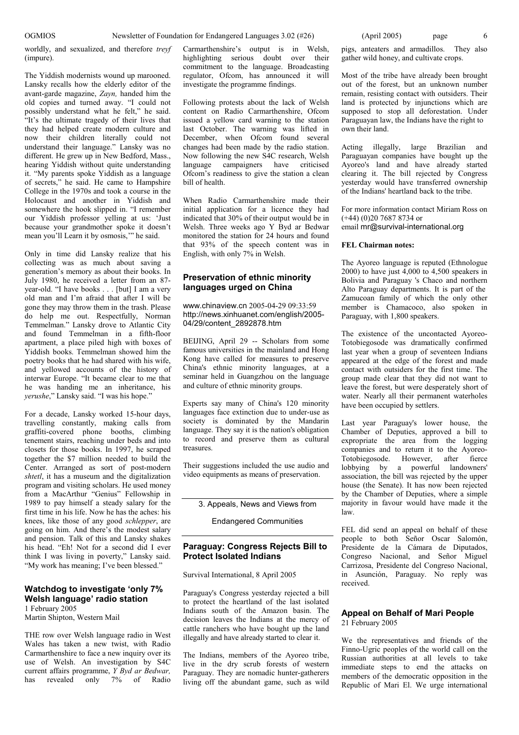worldly, and sexualized, and therefore *treyf* (impure).

The Yiddish modernists wound up marooned. Lansky recalls how the elderly editor of the avant-garde magazine, *Zayn,* handed him the old copies and turned away. "I could not possibly understand what he felt," he said. "It's the ultimate tragedy of their lives that they had helped create modern culture and now their children literally could not understand their language." Lansky was no different. He grew up in New Bedford, Mass., hearing Yiddish without quite understanding it. "My parents spoke Yiddish as a language of secrets," he said. He came to Hampshire College in the 1970s and took a course in the Holocaust and another in Yiddish and somewhere the hook slipped in. "I remember our Yiddish professor yelling at us: 'Just because your grandmother spoke it doesn't mean you'll Learn it by osmosis,'" he said.

Only in time did Lansky realize that his collecting was as much about saving a generation's memory as about their books. In July 1980, he received a letter from an 87-year-old. "I have books . . . [but] I am a very old man and I'm afraid that after I will be gone they may throw them in the trash. Please do help me out. Respectfully, Norman Temmelman." Lansky drove to Atlantic City and found Temmelman in a fifth-floor apartment, a place piled high with boxes of Yiddish books. Temmelman showed him the poetry books that he had shared with his wife, and yellowed accounts of the history of interwar Europe. "It became clear to me that he was handing me an inheritance, his *yerushe*," Lansky said. "I was his hope."

For a decade, Lansky worked 15-hour days, travelling constantly, making calls from graffiti-covered phone booths, climbing tenement stairs, reaching under beds and into closets for those books. In 1997, he scraped together the $7 million needed to build the Center. Arranged as sort of post-modern *shtetl*, it has a museum and the digitalization program and visiting scholars. He used money from a MacArthur "Genius" Fellowship in 1989 to pay himself a steady salary for the first time in his life. Now he has the aches: his knees, like those of any good *schlepper*, are going on him. And there's the modest salary and pension. Talk of this and Lansky shakes his head. "Eh! Not for a second did I ever think I was living in poverty," Lansky said. "My work has meaning; I've been blessed."

### Watchdog to investigate 'only 7% Welsh language' radio station

1 February 2005
Martin Shipton, Western Mail

THE row over Welsh language radio in West Wales has taken a new twist, with Radio Carmarthenshire to face a new inquiry over its use of Welsh. An investigation by S4C current affairs programme, *Y Byd ar Bedwar,* has revealed only 7% of Radio Carmarthenshire's output is in Welsh, highlighting serious doubt over their commitment to the language. Broadcasting regulator, Ofcom, has announced it will investigate the programme findings.

Following protests about the lack of Welsh content on Radio Carmarthenshire, Ofcom issued a yellow card warning to the station last October. The warning was lifted in December, when Ofcom found several changes had been made by the radio station. Now following the new S4C research, Welsh language campaigners have criticised Ofcom's readiness to give the station a clean bill of health.

When Radio Carmarthenshire made their initial application for a licence they had indicated that 30% of their output would be in Welsh. Three weeks ago Y Byd ar Bedwar monitored the station for 24 hours and found that 93% of the speech content was in English, with only 7% in Welsh.

### Preservation of ethnic minority languages urged on China

www.chinaview.cn 2005-04-29 09:33:59
http://news.xinhuanet.com/english/2005-04/29/content_2892878.htm

BEIJING, April 29 -- Scholars from some famous universities in the mainland and Hong Kong have called for measures to preserve China's ethnic minority languages, at a seminar held in Guangzhou on the language and culture of ethnic minority groups.

Experts say many of China's 120 minority languages face extinction due to under-use as society is dominated by the Mandarin language. They say it is the nation's obligation to record and preserve them as cultural treasures.

Their suggestions included the use audio and video equipments as means of preservation.

## 3. Appeals, News and Views from Endangered Communities

### Paraguay: Congress Rejects Bill to Protect Isolated Indians

Survival International, 8 April 2005

Paraguay's Congress yesterday rejected a bill to protect the heartland of the last isolated Indians south of the Amazon basin. The decision leaves the Indians at the mercy of cattle ranchers who have bought up the land illegally and have already started to clear it.

The Indians, members of the Ayoreo tribe, live in the dry scrub forests of western Paraguay. They are nomadic hunter-gatherers living off the abundant game, such as wild pigs, anteaters and armadillos. They also gather wild honey, and cultivate crops.

Most of the tribe have already been brought out of the forest, but an unknown number remain, resisting contact with outsiders. Their land is protected by injunctions which are supposed to stop all deforestation. Under Paraguayan law, the Indians have the right to own their land.

Acting illegally, large Brazilian and Paraguayan companies have bought up the Ayoreo's land and have already started clearing it. The bill rejected by Congress yesterday would have transferred ownership of the Indians' heartland back to the tribe.

For more information contact Miriam Ross on (+44) (0)20 7687 8734 or email mr@survival-international.org

**FEL Chairman notes:**

The Ayoreo language is reputed (Ethnologue 2000) to have just 4,000 to 4,500 speakers in Bolivia and Paraguay 's Chaco and northern Alto Paraguay departments. It is part of the Zamucoan family of which the only other member is Chamacoco, also spoken in Paraguay, with 1,800 speakers.

The existence of the uncontacted Ayoreo-Totobiegosode was dramatically confirmed last year when a group of seventeen Indians appeared at the edge of the forest and made contact with outsiders for the first time. The group made clear that they did not want to leave the forest, but were desperately short of water. Nearly all their permanent waterholes have been occupied by settlers.

Last year Paraguay's lower house, the Chamber of Deputies, approved a bill to expropriate the area from the logging companies and to return it to the Ayoreo-Totobiegosode. However, after fierce lobbying by a powerful landowners' association, the bill was rejected by the upper house (the Senate). It has now been rejected by the Chamber of Deputies, where a simple majority in favour would have made it the law.

FEL did send an appeal on behalf of these people to both Señor Oscar Salomón, Presidente de la Cámara de Diputados, Congreso Nacional, and Señor Miguel Carrizosa, Presidente del Congreso Nacional, in Asunción, Paraguay. No reply was received.

### Appeal on Behalf of Mari People

21 February 2005

We the representatives and friends of the Finno-Ugric peoples of the world call on the Russian authorities at all levels to take immediate steps to end the attacks on members of the democratic opposition in the Republic of Mari El. We urge international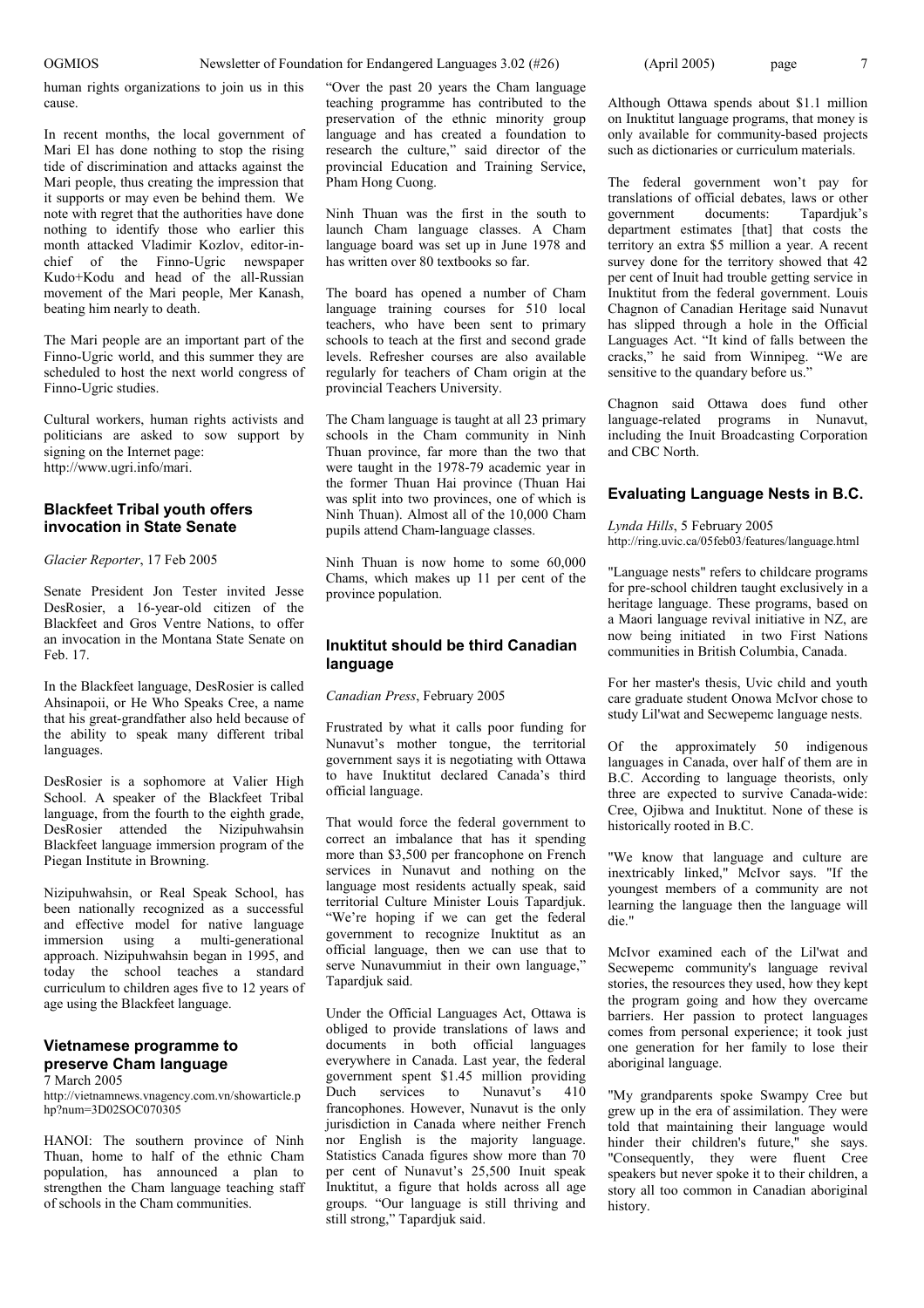human rights organizations to join us in this cause.

In recent months, the local government of Mari El has done nothing to stop the rising tide of discrimination and attacks against the Mari people, thus creating the impression that it supports or may even be behind them. We note with regret that the authorities have done nothing to identify those who earlier this month attacked Vladimir Kozlov, editor-in-chief of the Finno-Ugric newspaper Kudo+Kodu and head of the all-Russian movement of the Mari people, Mer Kanash, beating him nearly to death.

The Mari people are an important part of the Finno-Ugric world, and this summer they are scheduled to host the next world congress of Finno-Ugric studies.

Cultural workers, human rights activists and politicians are asked to sow support by signing on the Internet page: http://www.ugri.info/mari.

### Blackfeet Tribal youth offers invocation in State Senate

*Glacier Reporter*, 17 Feb 2005

Senate President Jon Tester invited Jesse DesRosier, a 16-year-old citizen of the Blackfeet and Gros Ventre Nations, to offer an invocation in the Montana State Senate on Feb. 17.

In the Blackfeet language, DesRosier is called Ahsinapoii, or He Who Speaks Cree, a name that his great-grandfather also held because of the ability to speak many different tribal languages.

DesRosier is a sophomore at Valier High School. A speaker of the Blackfeet Tribal language, from the fourth to the eighth grade, DesRosier attended the Nizipuhwahsin Blackfeet language immersion program of the Piegan Institute in Browning.

Nizipuhwahsin, or Real Speak School, has been nationally recognized as a successful and effective model for native language immersion using a multi-generational approach. Nizipuhwahsin began in 1995, and today the school teaches a standard curriculum to children ages five to 12 years of age using the Blackfeet language.

### Vietnamese programme to preserve Cham language

7 March 2005
http://vietnamnews.vnagency.com.vn/showarticle.php?num=3D02SOC070305

HANOI: The southern province of Ninh Thuan, home to half of the ethnic Cham population, has announced a plan to strengthen the Cham language teaching staff of schools in the Cham communities.

"Over the past 20 years the Cham language teaching programme has contributed to the preservation of the ethnic minority group language and has created a foundation to research the culture," said director of the provincial Education and Training Service, Pham Hong Cuong.

Ninh Thuan was the first in the south to launch Cham language classes. A Cham language board was set up in June 1978 and has written over 80 textbooks so far.

The board has opened a number of Cham language training courses for 510 local teachers, who have been sent to primary schools to teach at the first and second grade levels. Refresher courses are also available regularly for teachers of Cham origin at the provincial Teachers University.

The Cham language is taught at all 23 primary schools in the Cham community in Ninh Thuan province, far more than the two that were taught in the 1978-79 academic year in the former Thuan Hai province (Thuan Hai was split into two provinces, one of which is Ninh Thuan). Almost all of the 10,000 Cham pupils attend Cham-language classes.

Ninh Thuan is now home to some 60,000 Chams, which makes up 11 per cent of the province population.

### Inuktitut should be third Canadian language

*Canadian Press*, February 2005

Frustrated by what it calls poor funding for Nunavut's mother tongue, the territorial government says it is negotiating with Ottawa to have Inuktitut declared Canada's third official language.

That would force the federal government to correct an imbalance that has it spending more than $3,500 per francophone on French services in Nunavut and nothing on the language most residents actually speak, said territorial Culture Minister Louis Tapardjuk. "We're hoping if we can get the federal government to recognize Inuktitut as an official language, then we can use that to serve Nunavummiut in their own language," Tapardjuk said.

Under the Official Languages Act, Ottawa is obliged to provide translations of laws and documents in both official languages everywhere in Canada. Last year, the federal government spent $1.45 million providing Duch services to Nunavut's 410 francophones. However, Nunavut is the only jurisdiction in Canada where neither French nor English is the majority language. Statistics Canada figures show more than 70 per cent of Nunavut's 25,500 Inuit speak Inuktitut, a figure that holds across all age groups. "Our language is still thriving and still strong," Tapardjuk said.

Although Ottawa spends about $1.1 million on Inuktitut language programs, that money is only available for community-based projects such as dictionaries or curriculum materials.

The federal government won't pay for translations of official debates, laws or other government documents: Tapardjuk's department estimates [that] that costs the territory an extra $5 million a year. A recent survey done for the territory showed that 42 per cent of Inuit had trouble getting service in Inuktitut from the federal government. Louis Chagnon of Canadian Heritage said Nunavut has slipped through a hole in the Official Languages Act. "It kind of falls between the cracks," he said from Winnipeg. "We are sensitive to the quandary before us."

Chagnon said Ottawa does fund other language-related programs in Nunavut, including the Inuit Broadcasting Corporation and CBC North.

### Evaluating Language Nests in B.C.

*Lynda Hills*, 5 February 2005
http://ring.uvic.ca/05feb03/features/language.html

"Language nests" refers to childcare programs for pre-school children taught exclusively in a heritage language. These programs, based on a Maori language revival initiative in NZ, are now being initiated in two First Nations communities in British Columbia, Canada.

For her master's thesis, Uvic child and youth care graduate student Onowa McIvor chose to study Lil'wat and Secwepemc language nests.

Of the approximately 50 indigenous languages in Canada, over half of them are in B.C. According to language theorists, only three are expected to survive Canada-wide: Cree, Ojibwa and Inuktitut. None of these is historically rooted in B.C.

"We know that language and culture are inextricably linked," McIvor says. "If the youngest members of a community are not learning the language then the language will die."

McIvor examined each of the Lil'wat and Secwepemc community's language revival stories, the resources they used, how they kept the program going and how they overcame barriers. Her passion to protect languages comes from personal experience; it took just one generation for her family to lose their aboriginal language.

"My grandparents spoke Swampy Cree but grew up in the era of assimilation. They were told that maintaining their language would hinder their children's future," she says. "Consequently, they were fluent Cree speakers but never spoke it to their children, a story all too common in Canadian aboriginal history.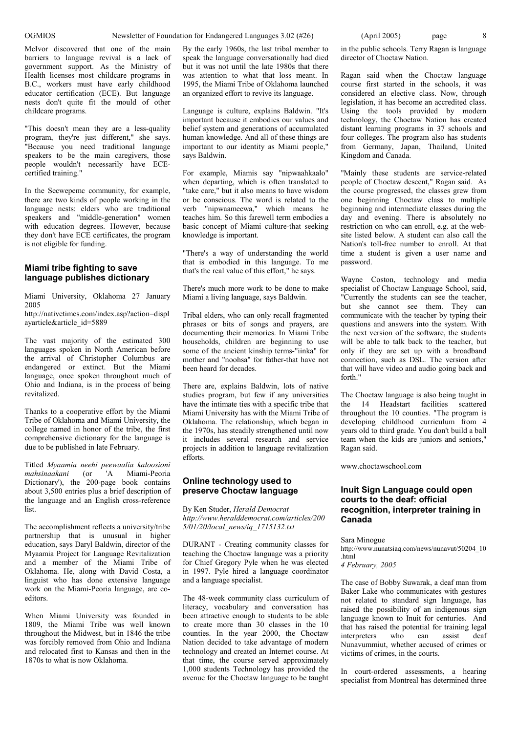McIvor discovered that one of the main barriers to language revival is a lack of government support. As the Ministry of Health licenses most childcare programs in B.C., workers must have early childhood educator certification (ECE). But language nests don't quite fit the mould of other childcare programs.

"This doesn't mean they are a less-quality program, they're just different," she says. "Because you need traditional language speakers to be the main caregivers, those people wouldn't necessarily have ECE-certified training."

In the Secwepemc community, for example, there are two kinds of people working in the language nests: elders who are traditional speakers and "middle-generation" women with education degrees. However, because they don't have ECE certificates, the program is not eligible for funding.

### Miami tribe fighting to save language publishes dictionary

Miami University, Oklahoma 27 January 2005
http://nativetimes.com/index.asp?action=displayarticle&article_id=5889

The vast majority of the estimated 300 languages spoken in North American before the arrival of Christopher Columbus are endangered or extinct. But the Miami language, once spoken throughout much of Ohio and Indiana, is in the process of being revitalized.

Thanks to a cooperative effort by the Miami Tribe of Oklahoma and Miami University, the college named in honor of the tribe, the first comprehensive dictionary for the language is due to be published in late February.

Titled *Myaamia neehi peewaalia kaloosioni mahsinaakani* (or 'A Miami-Peoria Dictionary'), the 200-page book contains about 3,500 entries plus a brief description of the language and an English cross-reference list.

The accomplishment reflects a university/tribe partnership that is unusual in higher education, says Daryl Baldwin, director of the Myaamia Project for Language Revitalization and a member of the Miami Tribe of Oklahoma. He, along with David Costa, a linguist who has done extensive language work on the Miami-Peoria language, are co-editors.

When Miami University was founded in 1809, the Miami Tribe was well known throughout the Midwest, but in 1846 the tribe was forcibly removed from Ohio and Indiana and relocated first to Kansas and then in the 1870s to what is now Oklahoma.

By the early 1960s, the last tribal member to speak the language conversationally had died but it was not until the late 1980s that there was attention to what that loss meant. In 1995, the Miami Tribe of Oklahoma launched an organized effort to revive its language.

Language is culture, explains Baldwin. "It's important because it embodies our values and belief system and generations of accumulated human knowledge. And all of these things are important to our identity as Miami people," says Baldwin.

For example, Miamis say "nipwaahkaalo" when departing, which is often translated to "take care," but it also means to have wisdom or be conscious. The word is related to the verb "nipwaameewa," which means he teaches him. So this farewell term embodies a basic concept of Miami culture-that seeking knowledge is important.

"There's a way of understanding the world that is embodied in this language. To me that's the real value of this effort," he says.

There's much more work to be done to make Miami a living language, says Baldwin.

Tribal elders, who can only recall fragmented phrases or bits of songs and prayers, are documenting their memories. In Miami Tribe households, children are beginning to use some of the ancient kinship terms-"iinka" for mother and "noohsa" for father-that have not been heard for decades.

There are, explains Baldwin, lots of native studies program, but few if any universities have the intimate ties with a specific tribe that Miami University has with the Miami Tribe of Oklahoma. The relationship, which began in the 1970s, has steadily strengthened until now it includes several research and service projects in addition to language revitalization efforts.

### Online technology used to preserve Choctaw language

By Ken Studer, *Herald Democrat*
*http://www.heralddemocrat.com/articles/2005/01/20/local_news/iq_1715132.txt*

DURANT - Creating community classes for teaching the Choctaw language was a priority for Chief Gregory Pyle when he was elected in 1997. Pyle hired a language coordinator and a language specialist.

The 48-week community class curriculum of literacy, vocabulary and conversation has been attractive enough to students to be able to create more than 30 classes in the 10 counties. In the year 2000, the Choctaw Nation decided to take advantage of modern technology and created an Internet course. At that time, the course served approximately 1,000 students Technology has provided the avenue for the Choctaw language to be taught in the public schools. Terry Ragan is language director of Choctaw Nation.

Ragan said when the Choctaw language course first started in the schools, it was considered an elective class. Now, through legislation, it has become an accredited class. Using the tools provided by modern technology, the Choctaw Nation has created distant learning programs in 37 schools and four colleges. The program also has students from Germany, Japan, Thailand, United Kingdom and Canada.

"Mainly these students are service-related people of Choctaw descent," Ragan said. As the course progressed, the classes grew from one beginning Choctaw class to multiple beginning and intermediate classes during the day and evening. There is absolutely no restriction on who can enroll, e.g. at the web-site listed below. A student can also call the Nation's toll-free number to enroll. At that time a student is given a user name and password.

Wayne Coston, technology and media specialist of Choctaw Language School, said, "Currently the students can see the teacher, but she cannot see them. They can communicate with the teacher by typing their questions and answers into the system. With the next version of the software, the students will be able to talk back to the teacher, but only if they are set up with a broadband connection, such as DSL. The version after that will have video and audio going back and forth."

The Choctaw language is also being taught in the 14 Headstart facilities scattered throughout the 10 counties. "The program is developing childhood curriculum from 4 years old to third grade. You don't build a ball team when the kids are juniors and seniors," Ragan said.

www.choctawschool.com

### Inuit Sign Language could open courts to the deaf: official recognition, interpreter training in Canada

Sara Minogue
http://www.nunatsiaq.com/news/nunavut/50204_10.html
*4 February, 2005*

The case of Bobby Suwarak, a deaf man from Baker Lake who communicates with gestures not related to standard sign language, has raised the possibility of an indigenous sign language known to Inuit for centuries. And that has raised the potential for training legal interpreters who can assist deaf Nunavummiut, whether accused of crimes or victims of crimes, in the courts.

In court-ordered assessments, a hearing specialist from Montreal has determined three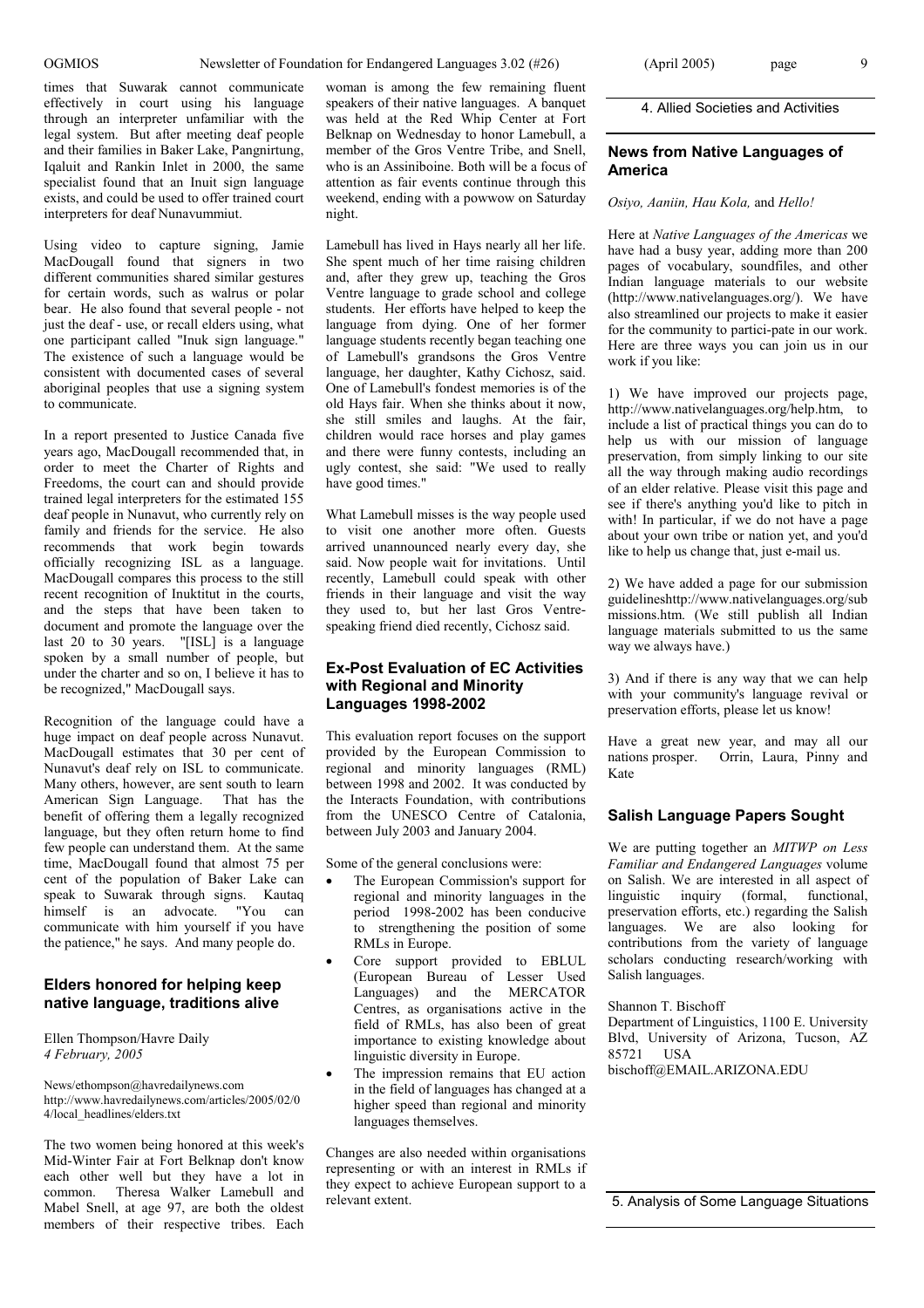times that Suwarak cannot communicate effectively in court using his language through an interpreter unfamiliar with the legal system. But after meeting deaf people and their families in Baker Lake, Pangnirtung, Iqaluit and Rankin Inlet in 2000, the same specialist found that an Inuit sign language exists, and could be used to offer trained court interpreters for deaf Nunavummiut.

Using video to capture signing, Jamie MacDougall found that signers in two different communities shared similar gestures for certain words, such as walrus or polar bear. He also found that several people - not just the deaf - use, or recall elders using, what one participant called "Inuk sign language." The existence of such a language would be consistent with documented cases of several aboriginal peoples that use a signing system to communicate.

In a report presented to Justice Canada five years ago, MacDougall recommended that, in order to meet the Charter of Rights and Freedoms, the court can and should provide trained legal interpreters for the estimated 155 deaf people in Nunavut, who currently rely on family and friends for the service. He also recommends that work begin towards officially recognizing ISL as a language. MacDougall compares this process to the still recent recognition of Inuktitut in the courts, and the steps that have been taken to document and promote the language over the last 20 to 30 years. "[ISL] is a language spoken by a small number of people, but under the charter and so on, I believe it has to be recognized," MacDougall says.

Recognition of the language could have a huge impact on deaf people across Nunavut. MacDougall estimates that 30 per cent of Nunavut's deaf rely on ISL to communicate. Many others, however, are sent south to learn American Sign Language. That has the benefit of offering them a legally recognized language, but they often return home to find few people can understand them. At the same time, MacDougall found that almost 75 per cent of the population of Baker Lake can speak to Suwarak through signs. Kautaq himself is an advocate. "You can communicate with him yourself if you have the patience," he says. And many people do.

### Elders honored for helping keep native language, traditions alive

Ellen Thompson/Havre Daily
*4 February, 2005*

News/ethompson@havredailynews.com
http://www.havredailynews.com/articles/2005/02/04/local_headlines/elders.txt

The two women being honored at this week's Mid-Winter Fair at Fort Belknap don't know each other well but they have a lot in common. Theresa Walker Lamebull and Mabel Snell, at age 97, are both the oldest members of their respective tribes. Each woman is among the few remaining fluent speakers of their native languages. A banquet was held at the Red Whip Center at Fort Belknap on Wednesday to honor Lamebull, a member of the Gros Ventre Tribe, and Snell, who is an Assiniboine. Both will be a focus of attention as fair events continue through this weekend, ending with a powwow on Saturday night.

Lamebull has lived in Hays nearly all her life. She spent much of her time raising children and, after they grew up, teaching the Gros Ventre language to grade school and college students. Her efforts have helped to keep the language from dying. One of her former language students recently began teaching one of Lamebull's grandsons the Gros Ventre language, her daughter, Kathy Cichosz, said. One of Lamebull's fondest memories is of the old Hays fair. When she thinks about it now, she still smiles and laughs. At the fair, children would race horses and play games and there were funny contests, including an ugly contest, she said: "We used to really have good times."

What Lamebull misses is the way people used to visit one another more often. Guests arrived unannounced nearly every day, she said. Now people wait for invitations. Until recently, Lamebull could speak with other friends in their language and visit the way they used to, but her last Gros Ventre-speaking friend died recently, Cichosz said.

### Ex-Post Evaluation of EC Activities with Regional and Minority Languages 1998-2002

This evaluation report focuses on the support provided by the European Commission to regional and minority languages (RML) between 1998 and 2002. It was conducted by the Interacts Foundation, with contributions from the UNESCO Centre of Catalonia, between July 2003 and January 2004.

Some of the general conclusions were:

- The European Commission's support for regional and minority languages in the period 1998-2002 has been conducive to strengthening the position of some RMLs in Europe.
- Core support provided to EBLUL (European Bureau of Lesser Used Languages) and the MERCATOR Centres, as organisations active in the field of RMLs, has also been of great importance to existing knowledge about linguistic diversity in Europe.
- The impression remains that EU action in the field of languages has changed at a higher speed than regional and minority languages themselves.

Changes are also needed within organisations representing or with an interest in RMLs if they expect to achieve European support to a relevant extent.

## 4. Allied Societies and Activities

### News from Native Languages of America

*Osiyo, Aaniin, Hau Kola,* and *Hello!*

Here at *Native Languages of the Americas* we have had a busy year, adding more than 200 pages of vocabulary, soundfiles, and other Indian language materials to our website (http://www.nativelanguages.org/). We have also streamlined our projects to make it easier for the community to partici-pate in our work. Here are three ways you can join us in our work if you like:

1) We have improved our projects page, http://www.nativelanguages.org/help.htm, to include a list of practical things you can do to help us with our mission of language preservation, from simply linking to our site all the way through making audio recordings of an elder relative. Please visit this page and see if there's anything you'd like to pitch in with! In particular, if we do not have a page about your own tribe or nation yet, and you'd like to help us change that, just e-mail us.

2) We have added a page for our submission guidelineshttp://www.nativelanguages.org/submissions.htm. (We still publish all Indian language materials submitted to us the same way we always have.)

3) And if there is any way that we can help with your community's language revival or preservation efforts, please let us know!

Have a great new year, and may all our nations prosper. Orrin, Laura, Pinny and Kate

### Salish Language Papers Sought

We are putting together an *MITWP on Less Familiar and Endangered Languages* volume on Salish. We are interested in all aspect of linguistic inquiry (formal, functional, preservation efforts, etc.) regarding the Salish languages. We are also looking for contributions from the variety of language scholars conducting research/working with Salish languages.

Shannon T. Bischoff
Department of Linguistics, 1100 E. University Blvd, University of Arizona, Tucson, AZ 85721 USA
bischoff@EMAIL.ARIZONA.EDU

## 5. Analysis of Some Language Situations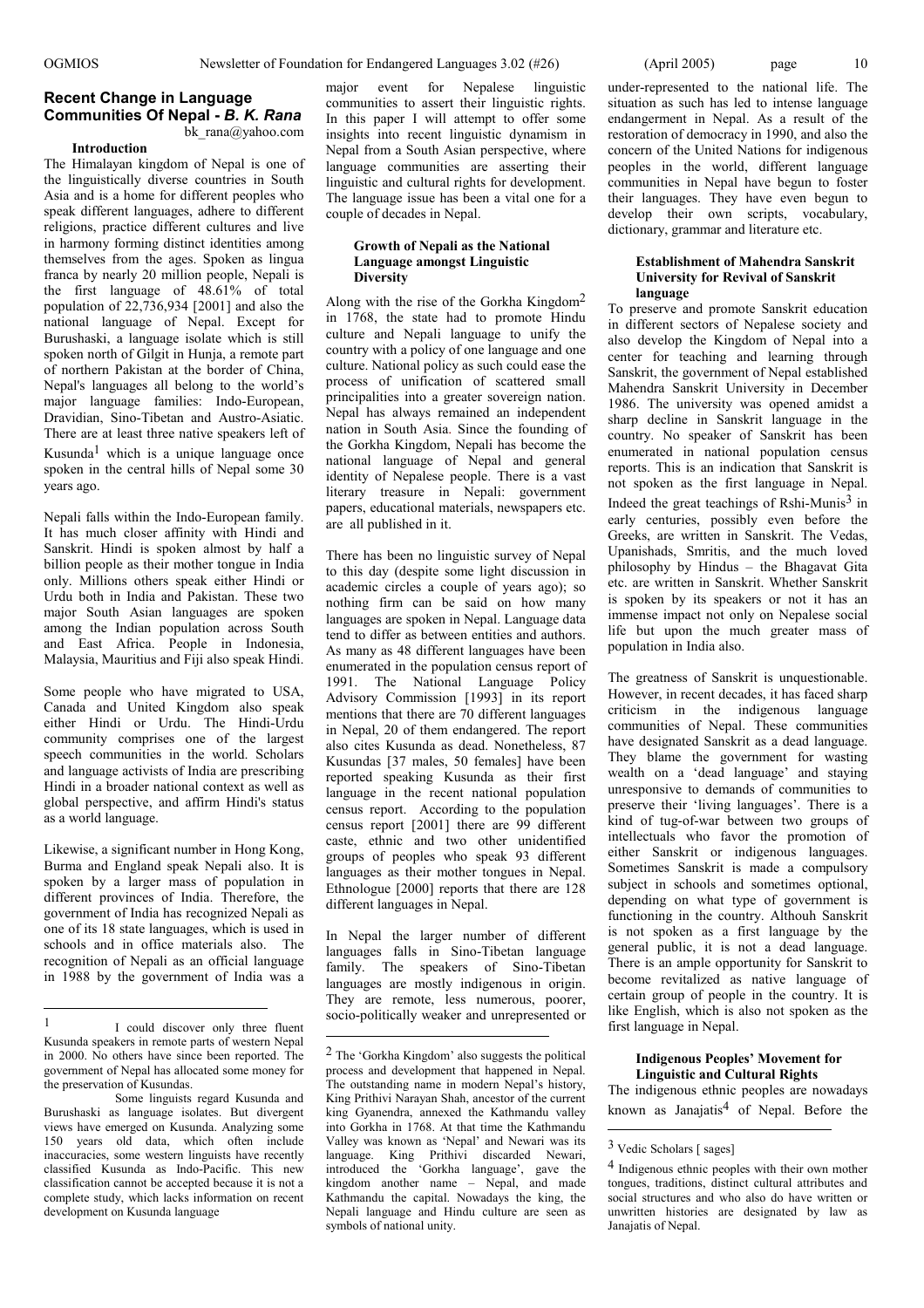## Recent Change in Language Communities Of Nepal - *B. K. Rana*

bk_rana@yahoo.com

### Introduction

The Himalayan kingdom of Nepal is one of the linguistically diverse countries in South Asia and is a home for different peoples who speak different languages, adhere to different religions, practice different cultures and live in harmony forming distinct identities among themselves from the ages. Spoken as lingua franca by nearly 20 million people, Nepali is the first language of 48.61% of total population of 22,736,934 [2001] and also the national language of Nepal. Except for Burushaski, a language isolate which is still spoken north of Gilgit in Hunja, a remote part of northern Pakistan at the border of China, Nepal's languages all belong to the world's major language families: Indo-European, Dravidian, Sino-Tibetan and Austro-Asiatic. There are at least three native speakers left of Kusunda[1] which is a unique language once spoken in the central hills of Nepal some 30 years ago.

Nepali falls within the Indo-European family. It has much closer affinity with Hindi and Sanskrit. Hindi is spoken almost by half a billion people as their mother tongue in India only. Millions others speak either Hindi or Urdu both in India and Pakistan. These two major South Asian languages are spoken among the Indian population across South and East Africa. People in Indonesia, Malaysia, Mauritius and Fiji also speak Hindi.

Some people who have migrated to USA, Canada and United Kingdom also speak either Hindi or Urdu. The Hindi-Urdu community comprises one of the largest speech communities in the world. Scholars and language activists of India are prescribing Hindi in a broader national context as well as global perspective, and affirm Hindi's status as a world language.

Likewise, a significant number in Hong Kong, Burma and England speak Nepali also. It is spoken by a larger mass of population in different provinces of India. Therefore, the government of India has recognized Nepali as one of its 18 state languages, which is used in schools and in office materials also. The recognition of Nepali as an official language in 1988 by the government of India was a major event for Nepalese linguistic communities to assert their linguistic rights. In this paper I will attempt to offer some insights into recent linguistic dynamism in Nepal from a South Asian perspective, where language communities are asserting their linguistic and cultural rights for development. The language issue has been a vital one for a couple of decades in Nepal.

### Growth of Nepali as the National Language amongst Linguistic Diversity

Along with the rise of the Gorkha Kingdom[2] in 1768, the state had to promote Hindu culture and Nepali language to unify the country with a policy of one language and one culture. National policy as such could ease the process of unification of scattered small principalities into a greater sovereign nation. Nepal has always remained an independent nation in South Asia. Since the founding of the Gorkha Kingdom, Nepali has become the national language of Nepal and general identity of Nepalese people. There is a vast literary treasure in Nepali: government papers, educational materials, newspapers etc. are all published in it.

There has been no linguistic survey of Nepal to this day (despite some light discussion in academic circles a couple of years ago); so nothing firm can be said on how many languages are spoken in Nepal. Language data tend to differ as between entities and authors. As many as 48 different languages have been enumerated in the population census report of 1991. The National Language Policy Advisory Commission [1993] in its report mentions that there are 70 different languages in Nepal, 20 of them endangered. The report also cites Kusunda as dead. Nonetheless, 87 Kusundas [37 males, 50 females] have been reported speaking Kusunda as their first language in the recent national population census report. According to the population census report [2001] there are 99 different caste, ethnic and two other unidentified groups of peoples who speak 93 different languages as their mother tongues in Nepal. Ethnologue [2000] reports that there are 128 different languages in Nepal.

In Nepal the larger number of different languages falls in Sino-Tibetan language family. The speakers of Sino-Tibetan languages are mostly indigenous in origin. They are remote, less numerous, poorer, socio-politically weaker and unrepresented or under-represented to the national life. The situation as such has led to intense language endangerment in Nepal. As a result of the restoration of democracy in 1990, and also the concern of the United Nations for indigenous peoples in the world, different language communities in Nepal have begun to foster their languages. They have even begun to develop their own scripts, vocabulary, dictionary, grammar and literature etc.

### Establishment of Mahendra Sanskrit University for Revival of Sanskrit language

To preserve and promote Sanskrit education in different sectors of Nepalese society and also develop the Kingdom of Nepal into a center for teaching and learning through Sanskrit, the government of Nepal established Mahendra Sanskrit University in December 1986. The university was opened amidst a sharp decline in Sanskrit language in the country. No speaker of Sanskrit has been enumerated in national population census reports. This is an indication that Sanskrit is not spoken as the first language in Nepal. Indeed the great teachings of Rshi-Munis[3] in early centuries, possibly even before the Greeks, are written in Sanskrit. The Vedas, Upanishads, Smritis, and the much loved philosophy by Hindus – the Bhagavat Gita etc. are written in Sanskrit. Whether Sanskrit is spoken by its speakers or not it has an immense impact not only on Nepalese social life but upon the much greater mass of population in India also.

The greatness of Sanskrit is unquestionable. However, in recent decades, it has faced sharp criticism in the indigenous language communities of Nepal. These communities have designated Sanskrit as a dead language. They blame the government for wasting wealth on a 'dead language' and staying unresponsive to demands of communities to preserve their 'living languages'. There is a kind of tug-of-war between two groups of intellectuals who favor the promotion of either Sanskrit or indigenous languages. Sometimes Sanskrit is made a compulsory subject in schools and sometimes optional, depending on what type of government is functioning in the country. Althouh Sanskrit is not spoken as a first language by the general public, it is not a dead language. There is an ample opportunity for Sanskrit to become revitalized as native language of certain group of people in the country. It is like English, which is also not spoken as the first language in Nepal.

### Indigenous Peoples' Movement for Linguistic and Cultural Rights

The indigenous ethnic peoples are nowadays known as Janajatis[4] of Nepal. Before the

---

[1] I could discover only three fluent Kusunda speakers in remote parts of western Nepal in 2000. No others have since been reported. The government of Nepal has allocated some money for the preservation of Kusundas.

Some linguists regard Kusunda and Burushaski as language isolates. But divergent views have emerged on Kusunda. Analyzing some 150 years old data, which often include inaccuracies, some western linguists have recently classified Kusunda as Indo-Pacific. This new classification cannot be accepted because it is not a complete study, which lacks information on recent development on Kusunda language

[2] The 'Gorkha Kingdom' also suggests the political process and development that happened in Nepal. The outstanding name in modern Nepal's history, King Prithivi Narayan Shah, ancestor of the current king Gyanendra, annexed the Kathmandu valley into Gorkha in 1768. At that time the Kathmandu Valley was known as 'Nepal' and Newari was its language. King Prithivi discarded Newari, introduced the 'Gorkha language', gave the kingdom another name – Nepal, and made Kathmandu the capital. Nowadays the king, the Nepali language and Hindu culture are seen as symbols of national unity.

[3] Vedic Scholars [ sages]

[4] Indigenous ethnic peoples with their own mother tongues, traditions, distinct cultural attributes and social structures and who also do have written or unwritten histories are designated by law as Janajatis of Nepal.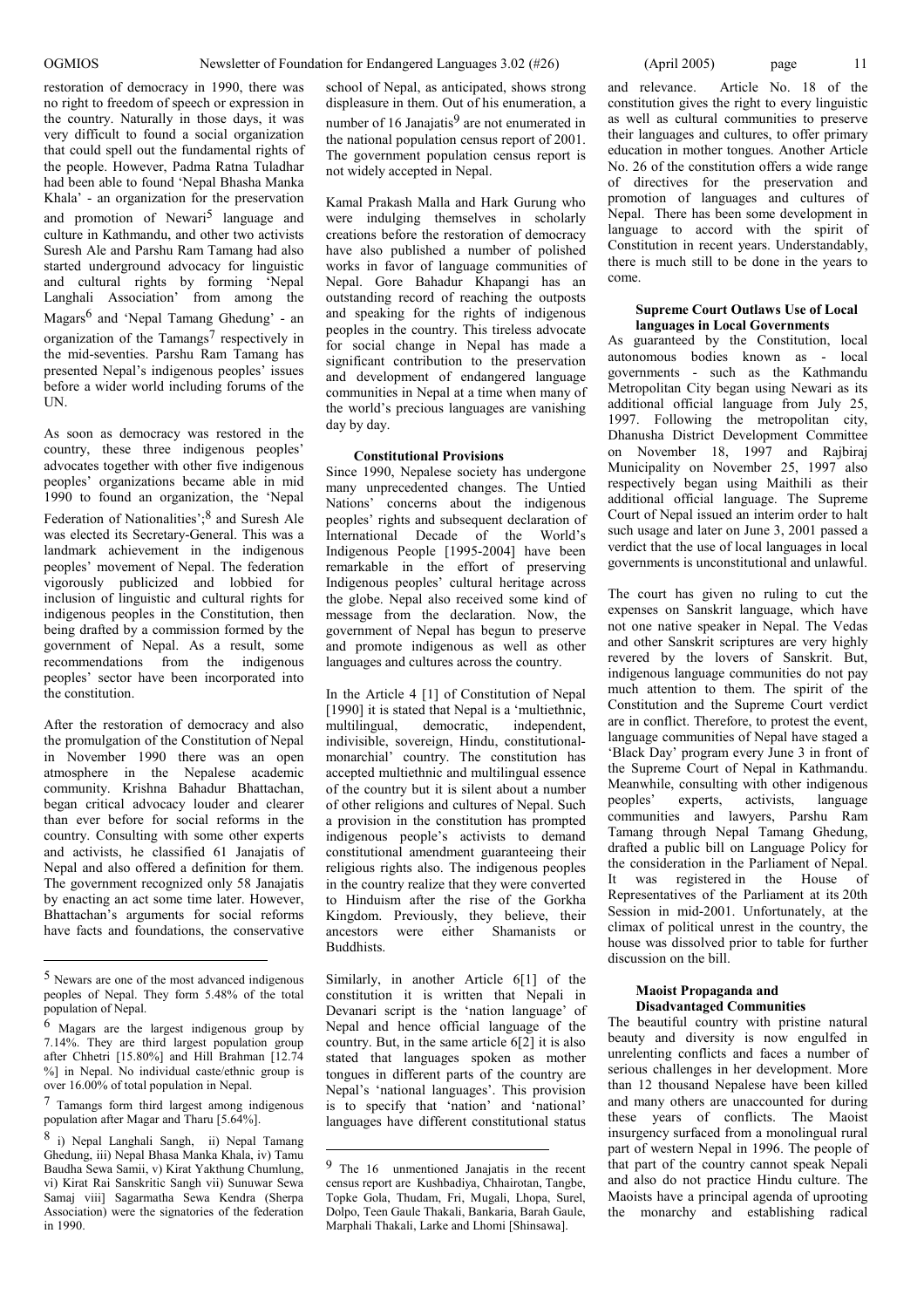restoration of democracy in 1990, there was no right to freedom of speech or expression in the country. Naturally in those days, it was very difficult to found a social organization that could spell out the fundamental rights of the people. However, Padma Ratna Tuladhar had been able to found 'Nepal Bhasha Manka Khala' - an organization for the preservation and promotion of Newari[5] language and culture in Kathmandu, and other two activists Suresh Ale and Parshu Ram Tamang had also started underground advocacy for linguistic and cultural rights by forming 'Nepal Langhali Association' from among the Magars[6] and 'Nepal Tamang Ghedung' - an organization of the Tamangs[7] respectively in the mid-seventies. Parshu Ram Tamang has presented Nepal's indigenous peoples' issues before a wider world including forums of the UN.

As soon as democracy was restored in the country, these three indigenous peoples' advocates together with other five indigenous peoples' organizations became able in mid 1990 to found an organization, the 'Nepal Federation of Nationalities';[8] and Suresh Ale was elected its Secretary-General. This was a landmark achievement in the indigenous peoples' movement of Nepal. The federation vigorously publicized and lobbied for inclusion of linguistic and cultural rights for indigenous peoples in the Constitution, then being drafted by a commission formed by the government of Nepal. As a result, some recommendations from the indigenous peoples' sector have been incorporated into the constitution.

After the restoration of democracy and also the promulgation of the Constitution of Nepal in November 1990 there was an open atmosphere in the Nepalese academic community. Krishna Bahadur Bhattachan, began critical advocacy louder and clearer than ever before for social reforms in the country. Consulting with some other experts and activists, he classified 61 Janajatis of Nepal and also offered a definition for them. The government recognized only 58 Janajatis by enacting an act some time later. However, Bhattachan's arguments for social reforms have facts and foundations, the conservative school of Nepal, as anticipated, shows strong displeasure in them. Out of his enumeration, a number of 16 Janajatis[9] are not enumerated in the national population census report of 2001. The government population census report is not widely accepted in Nepal.

Kamal Prakash Malla and Hark Gurung who were indulging themselves in scholarly creations before the restoration of democracy have also published a number of polished works in favor of language communities of Nepal. Gore Bahadur Khapangi has an outstanding record of reaching the outposts and speaking for the rights of indigenous peoples in the country. This tireless advocate for social change in Nepal has made a significant contribution to the preservation and development of endangered language communities in Nepal at a time when many of the world's precious languages are vanishing day by day.

### Constitutional Provisions

Since 1990, Nepalese society has undergone many unprecedented changes. The Untied Nations' concerns about the indigenous peoples' rights and subsequent declaration of International Decade of the World's Indigenous People [1995-2004] have been remarkable in the effort of preserving Indigenous peoples' cultural heritage across the globe. Nepal also received some kind of message from the declaration. Now, the government of Nepal has begun to preserve and promote indigenous as well as other languages and cultures across the country.

In the Article 4 [1] of Constitution of Nepal [1990] it is stated that Nepal is a 'multiethnic, multilingual, democratic, independent, indivisible, sovereign, Hindu, constitutional-monarchial' country. The constitution has accepted multiethnic and multilingual essence of the country but it is silent about a number of other religions and cultures of Nepal. Such a provision in the constitution has prompted indigenous people's activists to demand constitutional amendment guaranteeing their religious rights also. The indigenous peoples in the country realize that they were converted to Hinduism after the rise of the Gorkha Kingdom. Previously, they believe, their ancestors were either Shamanists or Buddhists.

Similarly, in another Article 6[1] of the constitution it is written that Nepali in Devanari script is the 'nation language' of Nepal and hence official language of the country. But, in the same article 6[2] it is also stated that languages spoken as mother tongues in different parts of the country are Nepal's 'national languages'. This provision is to specify that 'nation' and 'national' languages have different constitutional status and relevance. Article No. 18 of the constitution gives the right to every linguistic as well as cultural communities to preserve their languages and cultures, to offer primary education in mother tongues. Another Article No. 26 of the constitution offers a wide range of directives for the preservation and promotion of languages and cultures of Nepal. There has been some development in language to accord with the spirit of Constitution in recent years. Understandably, there is much still to be done in the years to come.

### Supreme Court Outlaws Use of Local languages in Local Governments

As guaranteed by the Constitution, local autonomous bodies known as - local governments - such as the Kathmandu Metropolitan City began using Newari as its additional official language from July 25, 1997. Following the metropolitan city, Dhanusha District Development Committee on November 18, 1997 and Rajbiraj Municipality on November 25, 1997 also respectively began using Maithili as their additional official language. The Supreme Court of Nepal issued an interim order to halt such usage and later on June 3, 2001 passed a verdict that the use of local languages in local governments is unconstitutional and unlawful.

The court has given no ruling to cut the expenses on Sanskrit language, which have not one native speaker in Nepal. The Vedas and other Sanskrit scriptures are very highly revered by the lovers of Sanskrit. But, indigenous language communities do not pay much attention to them. The spirit of the Constitution and the Supreme Court verdict are in conflict. Therefore, to protest the event, language communities of Nepal have staged a 'Black Day' program every June 3 in front of the Supreme Court of Nepal in Kathmandu. Meanwhile, consulting with other indigenous peoples' experts, activists, language communities and lawyers, Parshu Ram Tamang through Nepal Tamang Ghedung, drafted a public bill on Language Policy for the consideration in the Parliament of Nepal. It was registered in the House of Representatives of the Parliament at its 20th Session in mid-2001. Unfortunately, at the climax of political unrest in the country, the house was dissolved prior to table for further discussion on the bill.

### Maoist Propaganda and Disadvantaged Communities

The beautiful country with pristine natural beauty and diversity is now engulfed in unrelenting conflicts and faces a number of serious challenges in her development. More than 12 thousand Nepalese have been killed and many others are unaccounted for during these years of conflicts. The Maoist insurgency surfaced from a monolingual rural part of western Nepal in 1996. The people of that part of the country cannot speak Nepali and also do not practice Hindu culture. The Maoists have a principal agenda of uprooting the monarchy and establishing radical

---

[5] Newars are one of the most advanced indigenous peoples of Nepal. They form 5.48% of the total population of Nepal.

[6] Magars are the largest indigenous group by 7.14%. They are third largest population group after Chhetri [15.80%] and Hill Brahman [12.74 %] in Nepal. No individual caste/ethnic group is over 16.00% of total population in Nepal.

[7] Tamangs form third largest among indigenous population after Magar and Tharu [5.64%].

[8] i) Nepal Langhali Sangh, ii) Nepal Tamang Ghedung, iii) Nepal Bhasa Manka Khala, iv) Tamu Baudha Sewa Samii, v) Kirat Yakthung Chumlung, vi) Kirat Rai Sanskritic Sangh vii) Sunuwar Sewa Samaj viii] Sagarmatha Sewa Kendra (Sherpa Association) were the signatories of the federation in 1990.

[9] The 16 unmentioned Janajatis in the recent census report are Kushbadiya, Chhairotan, Tangbe, Topke Gola, Thudam, Fri, Mugali, Lhopa, Surel, Dolpo, Teen Gaule Thakali, Bankaria, Barah Gaule, Marphali Thakali, Larke and Lhomi [Shinsawa].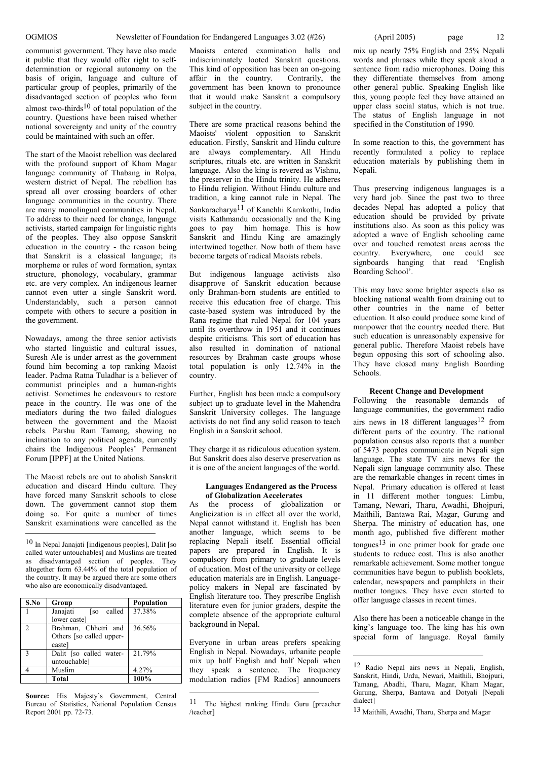communist government. They have also made it public that they would offer right to self-determination or regional autonomy on the basis of origin, language and culture of particular group of peoples, primarily of the disadvantaged section of peoples who form almost two-thirds[10] of total population of the country. Questions have been raised whether national sovereignty and unity of the country could be maintained with such an offer.

The start of the Maoist rebellion was declared with the profound support of Kham Magar language community of Thabang in Rolpa, western district of Nepal. The rebellion has spread all over crossing boarders of other language communities in the country. There are many monolingual communities in Nepal. To address to their need for change, language activists, started campaign for linguistic rights of the peoples. They also oppose Sanskrit education in the country - the reason being that Sanskrit is a classical language; its morpheme or rules of word formation, syntax structure, phonology, vocabulary, grammar etc. are very complex. An indigenous learner cannot even utter a single Sanskrit word. Understandably, such a person cannot compete with others to secure a position in the government.

Nowadays, among the three senior activists who started linguistic and cultural issues, Suresh Ale is under arrest as the government found him becoming a top ranking Maoist leader. Padma Ratna Tuladhar is a believer of communist principles and a human-rights activist. Sometimes he endeavours to restore peace in the country. He was one of the mediators during the two failed dialogues between the government and the Maoist rebels. Parshu Ram Tamang, showing no inclination to any political agenda, currently chairs the Indigenous Peoples' Permanent Forum [IPPF] at the United Nations.

The Maoist rebels are out to abolish Sanskrit education and discard Hindu culture. They have forced many Sanskrit schools to close down. The government cannot stop them doing so. For quite a number of times Sanskrit examinations were cancelled as the Maoists entered examination halls and indiscriminately looted Sanskrit questions. This kind of opposition has been an on-going affair in the country. Contrarily, the government has been known to pronounce that it would make Sanskrit a compulsory subject in the country.

There are some practical reasons behind the Maoists' violent opposition to Sanskrit education. Firstly, Sanskrit and Hindu culture are always complementary. All Hindu scriptures, rituals etc. are written in Sanskrit language. Also the king is revered as Vishnu, the preserver in the Hindu trinity. He adheres to Hindu religion. Without Hindu culture and tradition, a king cannot rule in Nepal. The Sankaracharya[11] of Kanchhi Kamkothi, India visits Kathmandu occasionally and the King goes to pay him homage. This is how Sanskrit and Hindu King are amazingly intertwined together. Now both of them have become targets of radical Maoists rebels.

But indigenous language activists also disapprove of Sanskrit education because only Brahman-born students are entitled to receive this education free of charge. This caste-based system was introduced by the Rana regime that ruled Nepal for 104 years until its overthrow in 1951 and it continues despite criticisms. This sort of education has also resulted in domination of national resources by Brahman caste groups whose total population is only 12.74% in the country.

Further, English has been made a compulsory subject up to graduate level in the Mahendra Sanskrit University colleges. The language activists do not find any solid reason to teach English in a Sanskrit school.

They charge it as ridiculous education system. But Sanskrit does also deserve preservation as it is one of the ancient languages of the world.

### Languages Endangered as the Process of Globalization Accelerates

As the process of globalization or Anglicization is in effect all over the world, Nepal cannot withstand it. English has been another language, which seems to be replacing Nepali itself. Essential official papers are prepared in English. It is compulsory from primary to graduate levels of education. Most of the university or college education materials are in English. Language-policy makers in Nepal are fascinated by English literature too. They prescribe English literature even for junior graders, despite the complete absence of the appropriate cultural background in Nepal.

Everyone in urban areas prefers speaking English in Nepal. Nowadays, urbanite people mix up half English and half Nepali when they speak a sentence. The frequency modulation radios [FM Radios] announcers mix up nearly 75% English and 25% Nepali words and phrases while they speak aloud a sentence from radio microphones. Doing this they differentiate themselves from among other general public. Speaking English like this, young people feel they have attained an upper class social status, which is not true. The status of English language in not specified in the Constitution of 1990.

In some reaction to this, the government has recently formulated a policy to replace education materials by publishing them in Nepali.

Thus preserving indigenous languages is a very hard job. Since the past two to three decades Nepal has adopted a policy that education should be provided by private institutions also. As soon as this policy was adopted a wave of English schooling came over and touched remotest areas across the country. Everywhere, one could see signboards hanging that read 'English Boarding School'.

This may have some brighter aspects also as blocking national wealth from draining out to other countries in the name of better education. It also could produce some kind of manpower that the country needed there. But such education is unreasonably expensive for general public. Therefore Maoist rebels have begun opposing this sort of schooling also. They have closed many English Boarding Schools.

### Recent Change and Development

Following the reasonable demands of language communities, the government radio airs news in 18 different languages[12] from different parts of the country. The national population census also reports that a number of 5473 peoples communicate in Nepali sign language. The state TV airs news for the Nepali sign language community also. These are the remarkable changes in recent times in Nepal. Primary education is offered at least in 11 different mother tongues: Limbu, Tamang, Newari, Tharu, Awadhi, Bhojpuri, Maithili, Bantawa Rai, Magar, Gurung and Sherpa. The ministry of education has, one month ago, published five different mother tongues[13] in one primer book for grade one students to reduce cost. This is also another remarkable achievement. Some mother tongue communities have begun to publish booklets, calendar, newspapers and pamphlets in their mother tongues. They have even started to offer language classes in recent times.

Also there has been a noticeable change in the king's language too. The king has his own special form of language. Royal family

---

[10] In Nepal Janajati [indigenous peoples], Dalit [so called water untouchables] and Muslims are treated as disadvantaged section of peoples. They altogether form 63.44% of the total population of the country. It may be argued there are some others who also are economically disadvantaged.

| S.No | Group | Population |
|---|---|---|
| 1 | Janajati [so called lower caste] | 37.38% |
| 2 | Brahman, Chhetri and Others [so called upper-caste] | 36.56% |
| 3 | Dalit [so called water-untouchable] | 21.79% |
| 4 | Muslim | 4.27% |
| | **Total** | **100%** |

**Source:** His Majesty's Government, Central Bureau of Statistics, National Population Census Report 2001 pp. 72-73.

[11] The highest ranking Hindu Guru [preacher /teacher]

[12] Radio Nepal airs news in Nepali, English, Sanskrit, Hindi, Urdu, Newari, Maithili, Bhojpuri, Tamang, Abadhi, Tharu, Magar, Kham Magar, Gurung, Sherpa, Bantawa and Dotyali [Nepali dialect]

[13] Maithili, Awadhi, Tharu, Sherpa and Magar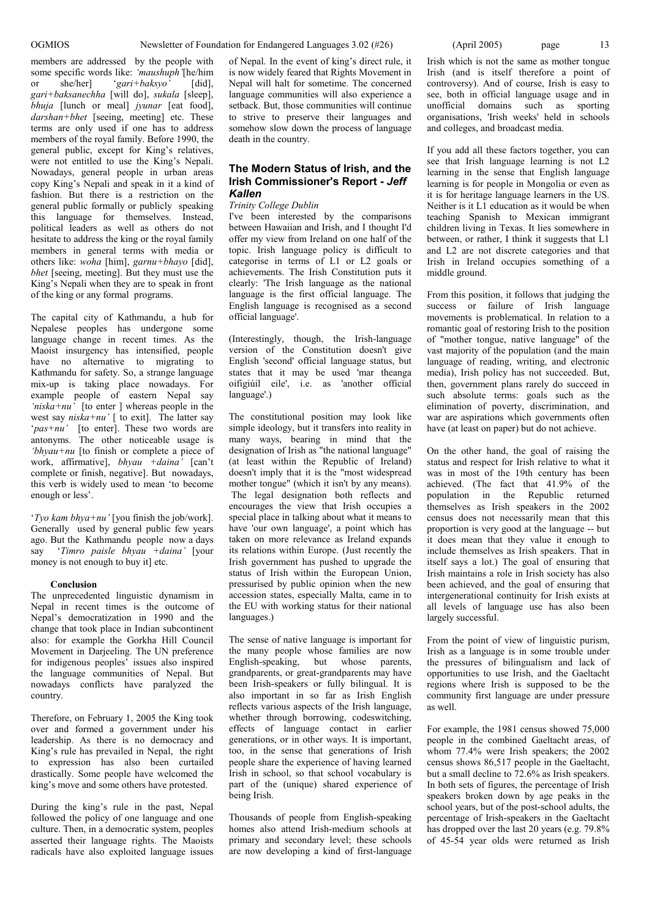members are addressed by the people with some specific words like: *'maushuph'*[he/him or she/her] '*gari+baksyo'* [did], *gari+baksanechha* [will do], *sukala* [sleep], *bhuja* [lunch or meal] *jyunar* [eat food], *darshan+bhet* [seeing, meeting] etc. These terms are only used if one has to address members of the royal family. Before 1990, the general public, except for King's relatives, were not entitled to use the King's Nepali. Nowadays, general people in urban areas copy King's Nepali and speak in it a kind of fashion. But there is a restriction on the general public formally or publicly speaking this language for themselves. Instead, political leaders as well as others do not hesitate to address the king or the royal family members in general terms with media or others like: *woha* [him], *garnu+bhayo* [did], *bhet* [seeing, meeting]. But they must use the King's Nepali when they are to speak in front of the king or any formal programs.

The capital city of Kathmandu, a hub for Nepalese peoples has undergone some language change in recent times. As the Maoist insurgency has intensified, people have no alternative to migrating to Kathmandu for safety. So, a strange language mix-up is taking place nowadays. For example people of eastern Nepal say *'niska+nu'* [to enter ] whereas people in the west say *niska+nu'* [ to exit]. The latter say '*pas+nu'* [to enter]. These two words are antonyms. The other noticeable usage is *'bhyau+nu* [to finish or complete a piece of work, affirmative], *bhyau +daina'* [can't complete or finish, negative]. But nowadays, this verb is widely used to mean 'to become enough or less'.

'*Tyo kam bhya+nu'* [you finish the job/work]. Generally used by general public few years ago. But the Kathmandu people now a days say '*Timro paisle bhyau +daina'* [your money is not enough to buy it] etc.

**Conclusion**

The unprecedented linguistic dynamism in Nepal in recent times is the outcome of Nepal's democratization in 1990 and the change that took place in Indian subcontinent also: for example the Gorkha Hill Council Movement in Darjeeling. The UN preference for indigenous peoples' issues also inspired the language communities of Nepal. But nowadays conflicts have paralyzed the country.

Therefore, on February 1, 2005 the King took over and formed a government under his leadership. As there is no democracy and King's rule has prevailed in Nepal, the right to expression has also been curtailed drastically. Some people have welcomed the king's move and some others have protested.

During the king's rule in the past, Nepal followed the policy of one language and one culture. Then, in a democratic system, peoples asserted their language rights. The Maoists radicals have also exploited language issues of Nepal. In the event of king's direct rule, it is now widely feared that Rights Movement in Nepal will halt for sometime. The concerned language communities will also experience a setback. But, those communities will continue to strive to preserve their languages and somehow slow down the process of language death in the country.

## The Modern Status of Irish, and the Irish Commissioner's Report - *Jeff Kallen*

*Trinity College Dublin*

I've been interested by the comparisons between Hawaiian and Irish, and I thought I'd offer my view from Ireland on one half of the topic. Irish language policy is difficult to categorise in terms of L1 or L2 goals or achievements. The Irish Constitution puts it clearly: 'The Irish language as the national language is the first official language. The English language is recognised as a second official language'.

(Interestingly, though, the Irish-language version of the Constitution doesn't give English 'second' official language status, but states that it may be used 'mar theanga oifigiúil eile', i.e. as 'another official language'.)

The constitutional position may look like simple ideology, but it transfers into reality in many ways, bearing in mind that the designation of Irish as "the national language" (at least within the Republic of Ireland) doesn't imply that it is the "most widespread mother tongue" (which it isn't by any means). The legal designation both reflects and encourages the view that Irish occupies a special place in talking about what it means to have 'our own language', a point which has taken on more relevance as Ireland expands its relations within Europe. (Just recently the Irish government has pushed to upgrade the status of Irish within the European Union, pressurised by public opinion when the new accession states, especially Malta, came in to the EU with working status for their national languages.)

The sense of native language is important for the many people whose families are now English-speaking, but whose parents, grandparents, or great-grandparents may have been Irish-speakers or fully bilingual. It is also important in so far as Irish English reflects various aspects of the Irish language, whether through borrowing, codeswitching, effects of language contact in earlier generations, or in other ways. It is important, too, in the sense that generations of Irish people share the experience of having learned Irish in school, so that school vocabulary is part of the (unique) shared experience of being Irish.

Thousands of people from English-speaking homes also attend Irish-medium schools at primary and secondary level; these schools are now developing a kind of first-language Irish which is not the same as mother tongue Irish (and is itself therefore a point of controversy). And of course, Irish is easy to see, both in official language usage and in unofficial domains such as sporting organisations, 'Irish weeks' held in schools and colleges, and broadcast media.

If you add all these factors together, you can see that Irish language learning is not L2 learning in the sense that English language learning is for people in Mongolia or even as it is for heritage language learners in the US. Neither is it L1 education as it would be when teaching Spanish to Mexican immigrant children living in Texas. It lies somewhere in between, or rather, I think it suggests that L1 and L2 are not discrete categories and that Irish in Ireland occupies something of a middle ground.

From this position, it follows that judging the success or failure of Irish language movements is problematical. In relation to a romantic goal of restoring Irish to the position of "mother tongue, native language" of the vast majority of the population (and the main language of reading, writing, and electronic media), Irish policy has not succeeded. But, then, government plans rarely do succeed in such absolute terms: goals such as the elimination of poverty, discrimination, and war are aspirations which governments often have (at least on paper) but do not achieve.

On the other hand, the goal of raising the status and respect for Irish relative to what it was in most of the 19th century has been achieved. (The fact that 41.9% of the population in the Republic returned themselves as Irish speakers in the 2002 census does not necessarily mean that this proportion is very good at the language -- but it does mean that they value it enough to include themselves as Irish speakers. That in itself says a lot.) The goal of ensuring that Irish maintains a role in Irish society has also been achieved, and the goal of ensuring that intergenerational continuity for Irish exists at all levels of language use has also been largely successful.

From the point of view of linguistic purism, Irish as a language is in some trouble under the pressures of bilingualism and lack of opportunities to use Irish, and the Gaeltacht regions where Irish is supposed to be the community first language are under pressure as well.

For example, the 1981 census showed 75,000 people in the combined Gaeltacht areas, of whom 77.4% were Irish speakers; the 2002 census shows 86,517 people in the Gaeltacht, but a small decline to 72.6% as Irish speakers. In both sets of figures, the percentage of Irish speakers broken down by age peaks in the school years, but of the post-school adults, the percentage of Irish-speakers in the Gaeltacht has dropped over the last 20 years (e.g. 79.8% of 45-54 year olds were returned as Irish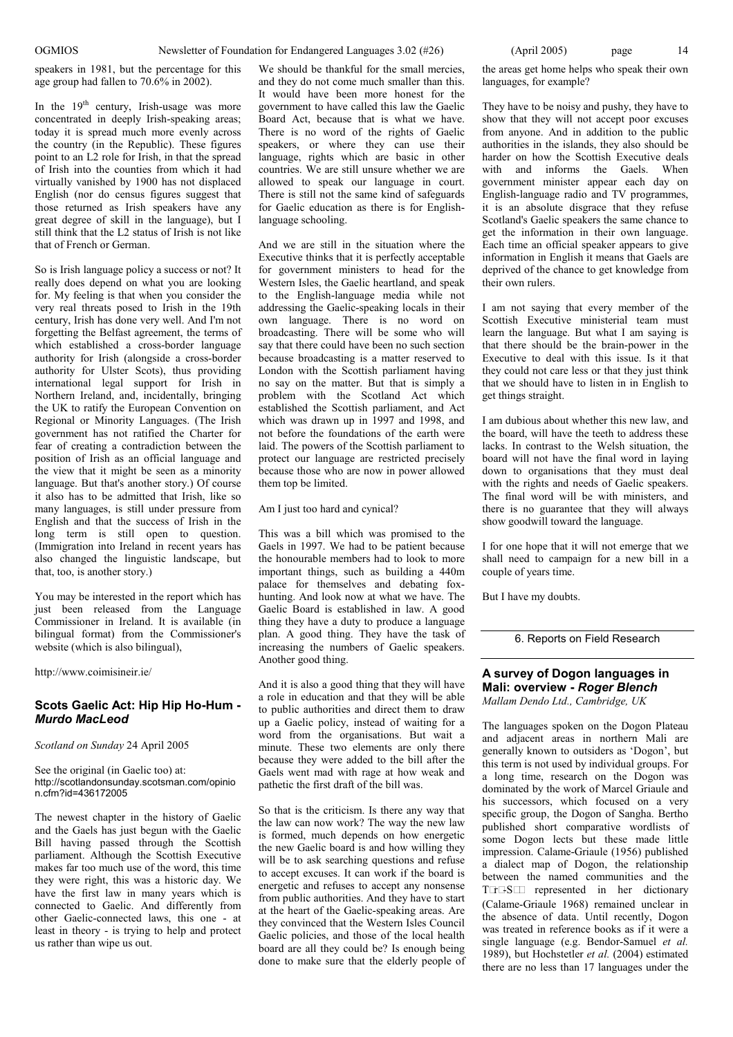speakers in 1981, but the percentage for this age group had fallen to 70.6% in 2002).

In the 19th century, Irish-usage was more concentrated in deeply Irish-speaking areas; today it is spread much more evenly across the country (in the Republic). These figures point to an L2 role for Irish, in that the spread of Irish into the counties from which it had virtually vanished by 1900 has not displaced English (nor do census figures suggest that those returned as Irish speakers have any great degree of skill in the language), but I still think that the L2 status of Irish is not like that of French or German.

So is Irish language policy a success or not? It really does depend on what you are looking for. My feeling is that when you consider the very real threats posed to Irish in the 19th century, Irish has done very well. And I'm not forgetting the Belfast agreement, the terms of which established a cross-border language authority for Irish (alongside a cross-border authority for Ulster Scots), thus providing international legal support for Irish in Northern Ireland, and, incidentally, bringing the UK to ratify the European Convention on Regional or Minority Languages. (The Irish government has not ratified the Charter for fear of creating a contradiction between the position of Irish as an official language and the view that it might be seen as a minority language. But that's another story.) Of course it also has to be admitted that Irish, like so many languages, is still under pressure from English and that the success of Irish in the long term is still open to question. (Immigration into Ireland in recent years has also changed the linguistic landscape, but that, too, is another story.)

You may be interested in the report which has just been released from the Language Commissioner in Ireland. It is available (in bilingual format) from the Commissioner's website (which is also bilingual),

http://www.coimisineir.ie/

### Scots Gaelic Act: Hip Hip Ho-Hum - *Murdo MacLeod*

*Scotland on Sunday* 24 April 2005

See the original (in Gaelic too) at:
http://scotlandonsunday.scotsman.com/opinion.cfm?id=436172005

The newest chapter in the history of Gaelic and the Gaels has just begun with the Gaelic Bill having passed through the Scottish parliament. Although the Scottish Executive makes far too much use of the word, this time they were right, this was a historic day. We have the first law in many years which is connected to Gaelic. And differently from other Gaelic-connected laws, this one - at least in theory - is trying to help and protect us rather than wipe us out.

We should be thankful for the small mercies, and they do not come much smaller than this. It would have been more honest for the government to have called this law the Gaelic Board Act, because that is what we have. There is no word of the rights of Gaelic speakers, or where they can use their language, rights which are basic in other countries. We are still unsure whether we are allowed to speak our language in court. There is still not the same kind of safeguards for Gaelic education as there is for English-language schooling.

And we are still in the situation where the Executive thinks that it is perfectly acceptable for government ministers to head for the Western Isles, the Gaelic heartland, and speak to the English-language media while not addressing the Gaelic-speaking locals in their own language. There is no word on broadcasting. There will be some who will say that there could have been no such section because broadcasting is a matter reserved to London with the Scottish parliament having no say on the matter. But that is simply a problem with the Scotland Act which established the Scottish parliament, and Act which was drawn up in 1997 and 1998, and not before the foundations of the earth were laid. The powers of the Scottish parliament to protect our language are restricted precisely because those who are now in power allowed them top be limited.

Am I just too hard and cynical?

This was a bill which was promised to the Gaels in 1997. We had to be patient because the honourable members had to look to more important things, such as building a 440m palace for themselves and debating fox-hunting. And look now at what we have. The Gaelic Board is established in law. A good thing they have a duty to produce a language plan. A good thing. They have the task of increasing the numbers of Gaelic speakers. Another good thing.

And it is also a good thing that they will have a role in education and that they will be able to public authorities and direct them to draw up a Gaelic policy, instead of waiting for a word from the organisations. But wait a minute. These two elements are only there because they were added to the bill after the Gaels went mad with rage at how weak and pathetic the first draft of the bill was.

So that is the criticism. Is there any way that the law can now work? The way the new law is formed, much depends on how energetic the new Gaelic board is and how willing they will be to ask searching questions and refuse to accept excuses. It can work if the board is energetic and refuses to accept any nonsense from public authorities. And they have to start at the heart of the Gaelic-speaking areas. Are they convinced that the Western Isles Council Gaelic policies, and those of the local health board are all they could be? Is enough being done to make sure that the elderly people of the areas get home helps who speak their own languages, for example?

They have to be noisy and pushy, they have to show that they will not accept poor excuses from anyone. And in addition to the public authorities in the islands, they also should be harder on how the Scottish Executive deals with and informs the Gaels. When government minister appear each day on English-language radio and TV programmes, it is an absolute disgrace that they refuse Scotland's Gaelic speakers the same chance to get the information in their own language. Each time an official speaker appears to give information in English it means that Gaels are deprived of the chance to get knowledge from their own rulers.

I am not saying that every member of the Scottish Executive ministerial team must learn the language. But what I am saying is that there should be the brain-power in the Executive to deal with this issue. Is it that they could not care less or that they just think that we should have to listen in in English to get things straight.

I am dubious about whether this new law, and the board, will have the teeth to address these lacks. In contrast to the Welsh situation, the board will not have the final word in laying down to organisations that they must deal with the rights and needs of Gaelic speakers. The final word will be with ministers, and there is no guarantee that they will always show goodwill toward the language.

I for one hope that it will not emerge that we shall need to campaign for a new bill in a couple of years time.

But I have my doubts.

## 6. Reports on Field Research

### A survey of Dogon languages in Mali: overview - *Roger Blench*

*Mallam Dendo Ltd., Cambridge, UK*

The languages spoken on the Dogon Plateau and adjacent areas in northern Mali are generally known to outsiders as 'Dogon', but this term is not used by individual groups. For a long time, research on the Dogon was dominated by the work of Marcel Griaule and his successors, which focused on a very specific group, the Dogon of Sangha. Bertho published short comparative wordlists of some Dogon lects but these made little impression. Calame-Griaule (1956) published a dialect map of Dogon, the relationship between the named communities and the T□r□S□□ represented in her dictionary (Calame-Griaule 1968) remained unclear in the absence of data. Until recently, Dogon was treated in reference books as if it were a single language (e.g. Bendor-Samuel *et al.* 1989), but Hochstetler *et al.* (2004) estimated there are no less than 17 languages under the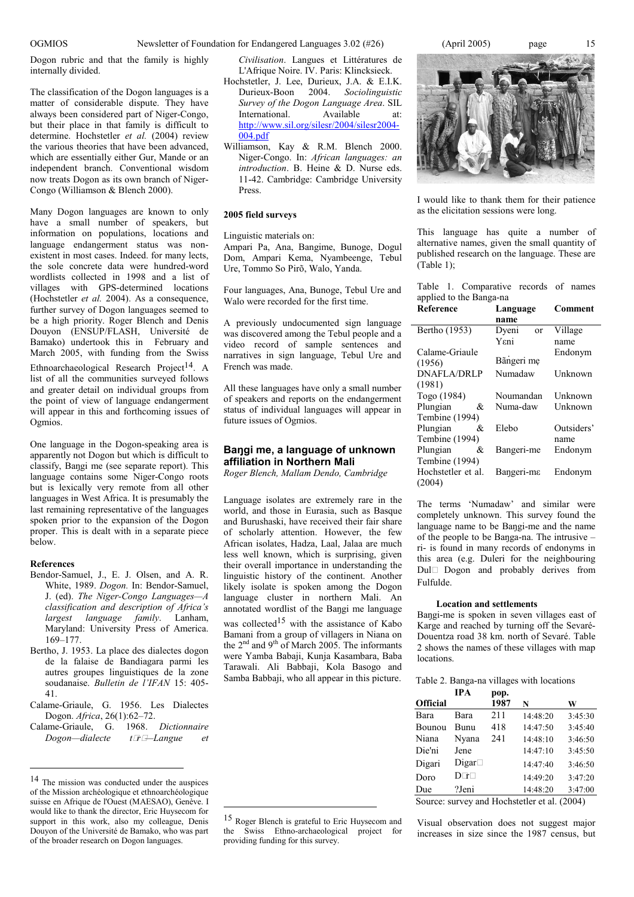Dogon rubric and that the family is highly internally divided.

The classification of the Dogon languages is a matter of considerable dispute. They have always been considered part of Niger-Congo, but their place in that family is difficult to determine. Hochstetler *et al.* (2004) review the various theories that have been advanced, which are essentially either Gur, Mande or an independent branch. Conventional wisdom now treats Dogon as its own branch of Niger-Congo (Williamson & Blench 2000).

Many Dogon languages are known to only have a small number of speakers, but information on populations, locations and language endangerment status was non-existent in most cases. Indeed, for many lects, the sole concrete data were hundred-word wordlists collected in 1998 and a list of villages with GPS-determined locations (Hochstetler *et al.* 2004). As a consequence, further survey of Dogon languages seemed to be a high priority. Roger Blench and Denis Douyon (ENSUP/FLASH, Université de Bamako) undertook this in February and March 2005, with funding from the Swiss Ethnoarchaeological Research Project[14]. A list of all the communities surveyed follows and greater detail on individual groups from the point of view of language endangerment will appear in this and forthcoming issues of Ogmios.

One language in the Dogon-speaking area is apparently not Dogon but which is difficult to classify, Baŋgi me (see separate report). This language contains some Niger-Congo roots but is lexically very remote from all other languages in West Africa. It is presumably the last remaining representative of the languages spoken prior to the expansion of the Dogon proper. This is dealt with in a separate piece below.

**References**

Bendor-Samuel, J., E. J. Olsen, and A. R. White, 1989. *Dogon.* In: Bendor-Samuel, J. (ed). *The Niger-Congo Languages—A classification and description of Africa's largest language family*. Lanham, Maryland: University Press of America. 169–177.

Bertho, J. 1953. La place des dialectes dogon de la falaise de Bandiagara parmi les autres groupes linguistiques de la zone soudanaise. *Bulletin de l'IFAN* 15: 405-41.

Calame-Griaule, G. 1956. Les Dialectes Dogon. *Africa*, 26(1):62–72.

Calame-Griaule, G. 1968. *Dictionnaire Dogon—dialecte tɔrɔ—Langue et Civilisation*. Langues et Littératures de L'Afrique Noire. IV. Paris: Klincksieck.

Hochstetler, J. Lee, Durieux, J.A. & E.I.K. Durieux-Boon 2004. *Sociolinguistic Survey of the Dogon Language Area*. SIL International. Available at: http://www.sil.org/silesr/2004/silesr2004-004.pdf

Williamson, Kay & R.M. Blench 2000. Niger-Congo. In: *African languages: an introduction*. B. Heine & D. Nurse eds. 11-42. Cambridge: Cambridge University Press.

**2005 field surveys**

Linguistic materials on:
Ampari Pa, Ana, Bangime, Bunoge, Dogul Dom, Ampari Kema, Nyambeenge, Tebul Ure, Tommo So Pirõ, Walo, Yanda.

Four languages, Ana, Bunoge, Tebul Ure and Walo were recorded for the first time.

A previously undocumented sign language was discovered among the Tebul people and a video record of sample sentences and narratives in sign language, Tebul Ure and French was made.

All these languages have only a small number of speakers and reports on the endangerment status of individual languages will appear in future issues of Ogmios.

## Baŋgi me, a language of unknown affiliation in Northern Mali

*Roger Blench, Mallam Dendo, Cambridge*

Language isolates are extremely rare in the world, and those in Eurasia, such as Basque and Burushaski, have received their fair share of scholarly attention. However, the few African isolates, Hadza, Laal, Jalaa are much less well known, which is surprising, given their overall importance in understanding the linguistic history of the continent. Another likely isolate is spoken among the Dogon language cluster in northern Mali. An annotated wordlist of the Baŋgi me language was collected[15] with the assistance of Kabo Bamani from a group of villagers in Niana on the 2nd and 9th of March 2005. The informants were Yamba Babaji, Kunja Kasambara, Baba Tarawali. Ali Babbaji, Kola Basogo and Samba Babbaji, who all appear in this picture.

I would like to thank them for their patience as the elicitation sessions were long.

This language has quite a number of alternative names, given the small quantity of published research on the language. These are (Table 1);

Table 1. Comparative records of names applied to the Banga-na

| Reference | Language name | Comment |
|---|---|---|
| Bertho (1953) | Dyeni or Yɛni | Village name |
| Calame-Griaule (1956) | Bãŋgeri mẹ | Endonym |
| DNAFLA/DRLP (1981) | Numadaw | Unknown |
| Togo (1984) | Noumandan | Unknown |
| Plungian & Tembine (1994) | Numa-daw | Unknown |
| Plungian & Tembine (1994) | Elebo | Outsiders' name |
| Plungian & Tembine (1994) | Bangeri-me | Endonym |
| Hochstetler et al. (2004) | Baŋgeri-mɛ | Endonym |

The terms 'Numadaw' and similar were completely unknown. This survey found the language name to be Baŋgi-me and the name of the people to be Baŋga-na. The intrusive –ri- is found in many records of endonyms in this area (e.g. Duleri for the neighbouring Dulɛ Dogon and probably derives from Fulfulde.

**Location and settlements**

Baŋgi-me is spoken in seven villages east of Karge and reached by turning off the Sevaré-Douentza road 38 km. north of Sevaré. Table 2 shows the names of these villages with map locations.

Table 2. Banga-na villages with locations

| Official | IPA | pop. 1987 | N | W |
|---|---|---|---|---|
| Bara | Bara | 211 | 14:48:20 | 3:45:30 |
| Bounou | Bunu | 418 | 14:47:50 | 3:45:40 |
| Niana | Nyana | 241 | 14:48:10 | 3:46:50 |
| Die'ni | Jene | | 14:47:10 | 3:45:50 |
| Digari | Digarɛ | | 14:47:40 | 3:46:50 |
| Doro | Dɔrɔ | | 14:49:20 | 3:47:20 |
| Due | ?Jeni | | 14:48:20 | 3:47:00 |

Source: survey and Hochstetler et al. (2004)

Visual observation does not suggest major increases in size since the 1987 census, but

[14] The mission was conducted under the auspices of the Mission archéologique et ethnoarchéologique suisse en Afrique de l'Ouest (MAESAO), Genève. I would like to thank the director, Eric Huysecom for support in this work, also my colleague, Denis Douyon of the Université de Bamako, who was part of the broader research on Dogon languages.

[15] Roger Blench is grateful to Eric Huysecom and the Swiss Ethno-archaeological project for providing funding for this survey.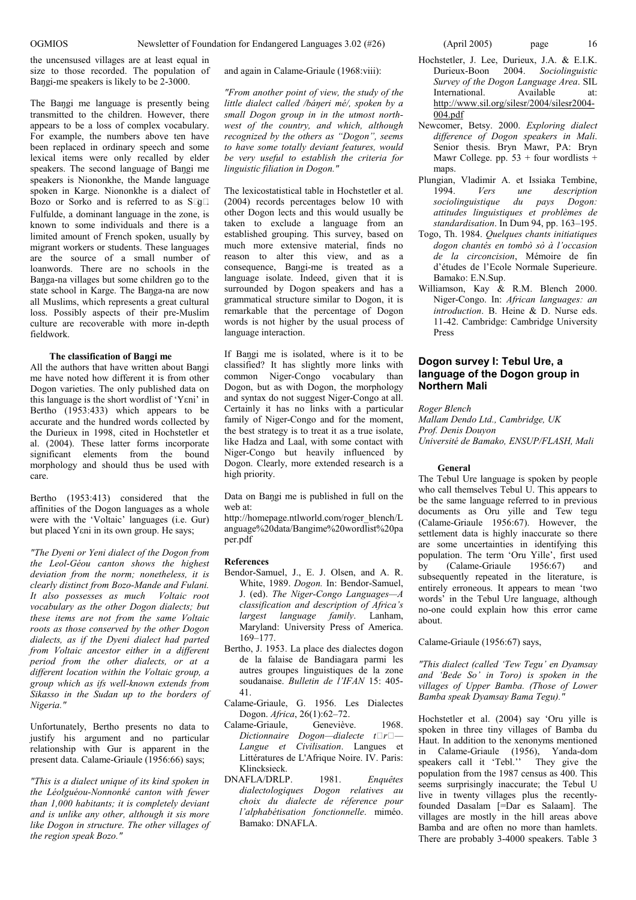the uncensused villages are at least equal in size to those recorded. The population of Baŋgi-me speakers is likely to be 2-3000.

The Baŋgi me language is presently being transmitted to the children. However, there appears to be a loss of complex vocabulary. For example, the numbers above ten have been replaced in ordinary speech and some lexical items were only recalled by elder speakers. The second language of Baŋgi me speakers is Niononkhe, the Mande language spoken in Karge. Niononkhe is a dialect of Bozo or Sorko and is referred to as S□g□ Fulfulde, a dominant language in the zone, is known to some individuals and there is a limited amount of French spoken, usually by migrant workers or students. These languages are the source of a small number of loanwords. There are no schools in the Baŋga-na villages but some children go to the state school in Karge. The Baŋga-na are now all Muslims, which represents a great cultural loss. Possibly aspects of their pre-Muslim culture are recoverable with more in-depth fieldwork.

### The classification of Baŋgi me

All the authors that have written about Baŋgi me have noted how different it is from other Dogon varieties. The only published data on this language is the short wordlist of 'Yɛni' in Bertho (1953:433) which appears to be accurate and the hundred words collected by the Durieux in 1998, cited in Hochstetler et al. (2004). These latter forms incorporate significant elements from the bound morphology and should thus be used with care.

Bertho (1953:413) considered that the affinities of the Dogon languages as a whole were with the 'Voltaic' languages (i.e. Gur) but placed Yɛni in its own group. He says;

*"The Dyeni or Yeni dialect of the Dogon from the Leol-Géou canton shows the highest deviation from the norm; nonetheless, it is clearly distinct from Bozo-Mande and Fulani. It also possesses as much Voltaic root vocabulary as the other Dogon dialects; but these items are not from the same Voltaic roots as those conserved by the other Dogon dialects, as if the Dyeni dialect had parted from Voltaic ancestor either in a different period from the other dialects, or at a different location within the Voltaic group, a group which as ifs well-known extends from Sikasso in the Sudan up to the borders of Nigeria."*

Unfortunately, Bertho presents no data to justify his argument and no particular relationship with Gur is apparent in the present data. Calame-Griaule (1956:66) says;

*"This is a dialect unique of its kind spoken in the Léolguéou-Nonnonké canton with fewer than 1,000 habitants; it is completely deviant and is unlike any other, although it sis more like Dogon in structure. The other villages of the region speak Bozo."*

and again in Calame-Griaule (1968:viii):

*"From another point of view, the study of the little dialect called /báŋeri mé/, spoken by a small Dogon group in in the utmost north-west of the country, and which, although recognized by the others as "Dogon", seems to have some totally deviant features, would be very useful to establish the criteria for linguistic filiation in Dogon."*

The lexicostatistical table in Hochstetler et al. (2004) records percentages below 10 with other Dogon lects and this would usually be taken to exclude a language from an established grouping. This survey, based on much more extensive material, finds no reason to alter this view, and as a consequence, Baŋgi-me is treated as a language isolate. Indeed, given that it is surrounded by Dogon speakers and has a grammatical structure similar to Dogon, it is remarkable that the percentage of Dogon words is not higher by the usual process of language interaction.

If Baŋgi me is isolated, where is it to be classified? It has slightly more links with common Niger-Congo vocabulary than Dogon, but as with Dogon, the morphology and syntax do not suggest Niger-Congo at all. Certainly it has no links with a particular family of Niger-Congo and for the moment, the best strategy is to treat it as a true isolate, like Hadza and Laal, with some contact with Niger-Congo but heavily influenced by Dogon. Clearly, more extended research is a high priority.

Data on Baŋgi me is published in full on the web at:
http://homepage.ntlworld.com/roger_blench/Language%20data/Bangime%20wordlist%20paper.pdf

### References

- Bendor-Samuel, J., E. J. Olsen, and A. R. White, 1989. *Dogon.* In: Bendor-Samuel, J. (ed). *The Niger-Congo Languages—A classification and description of Africa's largest language family*. Lanham, Maryland: University Press of America. 169–177.
- Bertho, J. 1953. La place des dialectes dogon de la falaise de Bandiagara parmi les autres groupes linguistiques de la zone soudanaise. *Bulletin de l'IFAN* 15: 405-41.
- Calame-Griaule, G. 1956. Les Dialectes Dogon. *Africa*, 26(1):62–72.
- Calame-Griaule, Geneviève. 1968. *Dictionnaire Dogon—dialecte t□r□—Langue et Civilisation*. Langues et Littératures de L'Afrique Noire. IV. Paris: Klincksieck.
- DNAFLA/DRLP. 1981. *Enquêtes dialectologiques Dogon relatives au choix du dialecte de réference pour l'alphabétisation fonctionnelle*. miméo. Bamako: DNAFLA.
- Hochstetler, J. Lee, Durieux, J.A. & E.I.K. Durieux-Boon 2004. *Sociolinguistic Survey of the Dogon Language Area*. SIL International. Available at: http://www.sil.org/silesr/2004/silesr2004-004.pdf
- Newcomer, Betsy. 2000. *Exploring dialect difference of Dogon speakers in Mali*. Senior thesis. Bryn Mawr, PA: Bryn Mawr College. pp. 53 + four wordlists + maps.
- Plungian, Vladimir A. et Issiaka Tembine, 1994. *Vers une description sociolinguistique du pays Dogon: attitudes linguistiques et problèmes de standardisation*. In Dum 94, pp. 163–195.
- Togo, Th. 1984. *Quelques chants initiatiques dogon chantés en tombò sò à l'occasion de la circoncision*, Mémoire de fin d'études de l'Ecole Normale Superieure. Bamako: E.N.Sup.
- Williamson, Kay & R.M. Blench 2000. Niger-Congo. In: *African languages: an introduction*. B. Heine & D. Nurse eds. 11-42. Cambridge: Cambridge University Press

## Dogon survey I: Tebul Ure, a language of the Dogon group in Northern Mali

*Roger Blench*
*Mallam Dendo Ltd., Cambridge, UK*
*Prof. Denis Douyon*
*Université de Bamako, ENSUP/FLASH, Mali*

### General

The Tebul Ure language is spoken by people who call themselves Tebul U. This appears to be the same language referred to in previous documents as Oru yille and Tew tegu (Calame-Griaule 1956:67). However, the settlement data is highly inaccurate so there are some uncertainties in identifying this population. The term 'Oru Yille', first used by (Calame-Griaule 1956:67) and subsequently repeated in the literature, is entirely erroneous. It appears to mean 'two words' in the Tebul Ure language, although no-one could explain how this error came about.

Calame-Griaule (1956:67) says,

*"This dialect (called 'Tew Tegu' en Dyamsay and 'Bede So' in Toro) is spoken in the villages of Upper Bamba. (Those of Lower Bamba speak Dyamsay Bama Tegu)."*

Hochstetler et al. (2004) say 'Oru yille is spoken in three tiny villages of Bamba du Haut. In addition to the xenonyms mentioned in Calame-Griaule (1956), Yanda-dom speakers call it 'Tebl.'' They give the population from the 1987 census as 400. This seems surprisingly inaccurate; the Tebul U live in twenty villages plus the recently-founded Dasalam [=Dar es Salaam]. The villages are mostly in the hill areas above Bamba and are often no more than hamlets. There are probably 3-4000 speakers. Table 3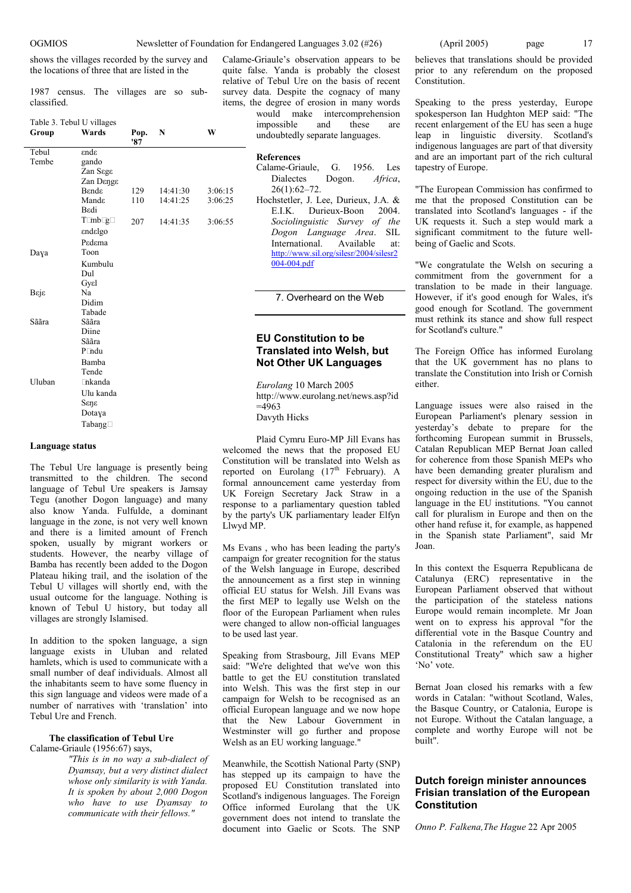shows the villages recorded by the survey and the locations of three that are listed in the 1987 census. The villages are so sub-classified.

Table 3. Tebul U villages

| Group | Wards | Pop. '87 | N | W |
|---|---|---|---|---|
| Tebul Tembe | ɛndɛ | | | |
| | gando | | | |
| | Zan Sɛgɛ | | | |
| | Zan Dɛŋgɛ | | | |
| | Bɛndɛ | 129 | 14:41:30 | 3:06:15 |
| | Mandɛ | 110 | 14:41:25 | 3:06:25 |
| | Bɛdi | | | |
| | T□mb□g□ | 207 | 14:41:35 | 3:06:55 |
| | ɛndɛlgo | | | |
| | Pɛdɛma | | | |
| Daɣa | Toon | | | |
| | Kumbulu | | | |
| | Dul | | | |
| | Gyɛl | | | |
| Bɛjɛ | Na | | | |
| | Didim | | | |
| | Tabade | | | |
| Sããra | Sããra | | | |
| | Diine | | | |
| | Sããra | | | |
| | P□ndu | | | |
| | Bamba | | | |
| | Tende | | | |
| Uluban | □nkanda | | | |
| | Ulu kanda | | | |
| | Sɛŋɛ | | | |
| | Dotaɣa | | | |
| | Tabaŋg□ | | | |

### Language status

The Tebul Ure language is presently being transmitted to the children. The second language of Tebul Ure speakers is Jamsay Tegu (another Dogon language) and many also know Yanda. Fulfulde, a dominant language in the zone, is not very well known and there is a limited amount of French spoken, usually by migrant workers or students. However, the nearby village of Bamba has recently been added to the Dogon Plateau hiking trail, and the isolation of the Tebul U villages will shortly end, with the usual outcome for the language. Nothing is known of Tebul U history, but today all villages are strongly Islamised.

In addition to the spoken language, a sign language exists in Uluban and related hamlets, which is used to communicate with a small number of deaf individuals. Almost all the inhabitants seem to have some fluency in this sign language and videos were made of a number of narratives with 'translation' into Tebul Ure and French.

### The classification of Tebul Ure

Calame-Griaule (1956:67) says,

> *"This is in no way a sub-dialect of Dyamsay, but a very distinct dialect whose only similarity is with Yanda. It is spoken by about 2,000 Dogon who have to use Dyamsay to communicate with their fellows."*

Calame-Griaule's observation appears to be quite false. Yanda is probably the closest relative of Tebul Ure on the basis of recent survey data. Despite the cognacy of many items, the degree of erosion in many words would make intercomprehension impossible and these are undoubtedly separate languages.

### References

Calame-Griaule, G. 1956. Les Dialectes Dogon. *Africa*, 26(1):62–72.

Hochstetler, J. Lee, Durieux, J.A. & E.I.K. Durieux-Boon 2004. *Sociolinguistic Survey of the Dogon Language Area*. SIL International. Available at: http://www.sil.org/silesr/2004/silesr2004-004.pdf

## 7. Overheard on the Web

### EU Constitution to be Translated into Welsh, but Not Other UK Languages

*Eurolang* 10 March 2005
http://www.eurolang.net/news.asp?id=4963
Davyth Hicks

Plaid Cymru Euro-MP Jill Evans has welcomed the news that the proposed EU Constitution will be translated into Welsh as reported on Eurolang (17th February). A formal announcement came yesterday from UK Foreign Secretary Jack Straw in a response to a parliamentary question tabled by the party's UK parliamentary leader Elfyn Llwyd MP.

Ms Evans , who has been leading the party's campaign for greater recognition for the status of the Welsh language in Europe, described the announcement as a first step in winning official EU status for Welsh. Jill Evans was the first MEP to legally use Welsh on the floor of the European Parliament when rules were changed to allow non-official languages to be used last year.

Speaking from Strasbourg, Jill Evans MEP said: "We're delighted that we've won this battle to get the EU constitution translated into Welsh. This was the first step in our campaign for Welsh to be recognised as an official European language and we now hope that the New Labour Government in Westminster will go further and propose Welsh as an EU working language."

Meanwhile, the Scottish National Party (SNP) has stepped up its campaign to have the proposed EU Constitution translated into Scotland's indigenous languages. The Foreign Office informed Eurolang that the UK government does not intend to translate the document into Gaelic or Scots. The SNP believes that translations should be provided prior to any referendum on the proposed Constitution.

Speaking to the press yesterday, Europe spokesperson Ian Hudghton MEP said: "The recent enlargement of the EU has seen a huge leap in linguistic diversity. Scotland's indigenous languages are part of that diversity and are an important part of the rich cultural tapestry of Europe.

"The European Commission has confirmed to me that the proposed Constitution can be translated into Scotland's languages - if the UK requests it. Such a step would mark a significant commitment to the future well-being of Gaelic and Scots.

"We congratulate the Welsh on securing a commitment from the government for a translation to be made in their language. However, if it's good enough for Wales, it's good enough for Scotland. The government must rethink its stance and show full respect for Scotland's culture."

The Foreign Office has informed Eurolang that the UK government has no plans to translate the Constitution into Irish or Cornish either.

Language issues were also raised in the European Parliament's plenary session in yesterday's debate to prepare for the forthcoming European summit in Brussels, Catalan Republican MEP Bernat Joan called for coherence from those Spanish MEPs who have been demanding greater pluralism and respect for diversity within the EU, due to the ongoing reduction in the use of the Spanish language in the EU institutions. "You cannot call for pluralism in Europe and then on the other hand refuse it, for example, as happened in the Spanish state Parliament", said Mr Joan.

In this context the Esquerra Republicana de Catalunya (ERC) representative in the European Parliament observed that without the participation of the stateless nations Europe would remain incomplete. Mr Joan went on to express his approval "for the differential vote in the Basque Country and Catalonia in the referendum on the EU Constitutional Treaty" which saw a higher 'No' vote.

Bernat Joan closed his remarks with a few words in Catalan: "without Scotland, Wales, the Basque Country, or Catalonia, Europe is not Europe. Without the Catalan language, a complete and worthy Europe will not be built".

### Dutch foreign minister announces Frisian translation of the European Constitution

*Onno P. Falkena,The Hague* 22 Apr 2005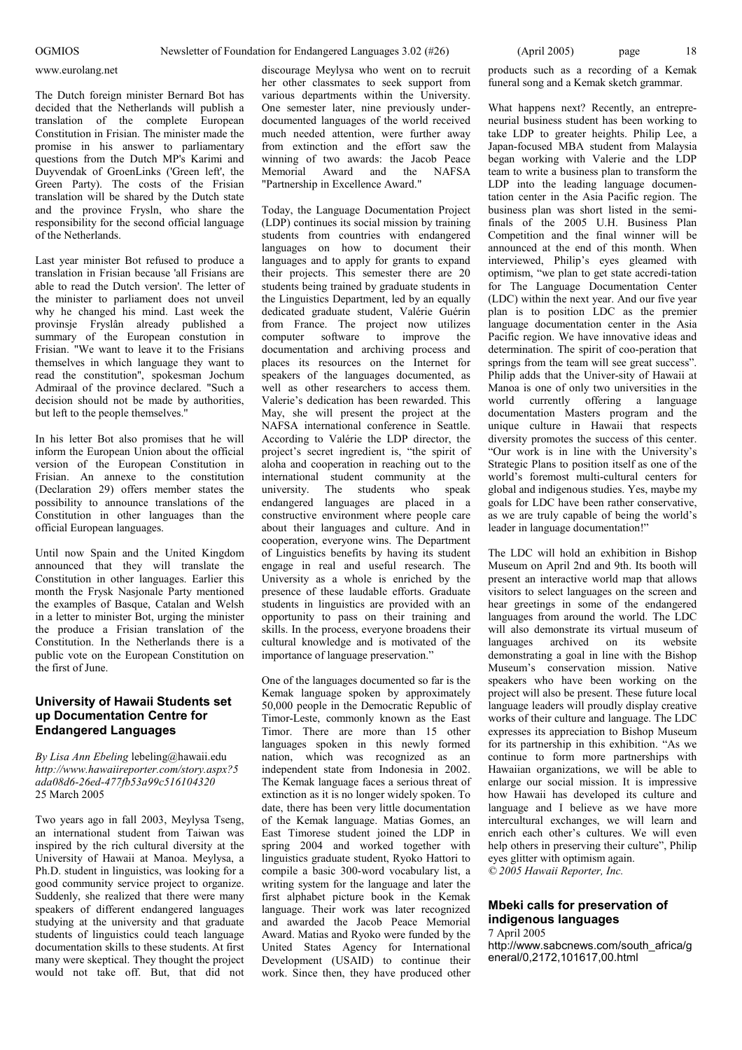www.eurolang.net

The Dutch foreign minister Bernard Bot has decided that the Netherlands will publish a translation of the complete European Constitution in Frisian. The minister made the promise in his answer to parliamentary questions from the Dutch MP's Karimi and Duyvendak of GroenLinks ('Green left', the Green Party). The costs of the Frisian translation will be shared by the Dutch state and the province Frysln, who share the responsibility for the second official language of the Netherlands.

Last year minister Bot refused to produce a translation in Frisian because 'all Frisians are able to read the Dutch version'. The letter of the minister to parliament does not unveil why he changed his mind. Last week the provinsje Fryslân already published a summary of the European constution in Frisian. "We want to leave it to the Frisians themselves in which language they want to read the constitution", spokesman Jochum Admiraal of the province declared. "Such a decision should not be made by authorities, but left to the people themselves."

In his letter Bot also promises that he will inform the European Union about the official version of the European Constitution in Frisian. An annexe to the constitution (Declaration 29) offers member states the possibility to announce translations of the Constitution in other languages than the official European languages.

Until now Spain and the United Kingdom announced that they will translate the Constitution in other languages. Earlier this month the Frysk Nasjonale Party mentioned the examples of Basque, Catalan and Welsh in a letter to minister Bot, urging the minister the produce a Frisian translation of the Constitution. In the Netherlands there is a public vote on the European Constitution on the first of June.

## University of Hawaii Students set up Documentation Centre for Endangered Languages

*By Lisa Ann Ebeling* lebeling@hawaii.edu
*http://www.hawaiireporter.com/story.aspx?5ada08d6-26ed-477fb53a99c516104320*
25 March 2005

Two years ago in fall 2003, Meylysa Tseng, an international student from Taiwan was inspired by the rich cultural diversity at the University of Hawaii at Manoa. Meylysa, a Ph.D. student in linguistics, was looking for a good community service project to organize. Suddenly, she realized that there were many speakers of different endangered languages studying at the university and that graduate students of linguistics could teach language documentation skills to these students. At first many were skeptical. They thought the project would not take off. But, that did not discourage Meylysa who went on to recruit her other classmates to seek support from various departments within the University. One semester later, nine previously under-documented languages of the world received much needed attention, were further away from extinction and the effort saw the winning of two awards: the Jacob Peace Memorial Award and the NAFSA "Partnership in Excellence Award."

Today, the Language Documentation Project (LDP) continues its social mission by training students from countries with endangered languages on how to document their languages and to apply for grants to expand their projects. This semester there are 20 students being trained by graduate students in the Linguistics Department, led by an equally dedicated graduate student, Valérie Guérin from France. The project now utilizes computer software to improve the documentation and archiving process and places its resources on the Internet for speakers of the languages documented, as well as other researchers to access them. Valerie's dedication has been rewarded. This May, she will present the project at the NAFSA international conference in Seattle. According to Valérie the LDP director, the project's secret ingredient is, "the spirit of aloha and cooperation in reaching out to the international student community at the university. The students who speak endangered languages are placed in a constructive environment where people care about their languages and culture. And in cooperation, everyone wins. The Department of Linguistics benefits by having its student engage in real and useful research. The University as a whole is enriched by the presence of these laudable efforts. Graduate students in linguistics are provided with an opportunity to pass on their training and skills. In the process, everyone broadens their cultural knowledge and is motivated of the importance of language preservation."

One of the languages documented so far is the Kemak language spoken by approximately 50,000 people in the Democratic Republic of Timor-Leste, commonly known as the East Timor. There are more than 15 other languages spoken in this newly formed nation, which was recognized as an independent state from Indonesia in 2002. The Kemak language faces a serious threat of extinction as it is no longer widely spoken. To date, there has been very little documentation of the Kemak language. Matias Gomes, an East Timorese student joined the LDP in spring 2004 and worked together with linguistics graduate student, Ryoko Hattori to compile a basic 300-word vocabulary list, a writing system for the language and later the first alphabet picture book in the Kemak language. Their work was later recognized and awarded the Jacob Peace Memorial Award. Matias and Ryoko were funded by the United States Agency for International Development (USAID) to continue their work. Since then, they have produced other products such as a recording of a Kemak funeral song and a Kemak sketch grammar.

What happens next? Recently, an entrepreneurial business student has been working to take LDP to greater heights. Philip Lee, a Japan-focused MBA student from Malaysia began working with Valerie and the LDP team to write a business plan to transform the LDP into the leading language documentation center in the Asia Pacific region. The business plan was short listed in the semi-finals of the 2005 U.H. Business Plan Competition and the final winner will be announced at the end of this month. When interviewed, Philip's eyes gleamed with optimism, "we plan to get state accredi-tation for The Language Documentation Center (LDC) within the next year. And our five year plan is to position LDC as the premier language documentation center in the Asia Pacific region. We have innovative ideas and determination. The spirit of coo-peration that springs from the team will see great success". Philip adds that the Univer-sity of Hawaii at Manoa is one of only two universities in the world currently offering a language documentation Masters program and the unique culture in Hawaii that respects diversity promotes the success of this center. "Our work is in line with the University's Strategic Plans to position itself as one of the world's foremost multi-cultural centers for global and indigenous studies. Yes, maybe my goals for LDC have been rather conservative, as we are truly capable of being the world's leader in language documentation!"

The LDC will hold an exhibition in Bishop Museum on April 2nd and 9th. Its booth will present an interactive world map that allows visitors to select languages on the screen and hear greetings in some of the endangered languages from around the world. The LDC will also demonstrate its virtual museum of languages archived on its website demonstrating a goal in line with the Bishop Museum's conservation mission. Native speakers who have been working on the project will also be present. These future local language leaders will proudly display creative works of their culture and language. The LDC expresses its appreciation to Bishop Museum for its partnership in this exhibition. "As we continue to form more partnerships with Hawaiian organizations, we will be able to enlarge our social mission. It is impressive how Hawaii has developed its culture and language and I believe as we have more intercultural exchanges, we will learn and enrich each other's cultures. We will even help others in preserving their culture", Philip eyes glitter with optimism again.
*© 2005 Hawaii Reporter, Inc.*

## Mbeki calls for preservation of indigenous languages

7 April 2005
http://www.sabcnews.com/south_africa/general/0,2172,101617,00.html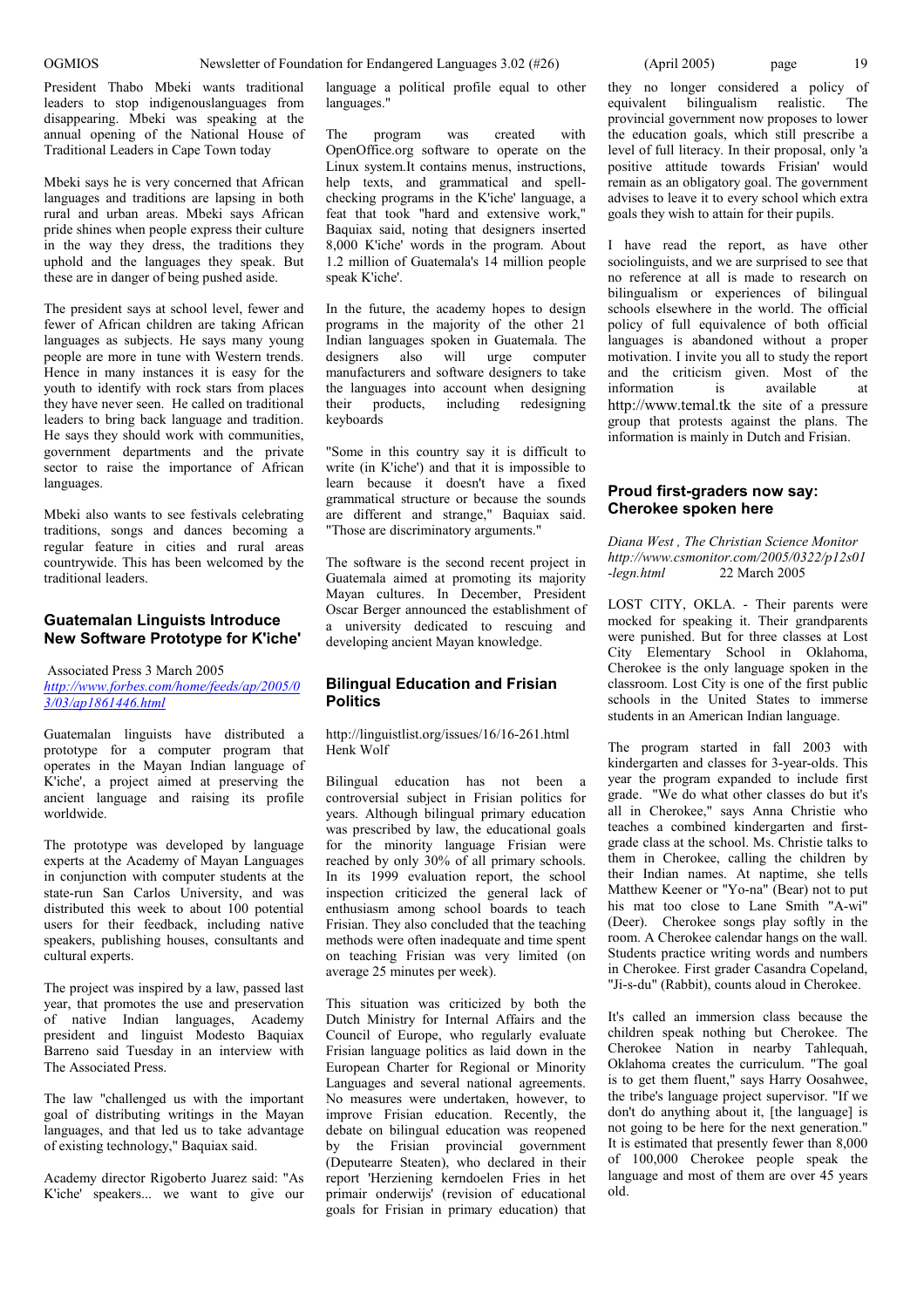President Thabo Mbeki wants traditional leaders to stop indigenouslanguages from disappearing. Mbeki was speaking at the annual opening of the National House of Traditional Leaders in Cape Town today

Mbeki says he is very concerned that African languages and traditions are lapsing in both rural and urban areas. Mbeki says African pride shines when people express their culture in the way they dress, the traditions they uphold and the languages they speak. But these are in danger of being pushed aside.

The president says at school level, fewer and fewer of African children are taking African languages as subjects. He says many young people are more in tune with Western trends. Hence in many instances it is easy for the youth to identify with rock stars from places they have never seen. He called on traditional leaders to bring back language and tradition. He says they should work with communities, government departments and the private sector to raise the importance of African languages.

Mbeki also wants to see festivals celebrating traditions, songs and dances becoming a regular feature in cities and rural areas countrywide. This has been welcomed by the traditional leaders.

## Guatemalan Linguists Introduce New Software Prototype for K'iche'

Associated Press 3 March 2005
*http://www.forbes.com/home/feeds/ap/2005/03/03/ap1861446.html*

Guatemalan linguists have distributed a prototype for a computer program that operates in the Mayan Indian language of K'iche', a project aimed at preserving the ancient language and raising its profile worldwide.

The prototype was developed by language experts at the Academy of Mayan Languages in conjunction with computer students at the state-run San Carlos University, and was distributed this week to about 100 potential users for their feedback, including native speakers, publishing houses, consultants and cultural experts.

The project was inspired by a law, passed last year, that promotes the use and preservation of native Indian languages, Academy president and linguist Modesto Baquiax Barreno said Tuesday in an interview with The Associated Press.

The law "challenged us with the important goal of distributing writings in the Mayan languages, and that led us to take advantage of existing technology," Baquiax said.

Academy director Rigoberto Juarez said: "As K'iche' speakers... we want to give our language a political profile equal to other languages."

The program was created with OpenOffice.org software to operate on the Linux system.It contains menus, instructions, help texts, and grammatical and spell-checking programs in the K'iche' language, a feat that took "hard and extensive work," Baquiax said, noting that designers inserted 8,000 K'iche' words in the program. About 1.2 million of Guatemala's 14 million people speak K'iche'.

In the future, the academy hopes to design programs in the majority of the other 21 Indian languages spoken in Guatemala. The designers also will urge computer manufacturers and software designers to take the languages into account when designing their products, including redesigning keyboards

"Some in this country say it is difficult to write (in K'iche') and that it is impossible to learn because it doesn't have a fixed grammatical structure or because the sounds are different and strange," Baquiax said. "Those are discriminatory arguments."

The software is the second recent project in Guatemala aimed at promoting its majority Mayan cultures. In December, President Oscar Berger announced the establishment of a university dedicated to rescuing and developing ancient Mayan knowledge.

## Bilingual Education and Frisian Politics

http://linguistlist.org/issues/16/16-261.html
Henk Wolf

Bilingual education has not been a controversial subject in Frisian politics for years. Although bilingual primary education was prescribed by law, the educational goals for the minority language Frisian were reached by only 30% of all primary schools. In its 1999 evaluation report, the school inspection criticized the general lack of enthusiasm among school boards to teach Frisian. They also concluded that the teaching methods were often inadequate and time spent on teaching Frisian was very limited (on average 25 minutes per week).

This situation was criticized by both the Dutch Ministry for Internal Affairs and the Council of Europe, who regularly evaluate Frisian language politics as laid down in the European Charter for Regional or Minority Languages and several national agreements. No measures were undertaken, however, to improve Frisian education. Recently, the debate on bilingual education was reopened by the Frisian provincial government (Deputearre Steaten), who declared in their report 'Herziening kerndoelen Fries in het primair onderwijs' (revision of educational goals for Frisian in primary education) that they no longer considered a policy of equivalent bilingualism realistic. The provincial government now proposes to lower the education goals, which still prescribe a level of full literacy. In their proposal, only 'a positive attitude towards Frisian' would remain as an obligatory goal. The government advises to leave it to every school which extra goals they wish to attain for their pupils.

I have read the report, as have other sociolinguists, and we are surprised to see that no reference at all is made to research on bilingualism or experiences of bilingual schools elsewhere in the world. The official policy of full equivalence of both official languages is abandoned without a proper motivation. I invite you all to study the report and the criticism given. Most of the information is available at http://www.temal.tk the site of a pressure group that protests against the plans. The information is mainly in Dutch and Frisian.

## Proud first-graders now say: Cherokee spoken here

*Diana West , The Christian Science Monitor http://www.csmonitor.com/2005/0322/p12s01-legn.html* 22 March 2005

LOST CITY, OKLA. - Their parents were mocked for speaking it. Their grandparents were punished. But for three classes at Lost City Elementary School in Oklahoma, Cherokee is the only language spoken in the classroom. Lost City is one of the first public schools in the United States to immerse students in an American Indian language.

The program started in fall 2003 with kindergarten and classes for 3-year-olds. This year the program expanded to include first grade. "We do what other classes do but it's all in Cherokee," says Anna Christie who teaches a combined kindergarten and first-grade class at the school. Ms. Christie talks to them in Cherokee, calling the children by their Indian names. At naptime, she tells Matthew Keener or "Yo-na" (Bear) not to put his mat too close to Lane Smith "A-wi" (Deer). Cherokee songs play softly in the room. A Cherokee calendar hangs on the wall. Students practice writing words and numbers in Cherokee. First grader Casandra Copeland, "Ji-s-du" (Rabbit), counts aloud in Cherokee.

It's called an immersion class because the children speak nothing but Cherokee. The Cherokee Nation in nearby Tahlequah, Oklahoma creates the curriculum. "The goal is to get them fluent," says Harry Oosahwee, the tribe's language project supervisor. "If we don't do anything about it, [the language] is not going to be here for the next generation." It is estimated that presently fewer than 8,000 of 100,000 Cherokee people speak the language and most of them are over 45 years old.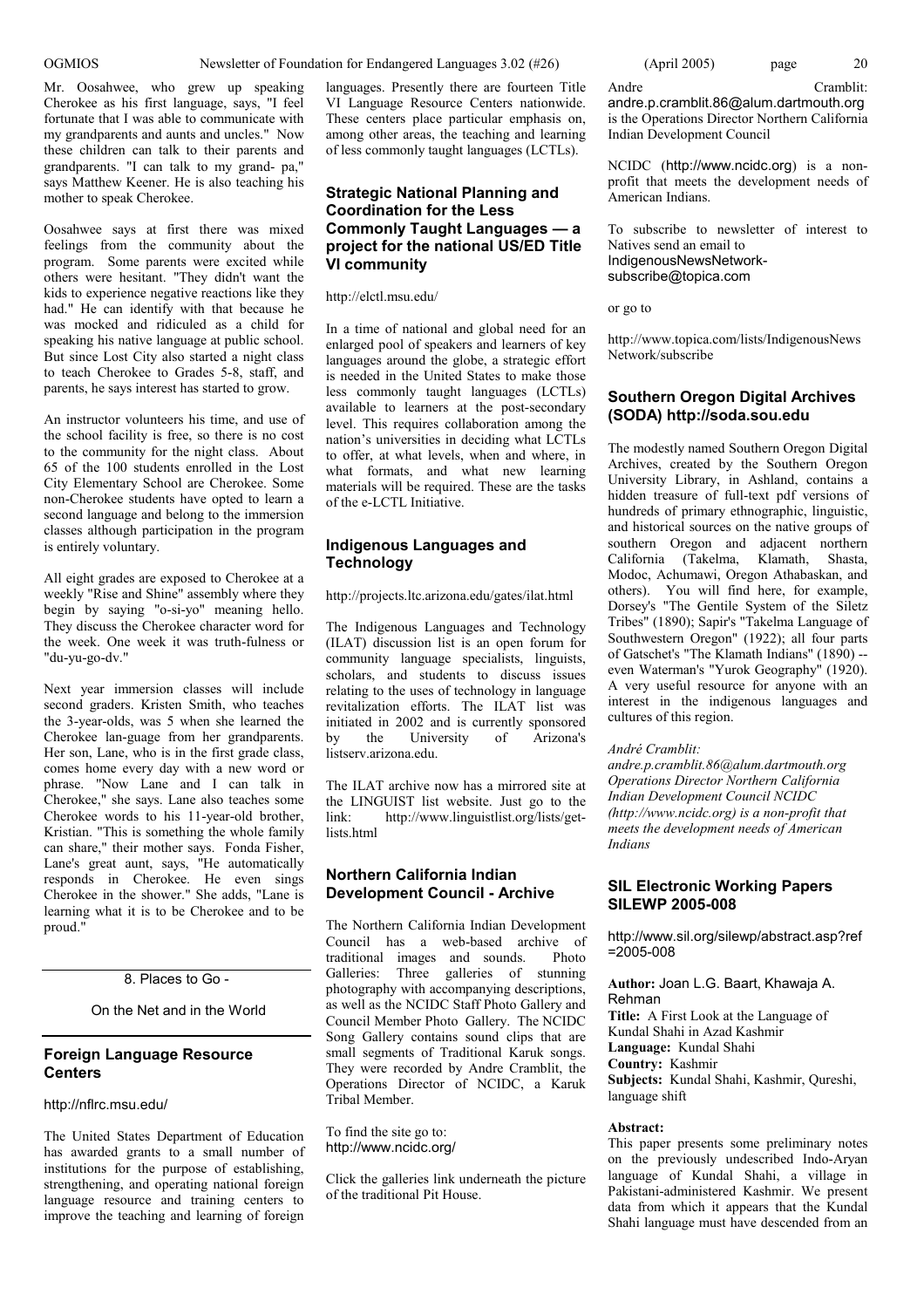Mr. Oosahwee, who grew up speaking Cherokee as his first language, says, "I feel fortunate that I was able to communicate with my grandparents and aunts and uncles." Now these children can talk to their parents and grandparents. "I can talk to my grand- pa," says Matthew Keener. He is also teaching his mother to speak Cherokee.

Oosahwee says at first there was mixed feelings from the community about the program. Some parents were excited while others were hesitant. "They didn't want the kids to experience negative reactions like they had." He can identify with that because he was mocked and ridiculed as a child for speaking his native language at public school. But since Lost City also started a night class to teach Cherokee to Grades 5-8, staff, and parents, he says interest has started to grow.

An instructor volunteers his time, and use of the school facility is free, so there is no cost to the community for the night class. About 65 of the 100 students enrolled in the Lost City Elementary School are Cherokee. Some non-Cherokee students have opted to learn a second language and belong to the immersion classes although participation in the program is entirely voluntary.

All eight grades are exposed to Cherokee at a weekly "Rise and Shine" assembly where they begin by saying "o-si-yo" meaning hello. They discuss the Cherokee character word for the week. One week it was truth-fulness or "du-yu-go-dv."

Next year immersion classes will include second graders. Kristen Smith, who teaches the 3-year-olds, was 5 when she learned the Cherokee lan-guage from her grandparents. Her son, Lane, who is in the first grade class, comes home every day with a new word or phrase. "Now Lane and I can talk in Cherokee," she says. Lane also teaches some Cherokee words to his 11-year-old brother, Kristian. "This is something the whole family can share," their mother says. Fonda Fisher, Lane's great aunt, says, "He automatically responds in Cherokee. He even sings Cherokee in the shower." She adds, "Lane is learning what it is to be Cherokee and to be proud."

## 8. Places to Go - On the Net and in the World

### Foreign Language Resource Centers

http://nflrc.msu.edu/

The United States Department of Education has awarded grants to a small number of institutions for the purpose of establishing, strengthening, and operating national foreign language resource and training centers to improve the teaching and learning of foreign languages. Presently there are fourteen Title VI Language Resource Centers nationwide. These centers place particular emphasis on, among other areas, the teaching and learning of less commonly taught languages (LCTLs).

### Strategic National Planning and Coordination for the Less Commonly Taught Languages — a project for the national US/ED Title VI community

http://elctl.msu.edu/

In a time of national and global need for an enlarged pool of speakers and learners of key languages around the globe, a strategic effort is needed in the United States to make those less commonly taught languages (LCTLs) available to learners at the post-secondary level. This requires collaboration among the nation's universities in deciding what LCTLs to offer, at what levels, when and where, in what formats, and what new learning materials will be required. These are the tasks of the e-LCTL Initiative.

### Indigenous Languages and Technology

http://projects.ltc.arizona.edu/gates/ilat.html

The Indigenous Languages and Technology (ILAT) discussion list is an open forum for community language specialists, linguists, scholars, and students to discuss issues relating to the uses of technology in language revitalization efforts. The ILAT list was initiated in 2002 and is currently sponsored by the University of Arizona's listserv.arizona.edu.

The ILAT archive now has a mirrored site at the LINGUIST list website. Just go to the link: http://www.linguistlist.org/lists/get-lists.html

### Northern California Indian Development Council - Archive

The Northern California Indian Development Council has a web-based archive of traditional images and sounds. Photo Galleries: Three galleries of stunning photography with accompanying descriptions, as well as the NCIDC Staff Photo Gallery and Council Member Photo Gallery. The NCIDC Song Gallery contains sound clips that are small segments of Traditional Karuk songs. They were recorded by Andre Cramblit, the Operations Director of NCIDC, a Karuk Tribal Member.

To find the site go to: http://www.ncidc.org/

Click the galleries link underneath the picture of the traditional Pit House.

Andre Cramblit: andre.p.cramblit.86@alum.dartmouth.org is the Operations Director Northern California Indian Development Council

NCIDC (http://www.ncidc.org) is a non-profit that meets the development needs of American Indians.

To subscribe to newsletter of interest to Natives send an email to IndigenousNewsNetwork-subscribe@topica.com

or go to

http://www.topica.com/lists/IndigenousNewsNetwork/subscribe

### Southern Oregon Digital Archives (SODA) http://soda.sou.edu

The modestly named Southern Oregon Digital Archives, created by the Southern Oregon University Library, in Ashland, contains a hidden treasure of full-text pdf versions of hundreds of primary ethnographic, linguistic, and historical sources on the native groups of southern Oregon and adjacent northern California (Takelma, Klamath, Shasta, Modoc, Achumawi, Oregon Athabaskan, and others). You will find here, for example, Dorsey's "The Gentile System of the Siletz Tribes" (1890); Sapir's "Takelma Language of Southwestern Oregon" (1922); all four parts of Gatschet's "The Klamath Indians" (1890) -- even Waterman's "Yurok Geography" (1920). A very useful resource for anyone with an interest in the indigenous languages and cultures of this region.

*André Cramblit: andre.p.cramblit.86@alum.dartmouth.org Operations Director Northern California Indian Development Council NCIDC (http://www.ncidc.org) is a non-profit that meets the development needs of American Indians*

### SIL Electronic Working Papers SILEWP 2005-008

http://www.sil.org/silewp/abstract.asp?ref=2005-008

**Author:** Joan L.G. Baart, Khawaja A. Rehman
**Title:** A First Look at the Language of Kundal Shahi in Azad Kashmir
**Language:** Kundal Shahi
**Country:** Kashmir
**Subjects:** Kundal Shahi, Kashmir, Qureshi, language shift

**Abstract:**
This paper presents some preliminary notes on the previously undescribed Indo-Aryan language of Kundal Shahi, a village in Pakistani-administered Kashmir. We present data from which it appears that the Kundal Shahi language must have descended from an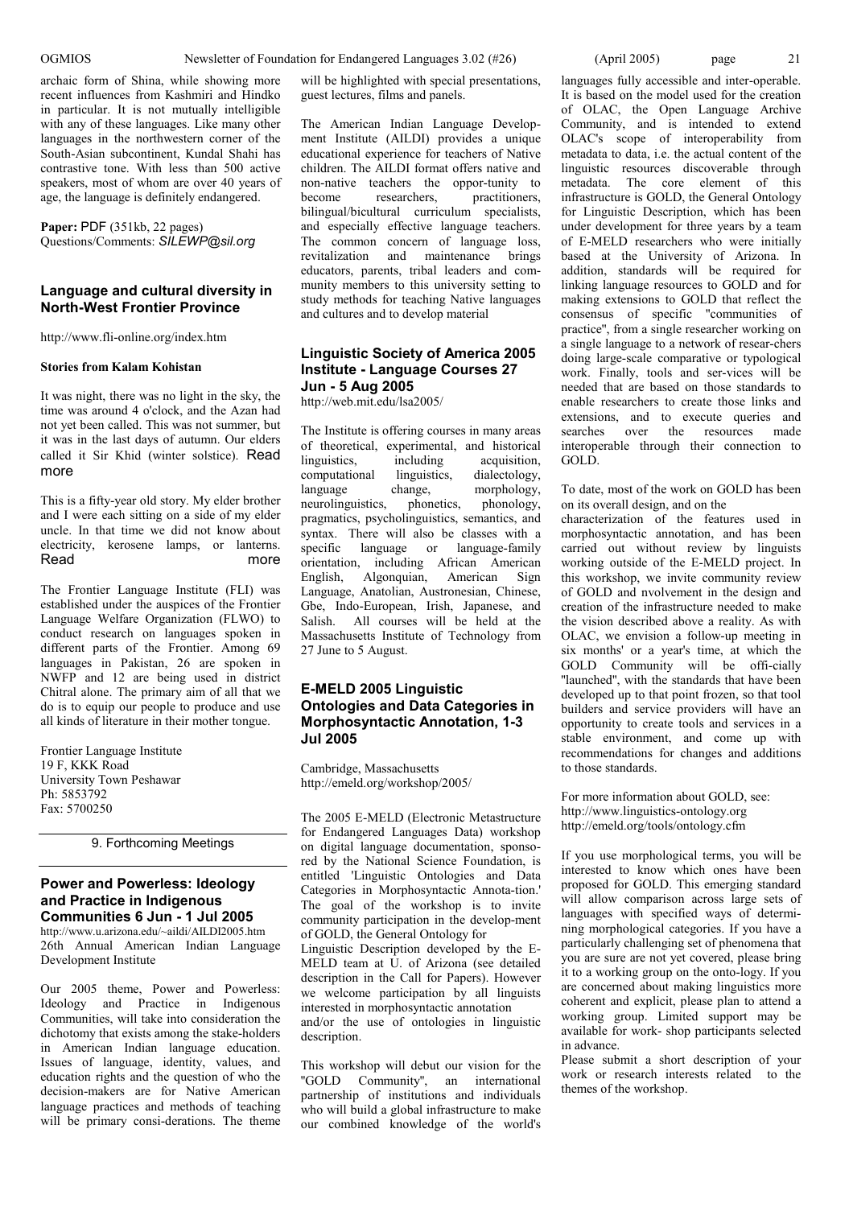archaic form of Shina, while showing more recent influences from Kashmiri and Hindko in particular. It is not mutually intelligible with any of these languages. Like many other languages in the northwestern corner of the South-Asian subcontinent, Kundal Shahi has contrastive tone. With less than 500 active speakers, most of whom are over 40 years of age, the language is definitely endangered.

**Paper:** PDF (351kb, 22 pages)
Questions/Comments: *SILEWP@sil.org*

### Language and cultural diversity in North-West Frontier Province

http://www.fli-online.org/index.htm

**Stories from Kalam Kohistan**

It was night, there was no light in the sky, the time was around 4 o'clock, and the Azan had not yet been called. This was not summer, but it was in the last days of autumn. Our elders called it Sir Khid (winter solstice). Read more

This is a fifty-year old story. My elder brother and I were each sitting on a side of my elder uncle. In that time we did not know about electricity, kerosene lamps, or lanterns. Read more

The Frontier Language Institute (FLI) was established under the auspices of the Frontier Language Welfare Organization (FLWO) to conduct research on languages spoken in different parts of the Frontier. Among 69 languages in Pakistan, 26 are spoken in NWFP and 12 are being used in district Chitral alone. The primary aim of all that we do is to equip our people to produce and use all kinds of literature in their mother tongue.

Frontier Language Institute
19 F, KKK Road
University Town Peshawar
Ph: 5853792
Fax: 5700250

## 9. Forthcoming Meetings

### Power and Powerless: Ideology and Practice in Indigenous Communities 6 Jun - 1 Jul 2005

http://www.u.arizona.edu/~aildi/AILDI2005.htm
26th Annual American Indian Language Development Institute

Our 2005 theme, Power and Powerless: Ideology and Practice in Indigenous Communities, will take into consideration the dichotomy that exists among the stake-holders in American Indian language education. Issues of language, identity, values, and education rights and the question of who the decision-makers are for Native American language practices and methods of teaching will be primary consi-derations. The theme will be highlighted with special presentations, guest lectures, films and panels.

The American Indian Language Development Institute (AILDI) provides a unique educational experience for teachers of Native children. The AILDI format offers native and non-native teachers the oppor-tunity to become researchers, practitioners, bilingual/bicultural curriculum specialists, and especially effective language teachers. The common concern of language loss, revitalization and maintenance brings educators, parents, tribal leaders and community members to this university setting to study methods for teaching Native languages and cultures and to develop material

### Linguistic Society of America 2005 Institute - Language Courses 27 Jun - 5 Aug 2005

http://web.mit.edu/lsa2005/

The Institute is offering courses in many areas of theoretical, experimental, and historical linguistics, including acquisition, computational linguistics, dialectology, language change, morphology, neurolinguistics, phonetics, phonology, pragmatics, psycholinguistics, semantics, and syntax. There will also be classes with a specific language or language-family orientation, including African American English, Algonquian, American Sign Language, Anatolian, Austronesian, Chinese, Gbe, Indo-European, Irish, Japanese, and Salish. All courses will be held at the Massachusetts Institute of Technology from 27 June to 5 August.

### E-MELD 2005 Linguistic Ontologies and Data Categories in Morphosyntactic Annotation, 1-3 Jul 2005

Cambridge, Massachusetts
http://emeld.org/workshop/2005/

The 2005 E-MELD (Electronic Metastructure for Endangered Languages Data) workshop on digital language documentation, sponsored by the National Science Foundation, is entitled 'Linguistic Ontologies and Data Categories in Morphosyntactic Annota-tion.' The goal of the workshop is to invite community participation in the develop-ment of GOLD, the General Ontology for Linguistic Description developed by the E-MELD team at U. of Arizona (see detailed description in the Call for Papers). However we welcome participation by all linguists interested in morphosyntactic annotation and/or the use of ontologies in linguistic description.

This workshop will debut our vision for the "GOLD Community", an international partnership of institutions and individuals who will build a global infrastructure to make our combined knowledge of the world's languages fully accessible and inter-operable. It is based on the model used for the creation of OLAC, the Open Language Archive Community, and is intended to extend OLAC's scope of interoperability from metadata to data, i.e. the actual content of the linguistic resources discoverable through metadata. The core element of this infrastructure is GOLD, the General Ontology for Linguistic Description, which has been under development for three years by a team of E-MELD researchers who were initially based at the University of Arizona. In addition, standards will be required for linking language resources to GOLD and for making extensions to GOLD that reflect the consensus of specific "communities of practice", from a single researcher working on a single language to a network of resear-chers doing large-scale comparative or typological work. Finally, tools and ser-vices will be needed that are based on those standards to enable researchers to create those links and extensions, and to execute queries and searches over the resources made interoperable through their connection to GOLD.

To date, most of the work on GOLD has been on its overall design, and on the characterization of the features used in morphosyntactic annotation, and has been carried out without review by linguists working outside of the E-MELD project. In this workshop, we invite community review of GOLD and nvolvement in the design and creation of the infrastructure needed to make the vision described above a reality. As with OLAC, we envision a follow-up meeting in six months' or a year's time, at which the GOLD Community will be offi-cially "launched", with the standards that have been developed up to that point frozen, so that tool builders and service providers will have an opportunity to create tools and services in a stable environment, and come up with recommendations for changes and additions to those standards.

For more information about GOLD, see:
http://www.linguistics-ontology.org
http://emeld.org/tools/ontology.cfm

If you use morphological terms, you will be interested to know which ones have been proposed for GOLD. This emerging standard will allow comparison across large sets of languages with specified ways of determining morphological categories. If you have a particularly challenging set of phenomena that you are sure are not yet covered, please bring it to a working group on the onto-logy. If you are concerned about making linguistics more coherent and explicit, please plan to attend a working group. Limited support may be available for work- shop participants selected in advance.

Please submit a short description of your work or research interests related to the themes of the workshop.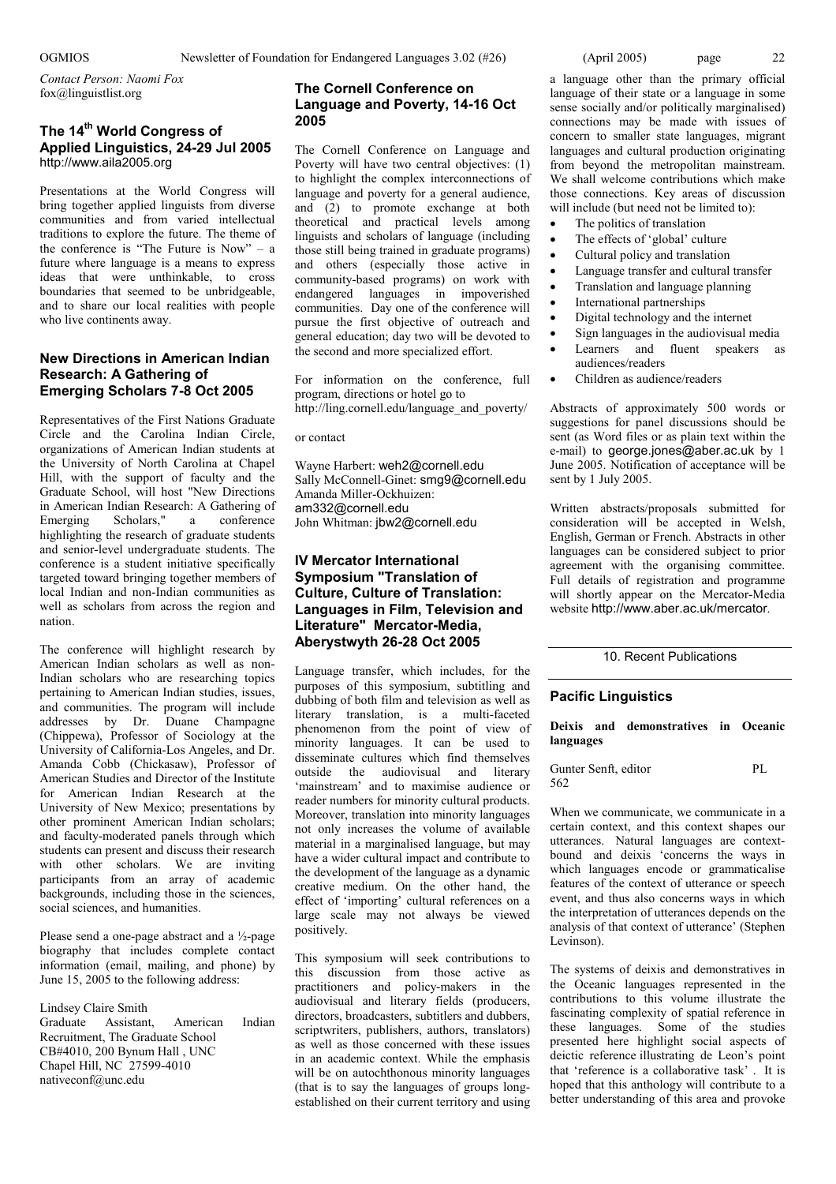*Contact Person: Naomi Fox*
fox@linguistlist.org

### The 14th World Congress of Applied Linguistics, 24-29 Jul 2005

http://www.aila2005.org

Presentations at the World Congress will bring together applied linguists from diverse communities and from varied intellectual traditions to explore the future. The theme of the conference is "The Future is Now" – a future where language is a means to express ideas that were unthinkable, to cross boundaries that seemed to be unbridgeable, and to share our local realities with people who live continents away.

### New Directions in American Indian Research: A Gathering of Emerging Scholars 7-8 Oct 2005

Representatives of the First Nations Graduate Circle and the Carolina Indian Circle, organizations of American Indian students at the University of North Carolina at Chapel Hill, with the support of faculty and the Graduate School, will host "New Directions in American Indian Research: A Gathering of Emerging Scholars," a conference highlighting the research of graduate students and senior-level undergraduate students. The conference is a student initiative specifically targeted toward bringing together members of local Indian and non-Indian communities as well as scholars from across the region and nation.

The conference will highlight research by American Indian scholars as well as non-Indian scholars who are researching topics pertaining to American Indian studies, issues, and communities. The program will include addresses by Dr. Duane Champagne (Chippewa), Professor of Sociology at the University of California-Los Angeles, and Dr. Amanda Cobb (Chickasaw), Professor of American Studies and Director of the Institute for American Indian Research at the University of New Mexico; presentations by other prominent American Indian scholars; and faculty-moderated panels through which students can present and discuss their research with other scholars. We are inviting participants from an array of academic backgrounds, including those in the sciences, social sciences, and humanities.

Please send a one-page abstract and a ½-page biography that includes complete contact information (email, mailing, and phone) by June 15, 2005 to the following address:

Lindsey Claire Smith
Graduate Assistant, American Indian Recruitment, The Graduate School
CB#4010, 200 Bynum Hall , UNC
Chapel Hill, NC 27599-4010
nativeconf@unc.edu

### The Cornell Conference on Language and Poverty, 14-16 Oct 2005

The Cornell Conference on Language and Poverty will have two central objectives: (1) to highlight the complex interconnections of language and poverty for a general audience, and (2) to promote exchange at both theoretical and practical levels among linguists and scholars of language (including those still being trained in graduate programs) and others (especially those active in community-based programs) on work with endangered languages in impoverished communities. Day one of the conference will pursue the first objective of outreach and general education; day two will be devoted to the second and more specialized effort.

For information on the conference, full program, directions or hotel go to
http://ling.cornell.edu/language_and_poverty/

or contact

Wayne Harbert: weh2@cornell.edu
Sally McConnell-Ginet: smg9@cornell.edu
Amanda Miller-Ockhuizen: am332@cornell.edu
John Whitman: jbw2@cornell.edu

### IV Mercator International Symposium "Translation of Culture, Culture of Translation: Languages in Film, Television and Literature" Mercator-Media, Aberystwyth 26-28 Oct 2005

Language transfer, which includes, for the purposes of this symposium, subtitling and dubbing of both film and television as well as literary translation, is a multi-faceted phenomenon from the point of view of minority languages. It can be used to disseminate cultures which find themselves outside the audiovisual and literary 'mainstream' and to maximise audience or reader numbers for minority cultural products. Moreover, translation into minority languages not only increases the volume of available material in a marginalised language, but may have a wider cultural impact and contribute to the development of the language as a dynamic creative medium. On the other hand, the effect of 'importing' cultural references on a large scale may not always be viewed positively.

This symposium will seek contributions to this discussion from those active as practitioners and policy-makers in the audiovisual and literary fields (producers, directors, broadcasters, subtitlers and dubbers, scriptwriters, publishers, authors, translators) as well as those concerned with these issues in an academic context. While the emphasis will be on autochthonous minority languages (that is to say the languages of groups long-established on their current territory and using a language other than the primary official language of their state or a language in some sense socially and/or politically marginalised) connections may be made with issues of concern to smaller state languages, migrant languages and cultural production originating from beyond the metropolitan mainstream. We shall welcome contributions which make those connections. Key areas of discussion will include (but need not be limited to):

- The politics of translation
- The effects of 'global' culture
- Cultural policy and translation
- Language transfer and cultural transfer
- Translation and language planning
- International partnerships
- Digital technology and the internet
- Sign languages in the audiovisual media
- Learners and fluent speakers as audiences/readers
- Children as audience/readers

Abstracts of approximately 500 words or suggestions for panel discussions should be sent (as Word files or as plain text within the e-mail) to george.jones@aber.ac.uk by 1 June 2005. Notification of acceptance will be sent by 1 July 2005.

Written abstracts/proposals submitted for consideration will be accepted in Welsh, English, German or French. Abstracts in other languages can be considered subject to prior agreement with the organising committee. Full details of registration and programme will shortly appear on the Mercator-Media website http://www.aber.ac.uk/mercator.

## 10. Recent Publications

### Pacific Linguistics

**Deixis and demonstratives in Oceanic languages**

Gunter Senft, editor PL 562

When we communicate, we communicate in a certain context, and this context shapes our utterances. Natural languages are context-bound and deixis 'concerns the ways in which languages encode or grammaticalise features of the context of utterance or speech event, and thus also concerns ways in which the interpretation of utterances depends on the analysis of that context of utterance' (Stephen Levinson).

The systems of deixis and demonstratives in the Oceanic languages represented in the contributions to this volume illustrate the fascinating complexity of spatial reference in these languages. Some of the studies presented here highlight social aspects of deictic reference illustrating de Leon's point that 'reference is a collaborative task' . It is hoped that this anthology will contribute to a better understanding of this area and provoke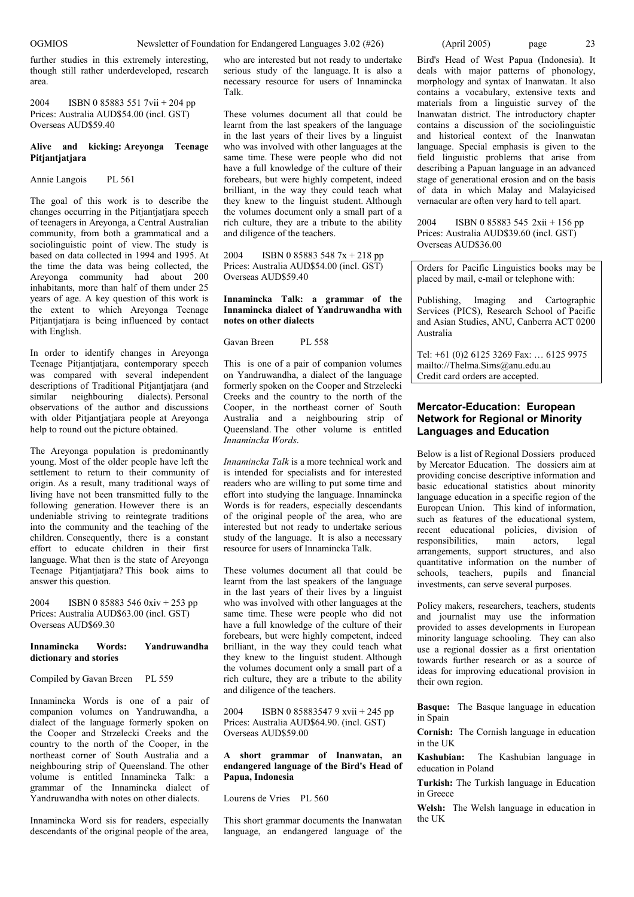further studies in this extremely interesting, though still rather underdeveloped, research area.

2004 ISBN 0 85883 551 7vii + 204 pp
Prices: Australia AUD$54.00 (incl. GST)
Overseas AUD$59.40

**Alive and kicking: Areyonga Teenage Pitjantjatjara**

Annie Langois PL 561

The goal of this work is to describe the changes occurring in the Pitjantjatjara speech of teenagers in Areyonga, a Central Australian community, from both a grammatical and a sociolinguistic point of view. The study is based on data collected in 1994 and 1995. At the time the data was being collected, the Areyonga community had about 200 inhabitants, more than half of them under 25 years of age. A key question of this work is the extent to which Areyonga Teenage Pitjantjatjara is being influenced by contact with English.

In order to identify changes in Areyonga Teenage Pitjantjatjara, contemporary speech was compared with several independent descriptions of Traditional Pitjantjatjara (and similar neighbouring dialects). Personal observations of the author and discussions with older Pitjantjatjara people at Areyonga help to round out the picture obtained.

The Areyonga population is predominantly young. Most of the older people have left the settlement to return to their community of origin. As a result, many traditional ways of living have not been transmitted fully to the following generation. However there is an undeniable striving to reintegrate traditions into the community and the teaching of the children. Consequently, there is a constant effort to educate children in their first language. What then is the state of Areyonga Teenage Pitjantjatjara? This book aims to answer this question.

2004 ISBN 0 85883 546 0xiv + 253 pp
Prices: Australia AUD$63.00 (incl. GST)
Overseas AUD$69.30

**Innamincka Words: Yandruwandha dictionary and stories**

Compiled by Gavan Breen PL 559

Innamincka Words is one of a pair of companion volumes on Yandruwandha, a dialect of the language formerly spoken on the Cooper and Strzelecki Creeks and the country to the north of the Cooper, in the northeast corner of South Australia and a neighbouring strip of Queensland. The other volume is entitled Innamincka Talk: a grammar of the Innamincka dialect of Yandruwandha with notes on other dialects.

Innamincka Word sis for readers, especially descendants of the original people of the area, who are interested but not ready to undertake serious study of the language. It is also a necessary resource for users of Innamincka Talk.

These volumes document all that could be learnt from the last speakers of the language in the last years of their lives by a linguist who was involved with other languages at the same time. These were people who did not have a full knowledge of the culture of their forebears, but were highly competent, indeed brilliant, in the way they could teach what they knew to the linguist student. Although the volumes document only a small part of a rich culture, they are a tribute to the ability and diligence of the teachers.

2004 ISBN 0 85883 548 7x + 218 pp
Prices: Australia AUD$54.00 (incl. GST)
Overseas AUD$59.40

**Innamincka Talk: a grammar of the Innamincka dialect of Yandruwandha with notes on other dialects**

Gavan Breen PL 558

This is one of a pair of companion volumes on Yandruwandha, a dialect of the language formerly spoken on the Cooper and Strzelecki Creeks and the country to the north of the Cooper, in the northeast corner of South Australia and a neighbouring strip of Queensland. The other volume is entitled *Innamincka Words*.

*Innamincka Talk* is a more technical work and is intended for specialists and for interested readers who are willing to put some time and effort into studying the language. Innamincka Words is for readers, especially descendants of the original people of the area, who are interested but not ready to undertake serious study of the language. It is also a necessary resource for users of Innamincka Talk.

These volumes document all that could be learnt from the last speakers of the language in the last years of their lives by a linguist who was involved with other languages at the same time. These were people who did not have a full knowledge of the culture of their forebears, but were highly competent, indeed brilliant, in the way they could teach what they knew to the linguist student. Although the volumes document only a small part of a rich culture, they are a tribute to the ability and diligence of the teachers.

2004 ISBN 0 85883547 9 xvii + 245 pp
Prices: Australia AUD$64.90. (incl. GST)
Overseas AUD$59.00

**A short grammar of Inanwatan, an endangered language of the Bird's Head of Papua, Indonesia**

Lourens de Vries PL 560

This short grammar documents the Inanwatan language, an endangered language of the Bird's Head of West Papua (Indonesia). It deals with major patterns of phonology, morphology and syntax of Inanwatan. It also contains a vocabulary, extensive texts and materials from a linguistic survey of the Inanwatan district. The introductory chapter contains a discussion of the sociolinguistic and historical context of the Inanwatan language. Special emphasis is given to the field linguistic problems that arise from describing a Papuan language in an advanced stage of generational erosion and on the basis of data in which Malay and Malayicised vernacular are often very hard to tell apart.

2004 ISBN 0 85883 545 2xii + 156 pp
Prices: Australia AUD$39.60 (incl. GST)
Overseas AUD$36.00

Orders for Pacific Linguistics books may be placed by mail, e-mail or telephone with:

Publishing, Imaging and Cartographic Services (PICS), Research School of Pacific and Asian Studies, ANU, Canberra ACT 0200 Australia

Tel: +61 (0)2 6125 3269 Fax: … 6125 9975
mailto://Thelma.Sims@anu.edu.au
Credit card orders are accepted.

## Mercator-Education: European Network for Regional or Minority Languages and Education

Below is a list of Regional Dossiers produced by Mercator Education. The dossiers aim at providing concise descriptive information and basic educational statistics about minority language education in a specific region of the European Union. This kind of information, such as features of the educational system, recent educational policies, division of responsibilities, main actors, legal arrangements, support structures, and also quantitative information on the number of schools, teachers, pupils and financial investments, can serve several purposes.

Policy makers, researchers, teachers, students and journalist may use the information provided to asses developments in European minority language schooling. They can also use a regional dossier as a first orientation towards further research or as a source of ideas for improving educational provision in their own region.

**Basque:** The Basque language in education in Spain

**Cornish:** The Cornish language in education in the UK

**Kashubian:** The Kashubian language in education in Poland

**Turkish:** The Turkish language in Education in Greece

**Welsh:** The Welsh language in education in the UK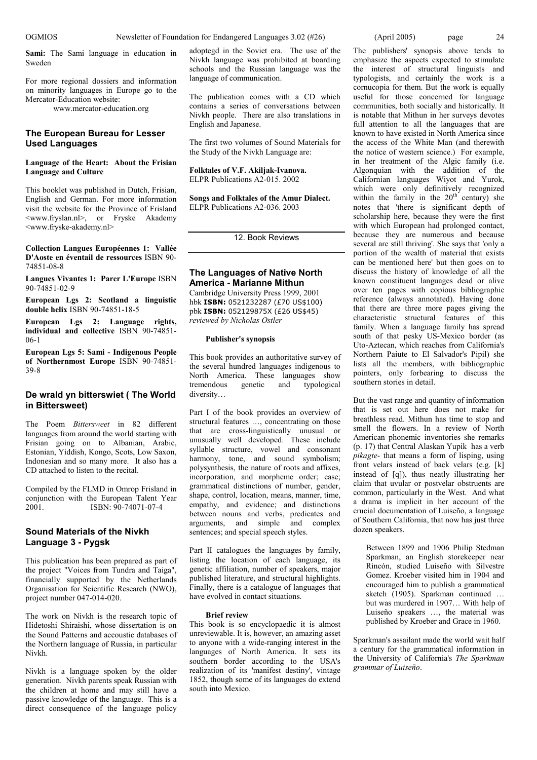**Sami:** The Sami language in education in Sweden

For more regional dossiers and information on minority languages in Europe go to the Mercator-Education website:
www.mercator-education.org

### The European Bureau for Lesser Used Languages

**Language of the Heart: About the Frisian Language and Culture**

This booklet was published in Dutch, Frisian, English and German. For more information visit the website for the Province of Frisland <www.fryslan.nl>, or Fryske Akademy <www.fryske-akademy.nl>

**Collection Langues Européennes 1: Vallée D'Aoste en éventail de ressources** ISBN 90-74851-08-8

**Langues Vivantes 1: Parer L'Europe** ISBN 90-74851-02-9

**European Lgs 2: Scotland a linguistic double helix** ISBN 90-74851-18-5

**European Lgs 2: Language rights, individual and collective** ISBN 90-74851-06-1

**European Lgs 5: Sami - Indigenous People of Northernmost Europe** ISBN 90-74851-39-8

### De wrald yn bitterswiet ( The World in Bittersweet)

The Poem *Bittersweet* in 82 different languages from around the world starting with Frisian going on to Albanian, Arabic, Estonian, Yiddish, Kongo, Scots, Low Saxon, Indonesian and so many more. It also has a CD attached to listen to the recital.

Compiled by the FLMD in Omrop Frisland in conjunction with the European Talent Year 2001. ISBN: 90-74071-07-4

### Sound Materials of the Nivkh Language 3 - Pygsk

This publication has been prepared as part of the project "Voices from Tundra and Taiga", financially supported by the Netherlands Organisation for Scientific Research (NWO), project number 047-014-020.

The work on Nivkh is the research topic of Hidetoshi Shiraishi, whose dissertation is on the Sound Patterns and accoustic databases of the Northern language of Russia, in particular Nivkh.

Nivkh is a language spoken by the older generation. Nivkh parents speak Russian with the children at home and may still have a passive knowledge of the language. This is a direct consequence of the language policy adoptegd in the Soviet era. The use of the Nivkh language was prohibited at boarding schools and the Russian language was the language of communication.

The publication comes with a CD which contains a series of conversations between Nivkh people. There are also translations in English and Japanese.

The first two volumes of Sound Materials for the Study of the Nivkh Language are:

**Folktales of V.F. Akiljak-Ivanova.**
ELPR Publications A2-015. 2002

**Songs and Folktales of the Amur Dialect.**
ELPR Publications A2-036. 2003

## 12. Book Reviews

### The Languages of Native North America - Marianne Mithun

Cambridge University Press 1999, 2001
hbk **ISBN:** 0521232287 (£70 US$100)
pbk **ISBN:** 052129875X (£26 US$45)
*reviewed by Nicholas Ostler*

#### Publisher's synopsis

This book provides an authoritative survey of the several hundred languages indigenous to North America. These languages show tremendous genetic and typological diversity…

Part I of the book provides an overview of structural features …, concentrating on those that are cross-linguistically unusual or unusually well developed. These include syllable structure, vowel and consonant harmony, tone, and sound symbolism; polysynthesis, the nature of roots and affixes, incorporation, and morpheme order; case; grammatical distinctions of number, gender, shape, control, location, means, manner, time, empathy, and evidence; and distinctions between nouns and verbs, predicates and arguments, and simple and complex sentences; and special speech styles.

Part II catalogues the languages by family, listing the location of each language, its genetic affiliation, number of speakers, major published literature, and structural highlights. Finally, there is a catalogue of languages that have evolved in contact situations.

#### Brief review

This book is so encyclopaedic it is almost unreviewable. It is, however, an amazing asset to anyone with a wide-ranging interest in the languages of North America. It sets its southern border according to the USA's realization of its 'manifest destiny', vintage 1852, though some of its languages do extend south into Mexico.

The publishers' synopsis above tends to emphasize the aspects expected to stimulate the interest of structural linguists and typologists, and certainly the work is a cornucopia for them. But the work is equally useful for those concerned for language communities, both socially and historically. It is notable that Mithun in her surveys devotes full attention to all the languages that are known to have existed in North America since the access of the White Man (and therewith the notice of western science.) For example, in her treatment of the Algic family (i.e. Algonquian with the addition of the Californian languages Wiyot and Yurok, which were only definitively recognized within the family in the 20[th] century) she notes that 'there is significant depth of scholarship here, because they were the first with which European had prolonged contact, because they are numerous and because several are still thriving'. She says that 'only a portion of the wealth of material that exists can be mentioned here' but then goes on to discuss the history of knowledge of all the known constituent languages dead or alive over ten pages with copious bibliographic reference (always annotated). Having done that there are three more pages giving the characteristic structural features of this family. When a language family has spread south of that pesky US-Mexico border (as Uto-Aztecan, which reaches from California's Northern Paiute to El Salvador's Pipil) she lists all the members, with bibliographic pointers, only forbearing to discuss the southern stories in detail.

But the vast range and quantity of information that is set out here does not make for breathless read. Mithun has time to stop and smell the flowers. In a review of North American phonemic inventories she remarks (p. 17) that Central Alaskan Yupik has a verb *pikagte-* that means a form of lisping, using front velars instead of back velars (e.g. [k] instead of [q]), thus neatly illustrating her claim that uvular or postvelar obstruents are common, particularly in the West. And what a drama is implicit in her account of the crucial documentation of Luiseño, a language of Southern California, that now has just three dozen speakers.

> Between 1899 and 1906 Philip Stedman Sparkman, an English storekeeper near Rincón, studied Luiseño with Silvestre Gomez. Kroeber visited him in 1904 and encouraged him to publish a grammatical sketch (1905). Sparkman continued … but was murdered in 1907… With help of Luiseño speakers …, the material was published by Kroeber and Grace in 1960.

Sparkman's assailant made the world wait half a century for the grammatical information in the University of California's *The Sparkman grammar of Luiseño*.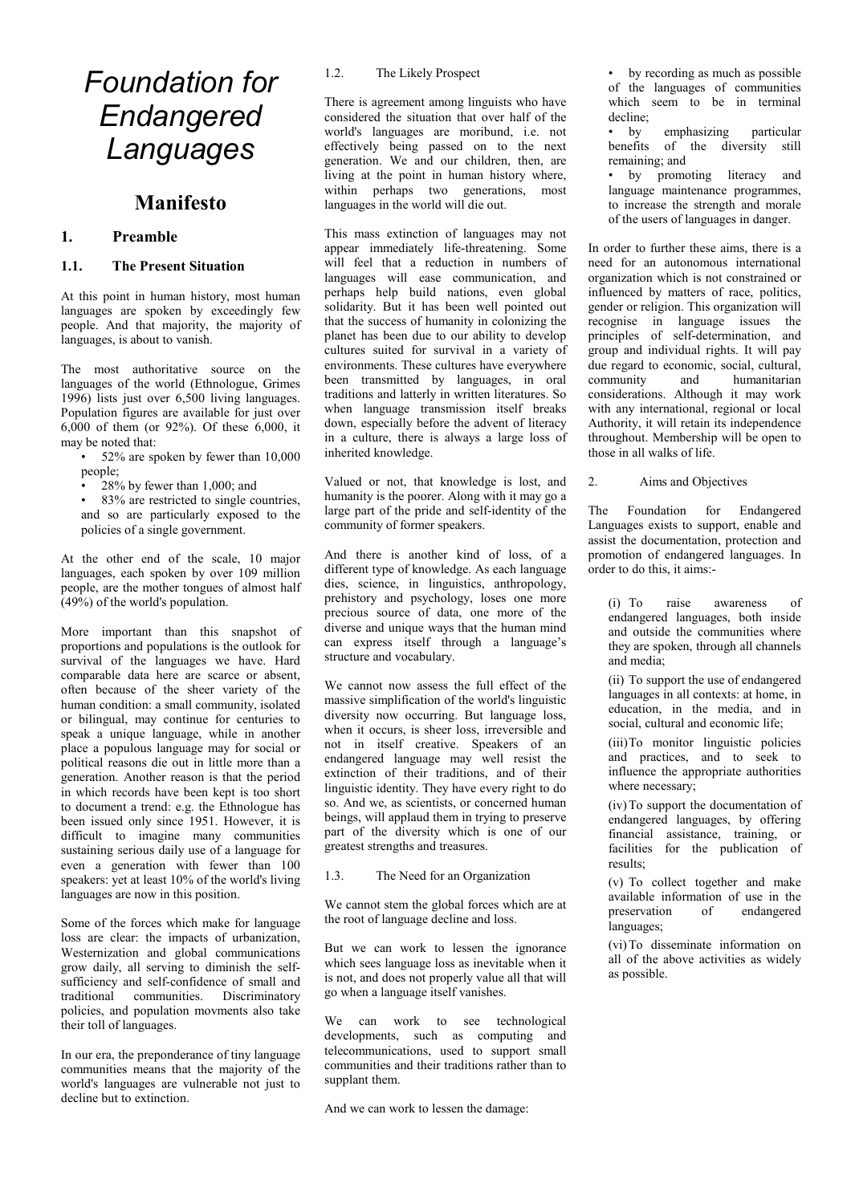# Foundation for Endangered Languages

## Manifesto

### 1. Preamble

### 1.1. The Present Situation

At this point in human history, most human languages are spoken by exceedingly few people. And that majority, the majority of languages, is about to vanish.

The most authoritative source on the languages of the world (Ethnologue, Grimes 1996) lists just over 6,500 living languages. Population figures are available for just over 6,000 of them (or 92%). Of these 6,000, it may be noted that:

- 52% are spoken by fewer than 10,000 people;
- 28% by fewer than 1,000; and
- 83% are restricted to single countries, and so are particularly exposed to the policies of a single government.

At the other end of the scale, 10 major languages, each spoken by over 109 million people, are the mother tongues of almost half (49%) of the world's population.

More important than this snapshot of proportions and populations is the outlook for survival of the languages we have. Hard comparable data here are scarce or absent, often because of the sheer variety of the human condition: a small community, isolated or bilingual, may continue for centuries to speak a unique language, while in another place a populous language may for social or political reasons die out in little more than a generation. Another reason is that the period in which records have been kept is too short to document a trend: e.g. the Ethnologue has been issued only since 1951. However, it is difficult to imagine many communities sustaining serious daily use of a language for even a generation with fewer than 100 speakers: yet at least 10% of the world's living languages are now in this position.

Some of the forces which make for language loss are clear: the impacts of urbanization, Westernization and global communications grow daily, all serving to diminish the self-sufficiency and self-confidence of small and traditional communities. Discriminatory policies, and population movments also take their toll of languages.

In our era, the preponderance of tiny language communities means that the majority of the world's languages are vulnerable not just to decline but to extinction.

### 1.2. The Likely Prospect

There is agreement among linguists who have considered the situation that over half of the world's languages are moribund, i.e. not effectively being passed on to the next generation. We and our children, then, are living at the point in human history where, within perhaps two generations, most languages in the world will die out.

This mass extinction of languages may not appear immediately life-threatening. Some will feel that a reduction in numbers of languages will ease communication, and perhaps help build nations, even global solidarity. But it has been well pointed out that the success of humanity in colonizing the planet has been due to our ability to develop cultures suited for survival in a variety of environments. These cultures have everywhere been transmitted by languages, in oral traditions and latterly in written literatures. So when language transmission itself breaks down, especially before the advent of literacy in a culture, there is always a large loss of inherited knowledge.

Valued or not, that knowledge is lost, and humanity is the poorer. Along with it may go a large part of the pride and self-identity of the community of former speakers.

And there is another kind of loss, of a different type of knowledge. As each language dies, science, in linguistics, anthropology, prehistory and psychology, loses one more precious source of data, one more of the diverse and unique ways that the human mind can express itself through a language's structure and vocabulary.

We cannot now assess the full effect of the massive simplification of the world's linguistic diversity now occurring. But language loss, when it occurs, is sheer loss, irreversible and not in itself creative. Speakers of an endangered language may well resist the extinction of their traditions, and of their linguistic identity. They have every right to do so. And we, as scientists, or concerned human beings, will applaud them in trying to preserve part of the diversity which is one of our greatest strengths and treasures.

### 1.3. The Need for an Organization

We cannot stem the global forces which are at the root of language decline and loss.

But we can work to lessen the ignorance which sees language loss as inevitable when it is not, and does not properly value all that will go when a language itself vanishes.

We can work to see technological developments, such as computing and telecommunications, used to support small communities and their traditions rather than to supplant them.

And we can work to lessen the damage:

- by recording as much as possible of the languages of communities which seem to be in terminal decline;
- by emphasizing particular benefits of the diversity still remaining; and
- by promoting literacy and language maintenance programmes, to increase the strength and morale of the users of languages in danger.

In order to further these aims, there is a need for an autonomous international organization which is not constrained or influenced by matters of race, politics, gender or religion. This organization will recognise in language issues the principles of self-determination, and group and individual rights. It will pay due regard to economic, social, cultural, community and humanitarian considerations. Although it may work with any international, regional or local Authority, it will retain its independence throughout. Membership will be open to those in all walks of life.

### 2. Aims and Objectives

The Foundation for Endangered Languages exists to support, enable and assist the documentation, protection and promotion of endangered languages. In order to do this, it aims:-

(i) To raise awareness of endangered languages, both inside and outside the communities where they are spoken, through all channels and media;

(ii) To support the use of endangered languages in all contexts: at home, in education, in the media, and in social, cultural and economic life;

(iii) To monitor linguistic policies and practices, and to seek to influence the appropriate authorities where necessary;

(iv) To support the documentation of endangered languages, by offering financial assistance, training, or facilities for the publication of results;

(v) To collect together and make available information of use in the preservation of endangered languages;

(vi) To disseminate information on all of the above activities as widely as possible.